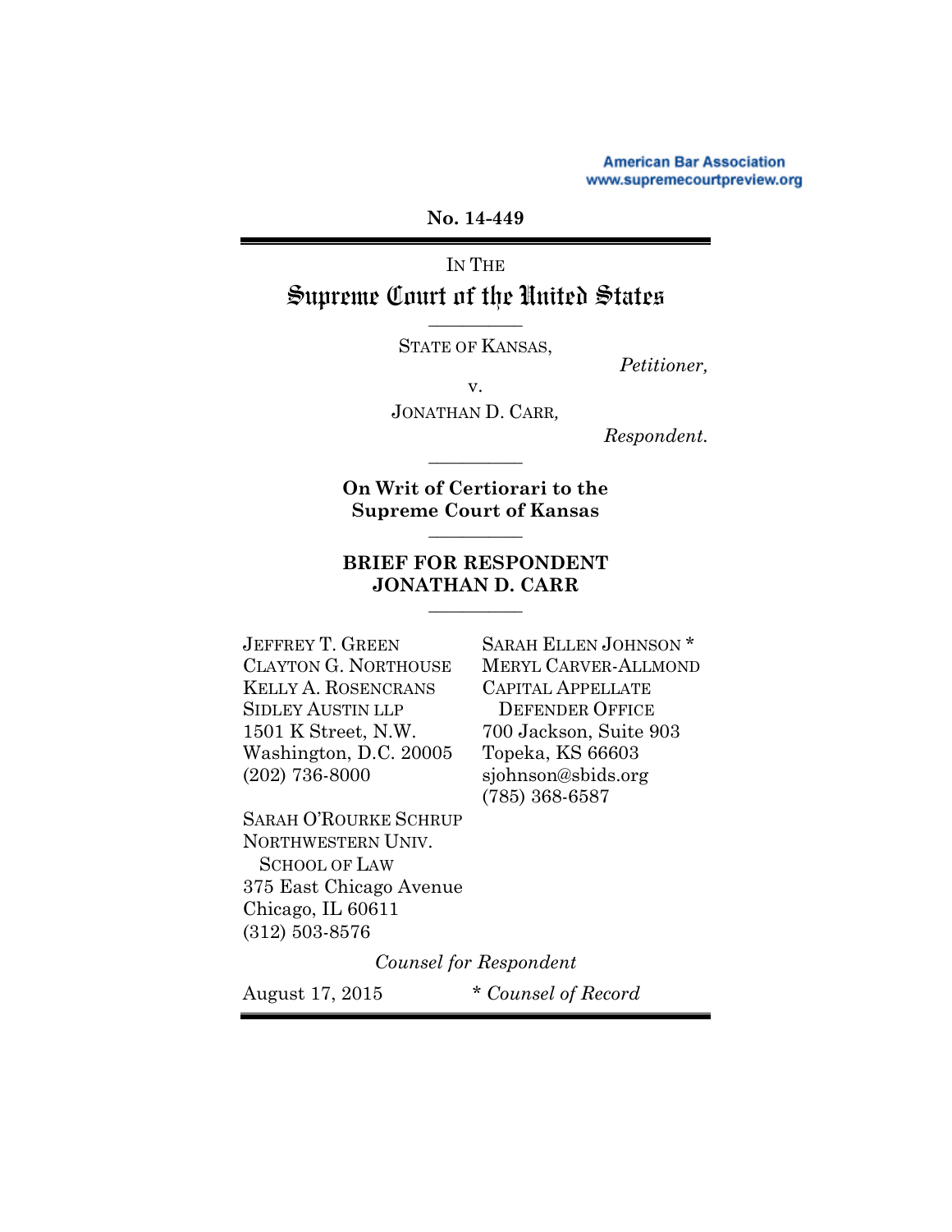American Bar Association
www.supremecourtpreview.org

**No. 14-449**

IN THE

# Supreme Court of the United States

STATE OF KANSAS,

*Petitioner,*

v.

JONATHAN D. CARR*,*

*Respondent.*

**On Writ of Certiorari to the Supreme Court of Kansas**

## BRIEF FOR RESPONDENT JONATHAN D. CARR

JEFFREY T. GREEN
CLAYTON G. NORTHOUSE
KELLY A. ROSENCRANS
SIDLEY AUSTIN LLP
1501 K Street, N.W.
Washington, D.C. 20005
(202) 736-8000

SARAH O'ROURKE SCHRUP
NORTHWESTERN UNIV.
SCHOOL OF LAW
375 East Chicago Avenue
Chicago, IL 60611
(312) 503-8576

SARAH ELLEN JOHNSON *
MERYL CARVER-ALLMOND
CAPITAL APPELLATE
DEFENDER OFFICE
700 Jackson, Suite 903
Topeka, KS 66603
sjohnson@sbids.org
(785) 368-6587

*Counsel for Respondent*

August 17, 2015

\* *Counsel of Record*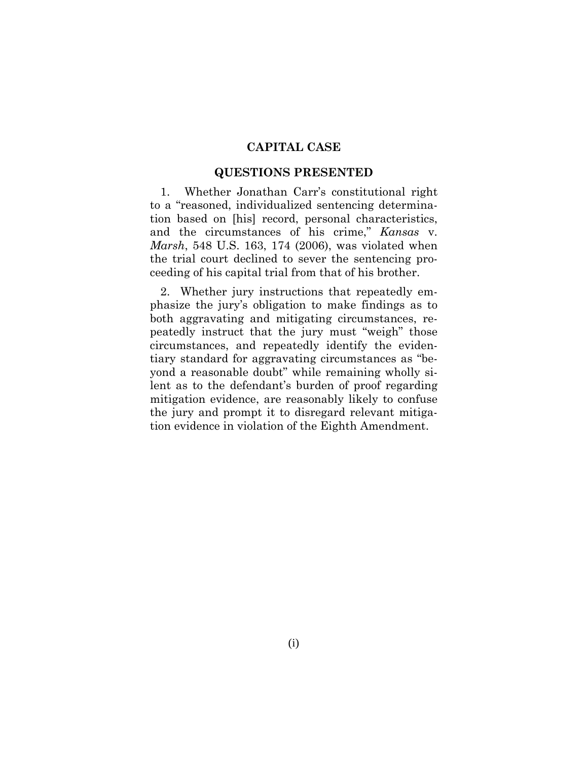**CAPITAL CASE**

## QUESTIONS PRESENTED

1. Whether Jonathan Carr's constitutional right to a "reasoned, individualized sentencing determination based on [his] record, personal characteristics, and the circumstances of his crime," *Kansas* v. *Marsh*, 548 U.S. 163, 174 (2006), was violated when the trial court declined to sever the sentencing proceeding of his capital trial from that of his brother.

2. Whether jury instructions that repeatedly emphasize the jury's obligation to make findings as to both aggravating and mitigating circumstances, repeatedly instruct that the jury must "weigh" those circumstances, and repeatedly identify the evidentiary standard for aggravating circumstances as "beyond a reasonable doubt" while remaining wholly silent as to the defendant's burden of proof regarding mitigation evidence, are reasonably likely to confuse the jury and prompt it to disregard relevant mitigation evidence in violation of the Eighth Amendment.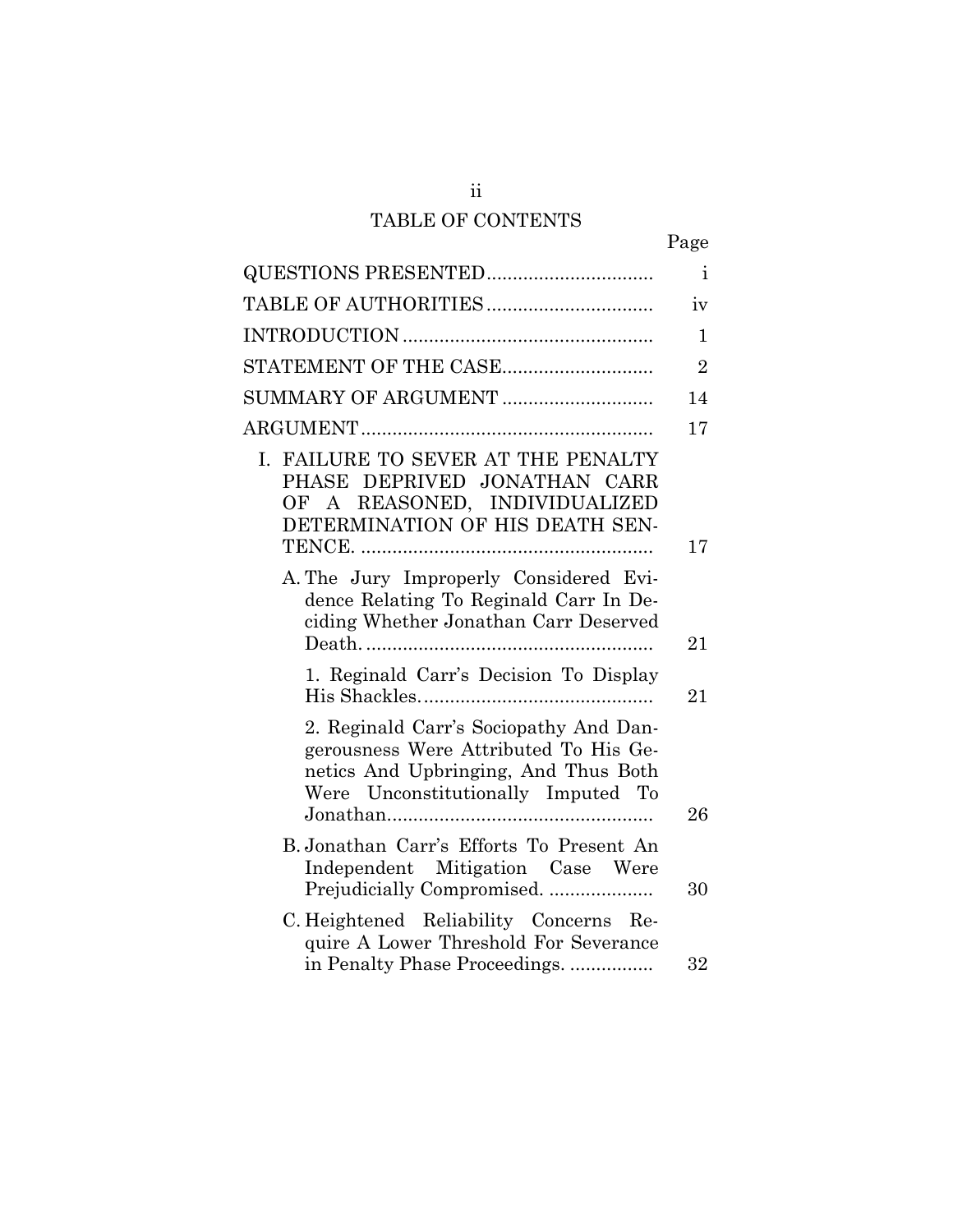## TABLE OF CONTENTS

| | Page |
|---|---|
| QUESTIONS PRESENTED | i |
| TABLE OF AUTHORITIES | iv |
| INTRODUCTION | 1 |
| STATEMENT OF THE CASE | 2 |
| SUMMARY OF ARGUMENT | 14 |
| ARGUMENT | 17 |
| I. FAILURE TO SEVER AT THE PENALTY PHASE DEPRIVED JONATHAN CARR OF A REASONED, INDIVIDUALIZED DETERMINATION OF HIS DEATH SENTENCE. | 17 |
| A. The Jury Improperly Considered Evidence Relating To Reginald Carr In Deciding Whether Jonathan Carr Deserved Death. | 21 |
| 1. Reginald Carr's Decision To Display His Shackles. | 21 |
| 2. Reginald Carr's Sociopathy And Dangerousness Were Attributed To His Genetics And Upbringing, And Thus Both Were Unconstitutionally Imputed To Jonathan. | 26 |
| B. Jonathan Carr's Efforts To Present An Independent Mitigation Case Were Prejudicially Compromised. | 30 |
| C. Heightened Reliability Concerns Require A Lower Threshold For Severance in Penalty Phase Proceedings. | 32 |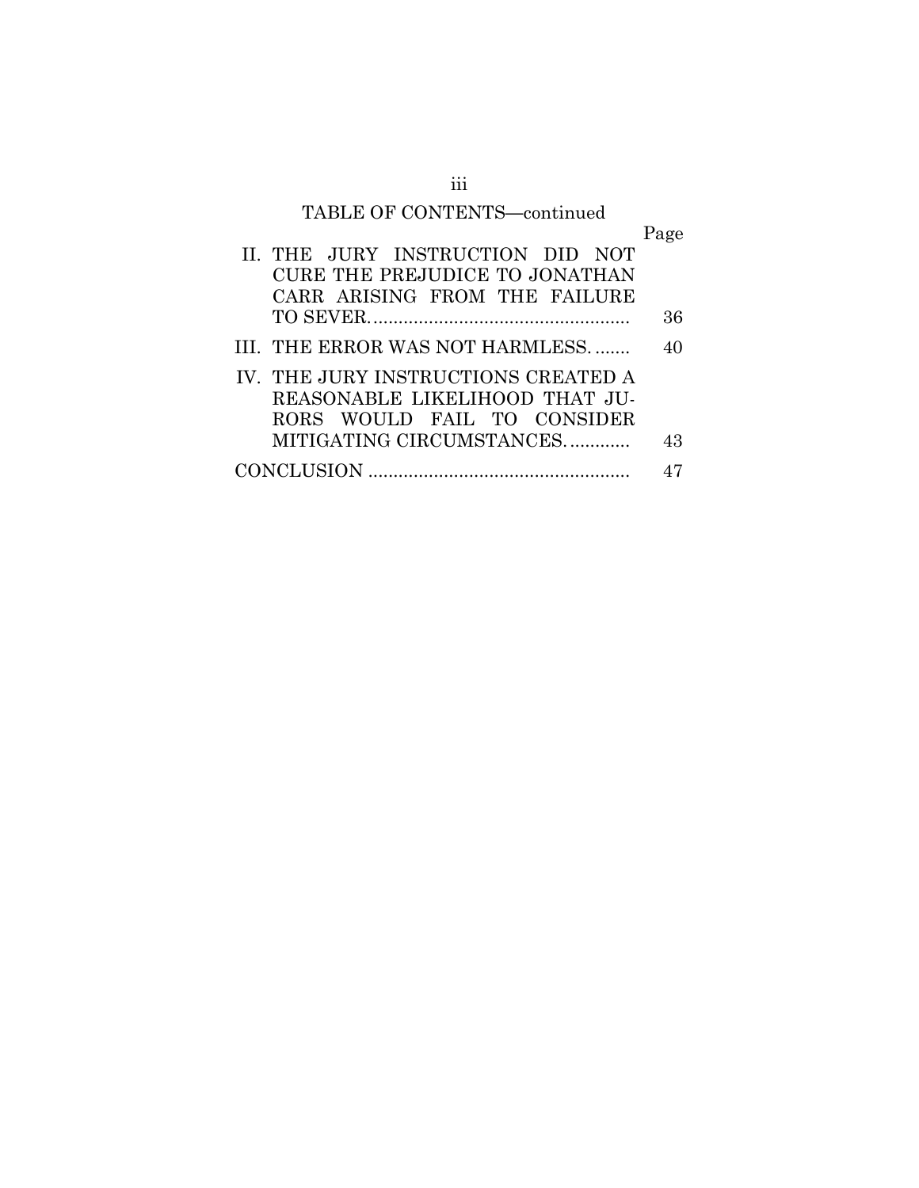TABLE OF CONTENTS—continued

| | Page |
|---|---|
| II. THE JURY INSTRUCTION DID NOT CURE THE PREJUDICE TO JONATHAN CARR ARISING FROM THE FAILURE TO SEVER. | 36 |
| III. THE ERROR WAS NOT HARMLESS. | 40 |
| IV. THE JURY INSTRUCTIONS CREATED A REASONABLE LIKELIHOOD THAT JURORS WOULD FAIL TO CONSIDER MITIGATING CIRCUMSTANCES. | 43 |
| CONCLUSION | 47 |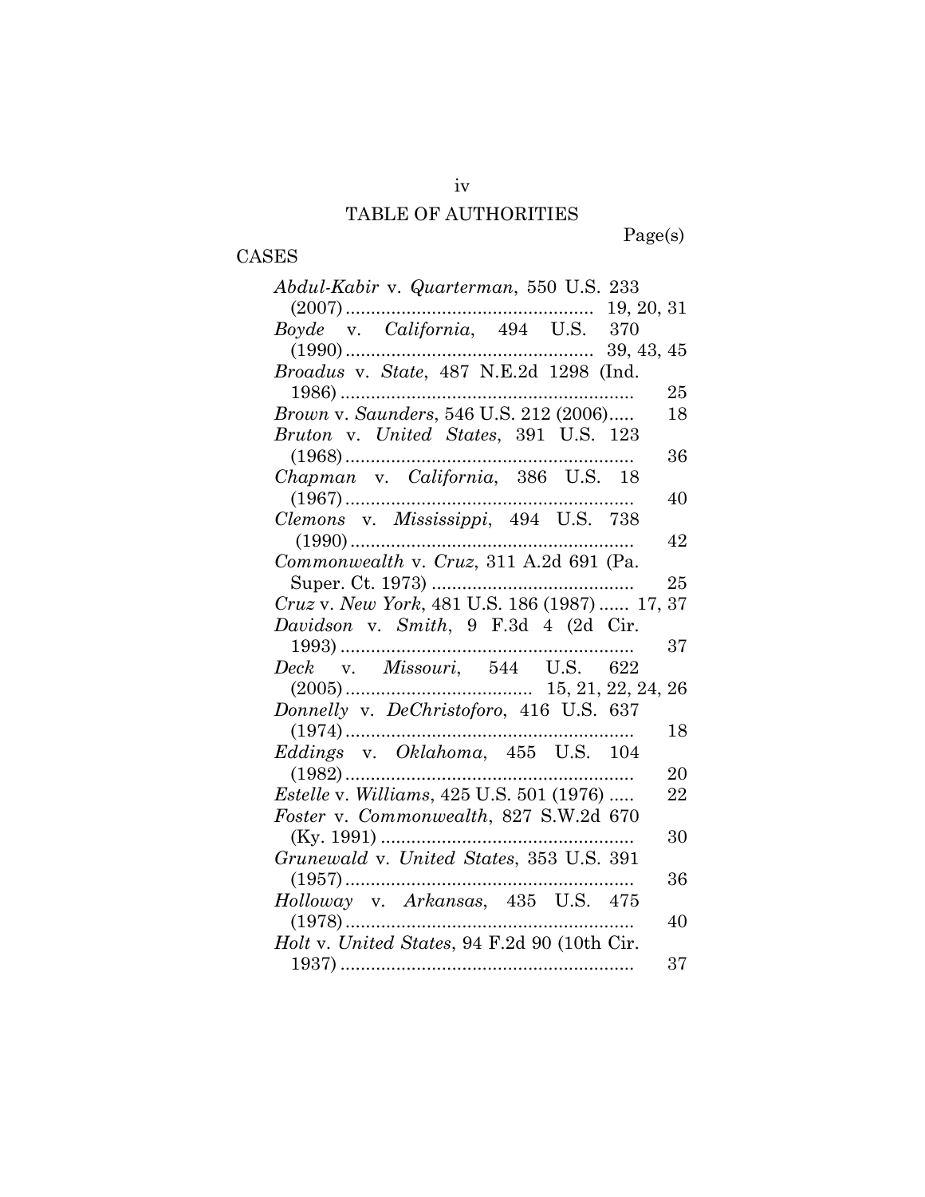# TABLE OF AUTHORITIES

Page(s)

## CASES

*Abdul-Kabir* v. *Quarterman*, 550 U.S. 233 (2007) ................................................ 19, 20, 31

*Boyde* v. *California*, 494 U.S. 370 (1990) ................................................ 39, 43, 45

*Broadus* v. *State*, 487 N.E.2d 1298 (Ind. 1986) ......................................................... 25

*Brown* v. *Saunders*, 546 U.S. 212 (2006)..... 18

*Bruton* v. *United States*, 391 U.S. 123 (1968) ........................................................ 36

*Chapman* v. *California*, 386 U.S. 18 (1967) ........................................................ 40

*Clemons* v. *Mississippi*, 494 U.S. 738 (1990) ........................................................ 42

*Commonwealth* v. *Cruz*, 311 A.2d 691 (Pa. Super. Ct. 1973) ........................................ 25

*Cruz* v. *New York*, 481 U.S. 186 (1987) ...... 17, 37

*Davidson* v. *Smith*, 9 F.3d 4 (2d Cir. 1993) ......................................................... 37

*Deck* v. *Missouri*, 544 U.S. 622 (2005) .................................... 15, 21, 22, 24, 26

*Donnelly* v. *DeChristoforo*, 416 U.S. 637 (1974) ........................................................ 18

*Eddings* v. *Oklahoma*, 455 U.S. 104 (1982) ........................................................ 20

*Estelle* v. *Williams*, 425 U.S. 501 (1976) ..... 22

*Foster* v. *Commonwealth*, 827 S.W.2d 670 (Ky. 1991) ................................................. 30

*Grunewald* v. *United States*, 353 U.S. 391 (1957) ........................................................ 36

*Holloway* v. *Arkansas*, 435 U.S. 475 (1978) ........................................................ 40

*Holt* v. *United States*, 94 F.2d 90 (10th Cir. 1937) ......................................................... 37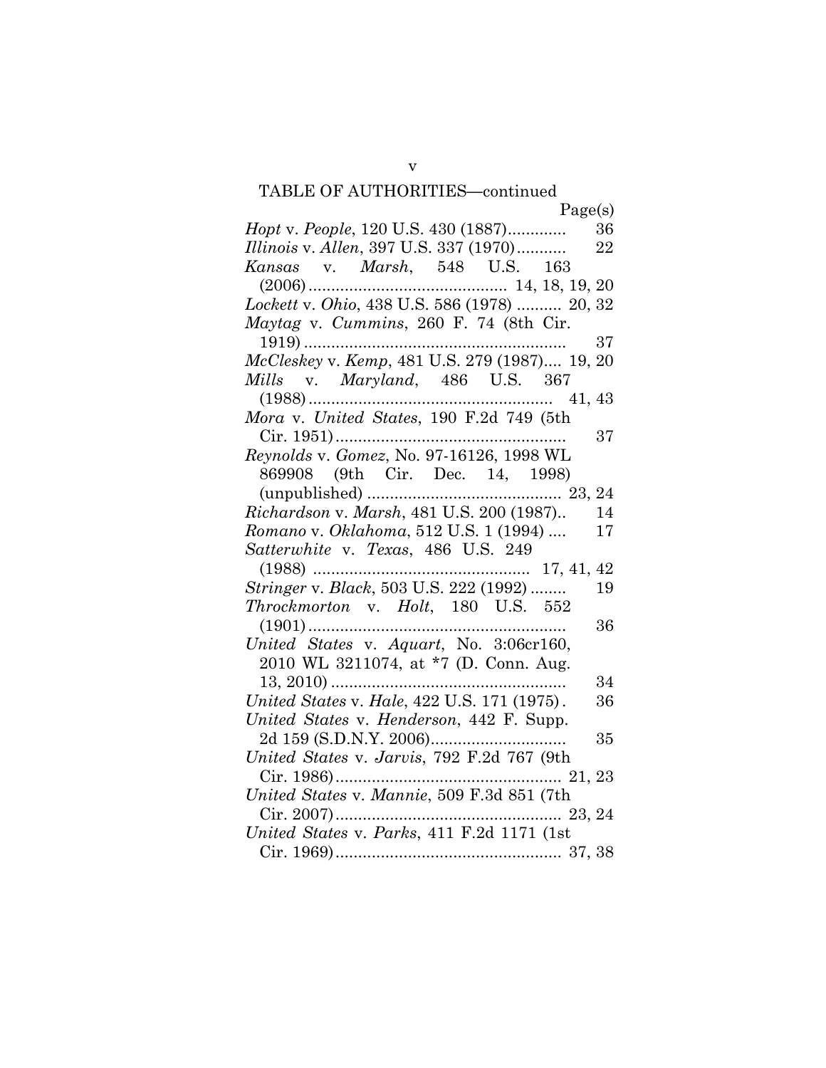TABLE OF AUTHORITIES—continued

| | Page(s) |
|---|---|
| *Hopt* v. *People*, 120 U.S. 430 (1887) | 36 |
| *Illinois* v. *Allen*, 397 U.S. 337 (1970) | 22 |
| *Kansas* v. *Marsh*, 548 U.S. 163 (2006) | 14, 18, 19, 20 |
| *Lockett* v. *Ohio*, 438 U.S. 586 (1978) | 20, 32 |
| *Maytag* v. *Cummins*, 260 F. 74 (8th Cir. 1919) | 37 |
| *McCleskey* v. *Kemp*, 481 U.S. 279 (1987) | 19, 20 |
| *Mills* v. *Maryland*, 486 U.S. 367 (1988) | 41, 43 |
| *Mora* v. *United States*, 190 F.2d 749 (5th Cir. 1951) | 37 |
| *Reynolds* v. *Gomez*, No. 97-16126, 1998 WL 869908 (9th Cir. Dec. 14, 1998) (unpublished) | 23, 24 |
| *Richardson* v. *Marsh*, 481 U.S. 200 (1987) | 14 |
| *Romano* v. *Oklahoma*, 512 U.S. 1 (1994) | 17 |
| *Satterwhite* v. *Texas*, 486 U.S. 249 (1988) | 17, 41, 42 |
| *Stringer* v. *Black*, 503 U.S. 222 (1992) | 19 |
| *Throckmorton* v. *Holt*, 180 U.S. 552 (1901) | 36 |
| *United States* v. *Aquart*, No. 3:06cr160, 2010 WL 3211074, at *7 (D. Conn. Aug. 13, 2010) | 34 |
| *United States* v. *Hale*, 422 U.S. 171 (1975) | 36 |
| *United States* v. *Henderson*, 442 F. Supp. 2d 159 (S.D.N.Y. 2006) | 35 |
| *United States* v. *Jarvis*, 792 F.2d 767 (9th Cir. 1986) | 21, 23 |
| *United States* v. *Mannie*, 509 F.3d 851 (7th Cir. 2007) | 23, 24 |
| *United States* v. *Parks*, 411 F.2d 1171 (1st Cir. 1969) | 37, 38 |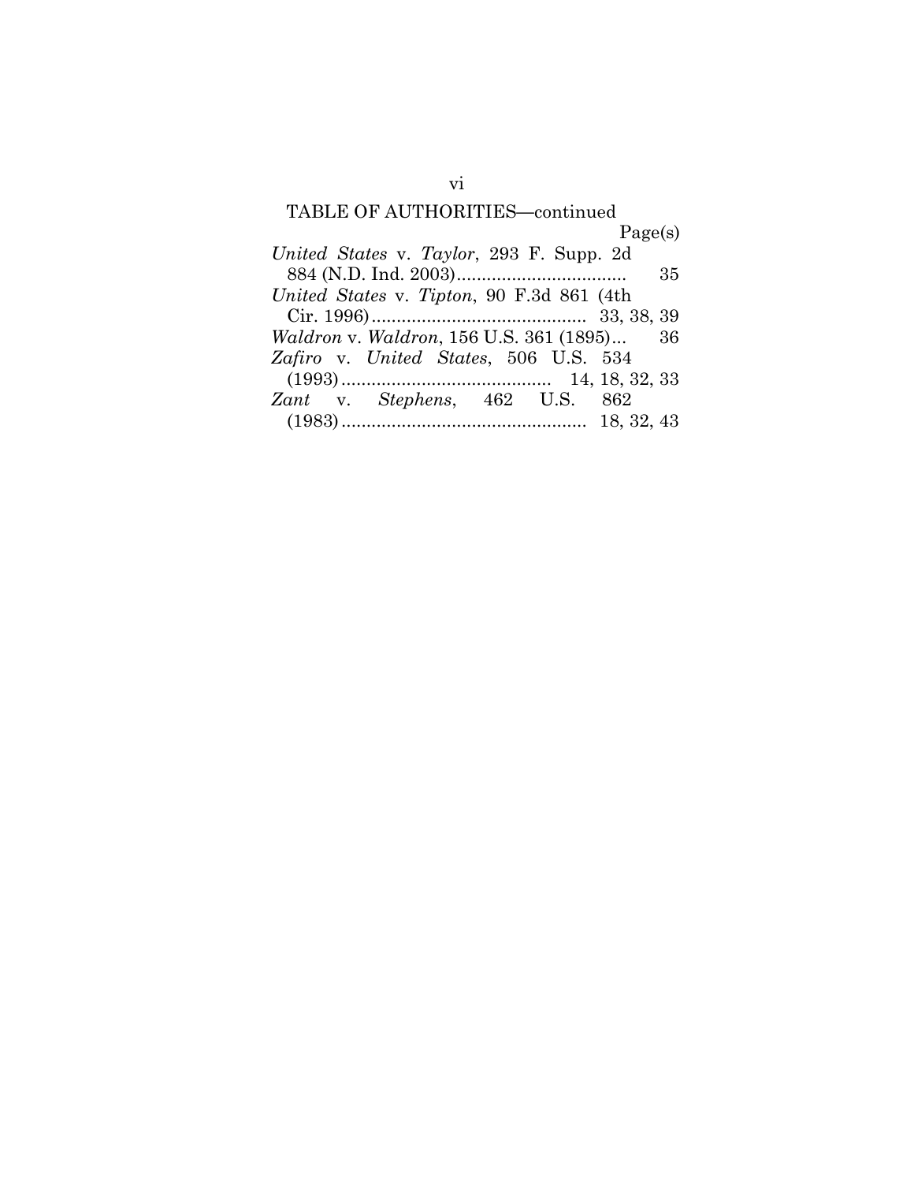TABLE OF AUTHORITIES—continued

| | Page(s) |
|---|---|
| *United States* v. *Taylor*, 293 F. Supp. 2d 884 (N.D. Ind. 2003) | 35 |
| *United States* v. *Tipton*, 90 F.3d 861 (4th Cir. 1996) | 33, 38, 39 |
| *Waldron* v. *Waldron*, 156 U.S. 361 (1895) | 36 |
| *Zafiro* v. *United States*, 506 U.S. 534 (1993) | 14, 18, 32, 33 |
| *Zant* v. *Stephens*, 462 U.S. 862 (1983) | 18, 32, 43 |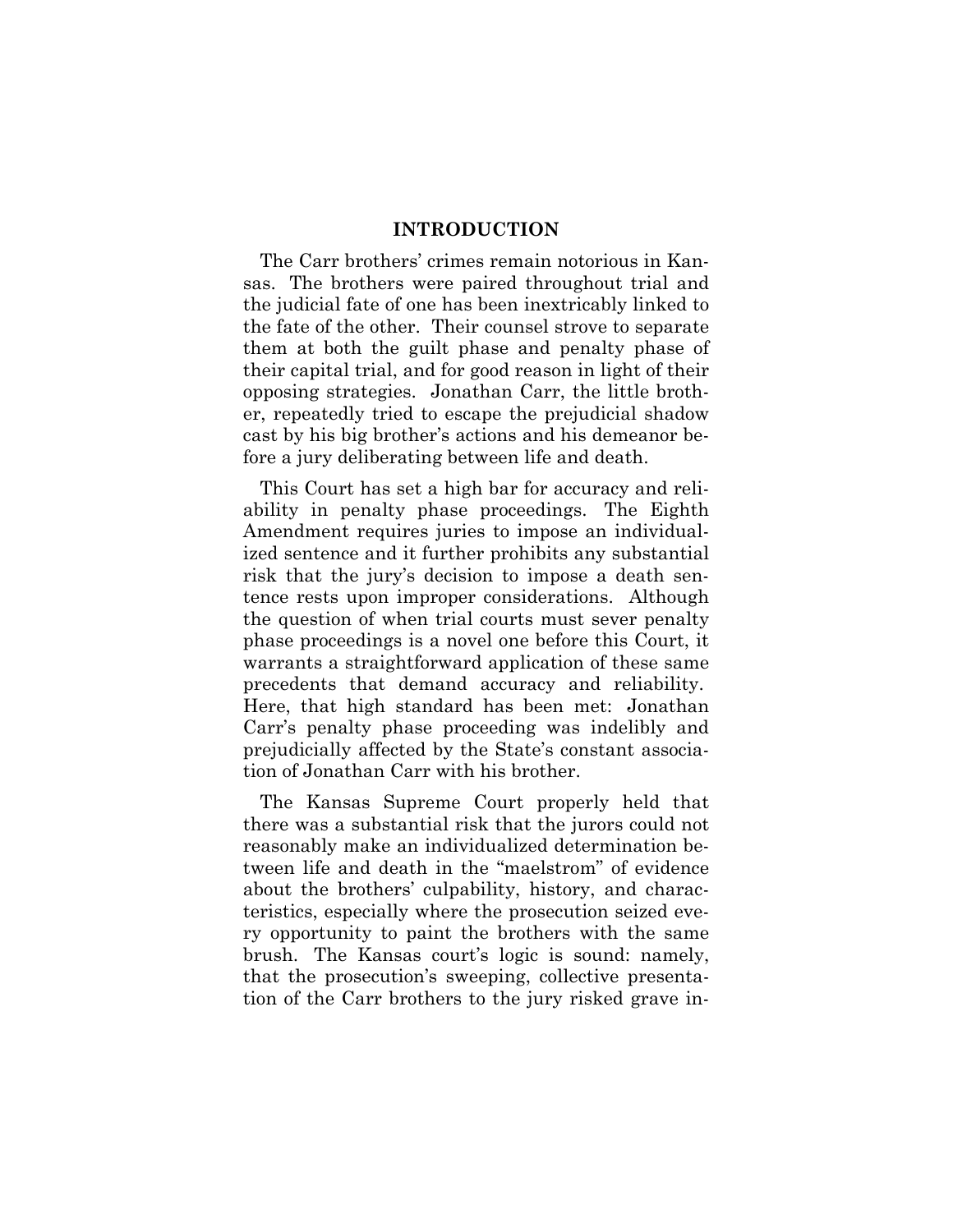## INTRODUCTION

The Carr brothers' crimes remain notorious in Kansas. The brothers were paired throughout trial and the judicial fate of one has been inextricably linked to the fate of the other. Their counsel strove to separate them at both the guilt phase and penalty phase of their capital trial, and for good reason in light of their opposing strategies. Jonathan Carr, the little brother, repeatedly tried to escape the prejudicial shadow cast by his big brother's actions and his demeanor before a jury deliberating between life and death.

This Court has set a high bar for accuracy and reliability in penalty phase proceedings. The Eighth Amendment requires juries to impose an individualized sentence and it further prohibits any substantial risk that the jury's decision to impose a death sentence rests upon improper considerations. Although the question of when trial courts must sever penalty phase proceedings is a novel one before this Court, it warrants a straightforward application of these same precedents that demand accuracy and reliability. Here, that high standard has been met: Jonathan Carr's penalty phase proceeding was indelibly and prejudicially affected by the State's constant association of Jonathan Carr with his brother.

The Kansas Supreme Court properly held that there was a substantial risk that the jurors could not reasonably make an individualized determination between life and death in the "maelstrom" of evidence about the brothers' culpability, history, and characteristics, especially where the prosecution seized every opportunity to paint the brothers with the same brush. The Kansas court's logic is sound: namely, that the prosecution's sweeping, collective presentation of the Carr brothers to the jury risked grave in-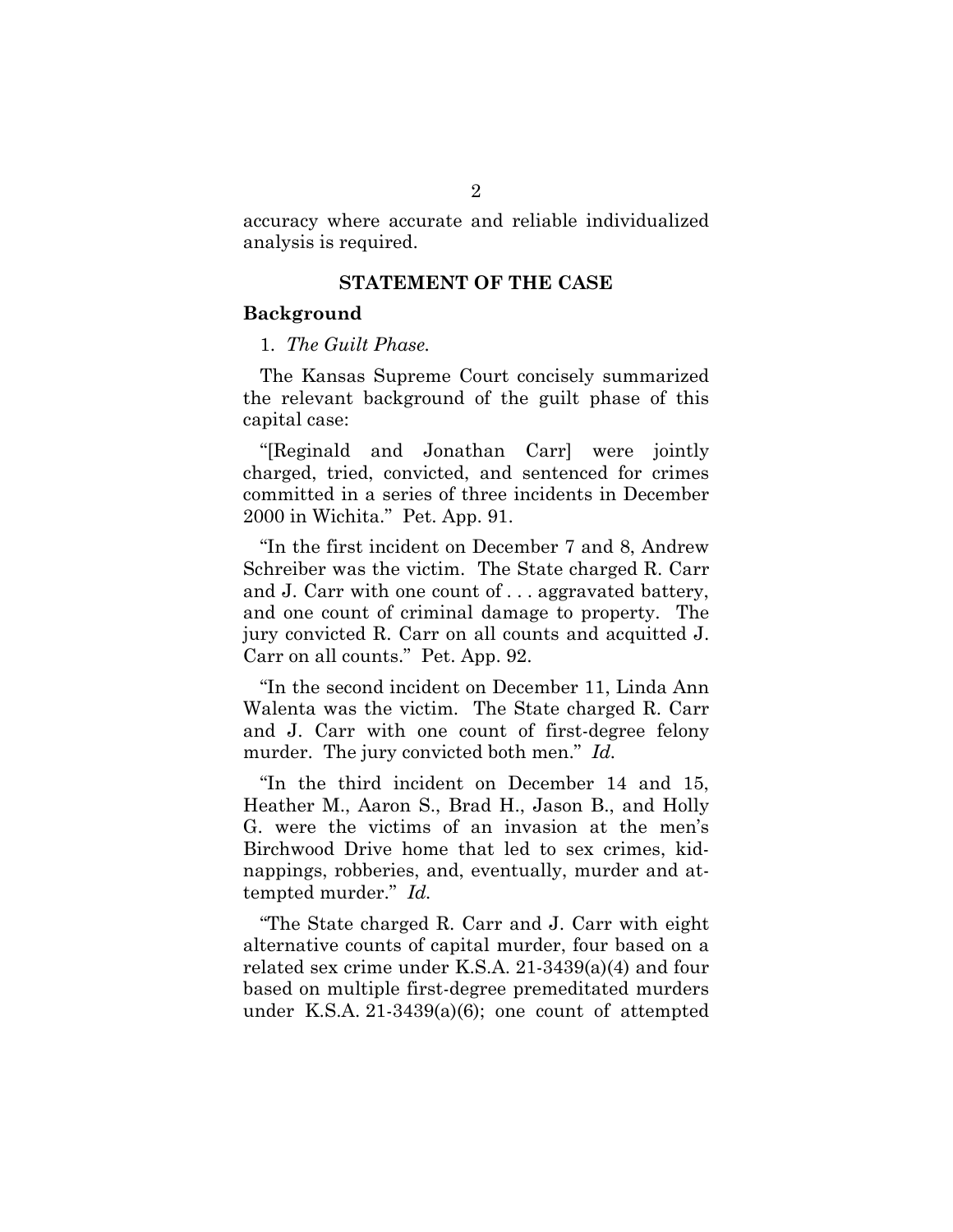accuracy where accurate and reliable individualized analysis is required.

## STATEMENT OF THE CASE

### Background

1. *The Guilt Phase.*

The Kansas Supreme Court concisely summarized the relevant background of the guilt phase of this capital case:

"[Reginald and Jonathan Carr] were jointly charged, tried, convicted, and sentenced for crimes committed in a series of three incidents in December 2000 in Wichita." Pet. App. 91.

"In the first incident on December 7 and 8, Andrew Schreiber was the victim. The State charged R. Carr and J. Carr with one count of . . . aggravated battery, and one count of criminal damage to property. The jury convicted R. Carr on all counts and acquitted J. Carr on all counts." Pet. App. 92.

"In the second incident on December 11, Linda Ann Walenta was the victim. The State charged R. Carr and J. Carr with one count of first-degree felony murder. The jury convicted both men." *Id.*

"In the third incident on December 14 and 15, Heather M., Aaron S., Brad H., Jason B., and Holly G. were the victims of an invasion at the men's Birchwood Drive home that led to sex crimes, kidnappings, robberies, and, eventually, murder and attempted murder." *Id.*

"The State charged R. Carr and J. Carr with eight alternative counts of capital murder, four based on a related sex crime under K.S.A. 21-3439(a)(4) and four based on multiple first-degree premeditated murders under K.S.A. 21-3439(a)(6); one count of attempted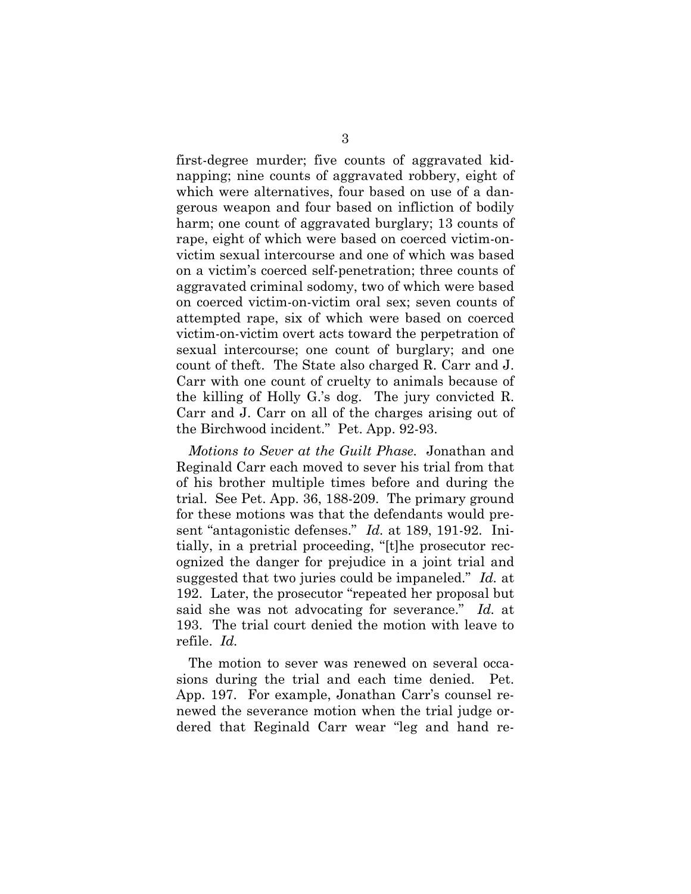first-degree murder; five counts of aggravated kidnapping; nine counts of aggravated robbery, eight of which were alternatives, four based on use of a dangerous weapon and four based on infliction of bodily harm; one count of aggravated burglary; 13 counts of rape, eight of which were based on coerced victim-on-victim sexual intercourse and one of which was based on a victim's coerced self-penetration; three counts of aggravated criminal sodomy, two of which were based on coerced victim-on-victim oral sex; seven counts of attempted rape, six of which were based on coerced victim-on-victim overt acts toward the perpetration of sexual intercourse; one count of burglary; and one count of theft. The State also charged R. Carr and J. Carr with one count of cruelty to animals because of the killing of Holly G.'s dog. The jury convicted R. Carr and J. Carr on all of the charges arising out of the Birchwood incident." Pet. App. 92-93.

*Motions to Sever at the Guilt Phase.* Jonathan and Reginald Carr each moved to sever his trial from that of his brother multiple times before and during the trial. See Pet. App. 36, 188-209. The primary ground for these motions was that the defendants would present "antagonistic defenses." *Id.* at 189, 191-92. Initially, in a pretrial proceeding, "[t]he prosecutor recognized the danger for prejudice in a joint trial and suggested that two juries could be impaneled." *Id.* at 192. Later, the prosecutor "repeated her proposal but said she was not advocating for severance." *Id.* at 193. The trial court denied the motion with leave to refile. *Id.*

The motion to sever was renewed on several occasions during the trial and each time denied. Pet. App. 197. For example, Jonathan Carr's counsel renewed the severance motion when the trial judge ordered that Reginald Carr wear "leg and hand re-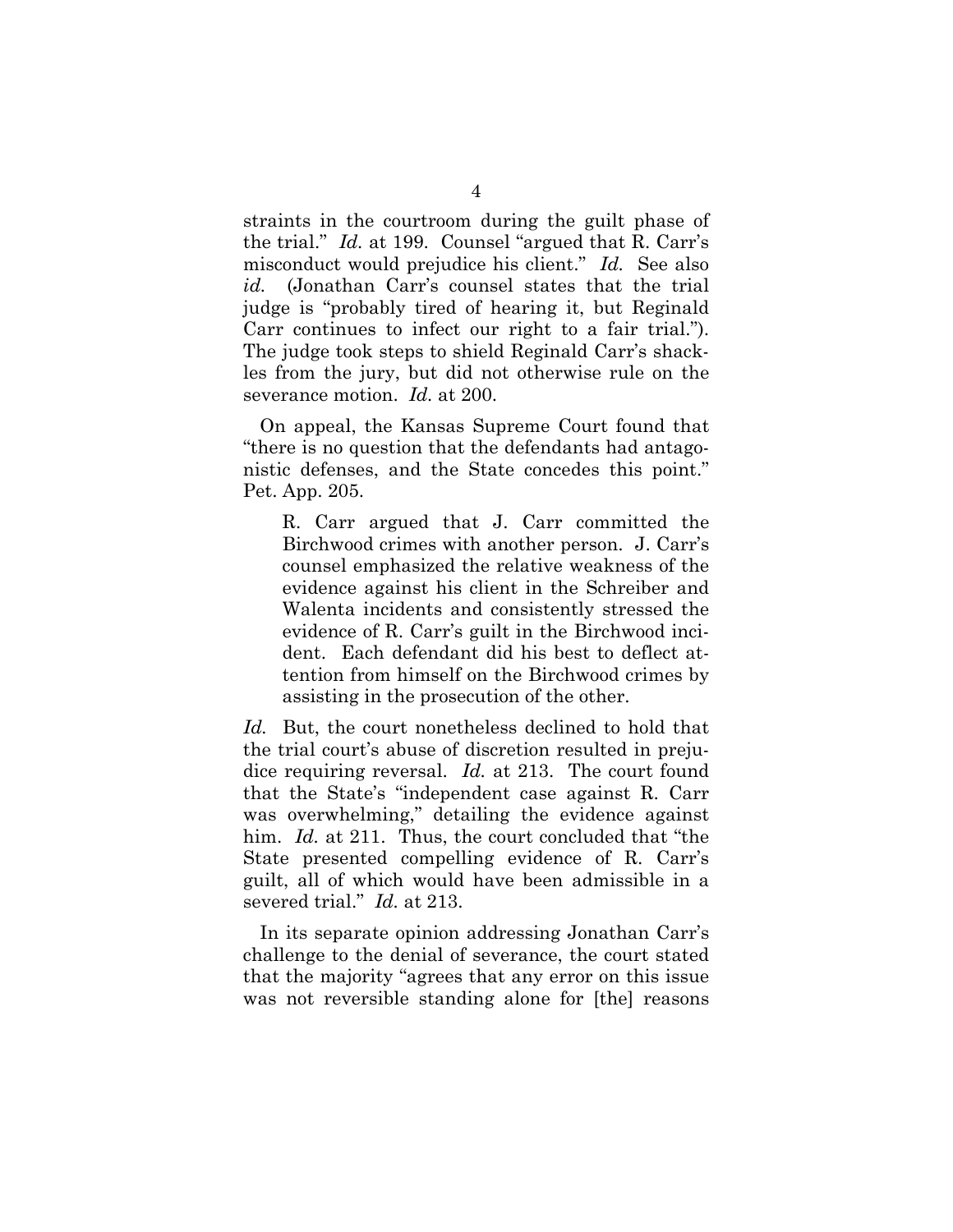straints in the courtroom during the guilt phase of the trial." *Id.* at 199. Counsel "argued that R. Carr's misconduct would prejudice his client." *Id.* See also *id.* (Jonathan Carr's counsel states that the trial judge is "probably tired of hearing it, but Reginald Carr continues to infect our right to a fair trial."). The judge took steps to shield Reginald Carr's shackles from the jury, but did not otherwise rule on the severance motion. *Id.* at 200.

On appeal, the Kansas Supreme Court found that "there is no question that the defendants had antagonistic defenses, and the State concedes this point." Pet. App. 205.

> R. Carr argued that J. Carr committed the Birchwood crimes with another person. J. Carr's counsel emphasized the relative weakness of the evidence against his client in the Schreiber and Walenta incidents and consistently stressed the evidence of R. Carr's guilt in the Birchwood incident. Each defendant did his best to deflect attention from himself on the Birchwood crimes by assisting in the prosecution of the other.

*Id.* But, the court nonetheless declined to hold that the trial court's abuse of discretion resulted in prejudice requiring reversal. *Id.* at 213. The court found that the State's "independent case against R. Carr was overwhelming," detailing the evidence against him. *Id.* at 211. Thus, the court concluded that "the State presented compelling evidence of R. Carr's guilt, all of which would have been admissible in a severed trial." *Id.* at 213.

In its separate opinion addressing Jonathan Carr's challenge to the denial of severance, the court stated that the majority "agrees that any error on this issue was not reversible standing alone for [the] reasons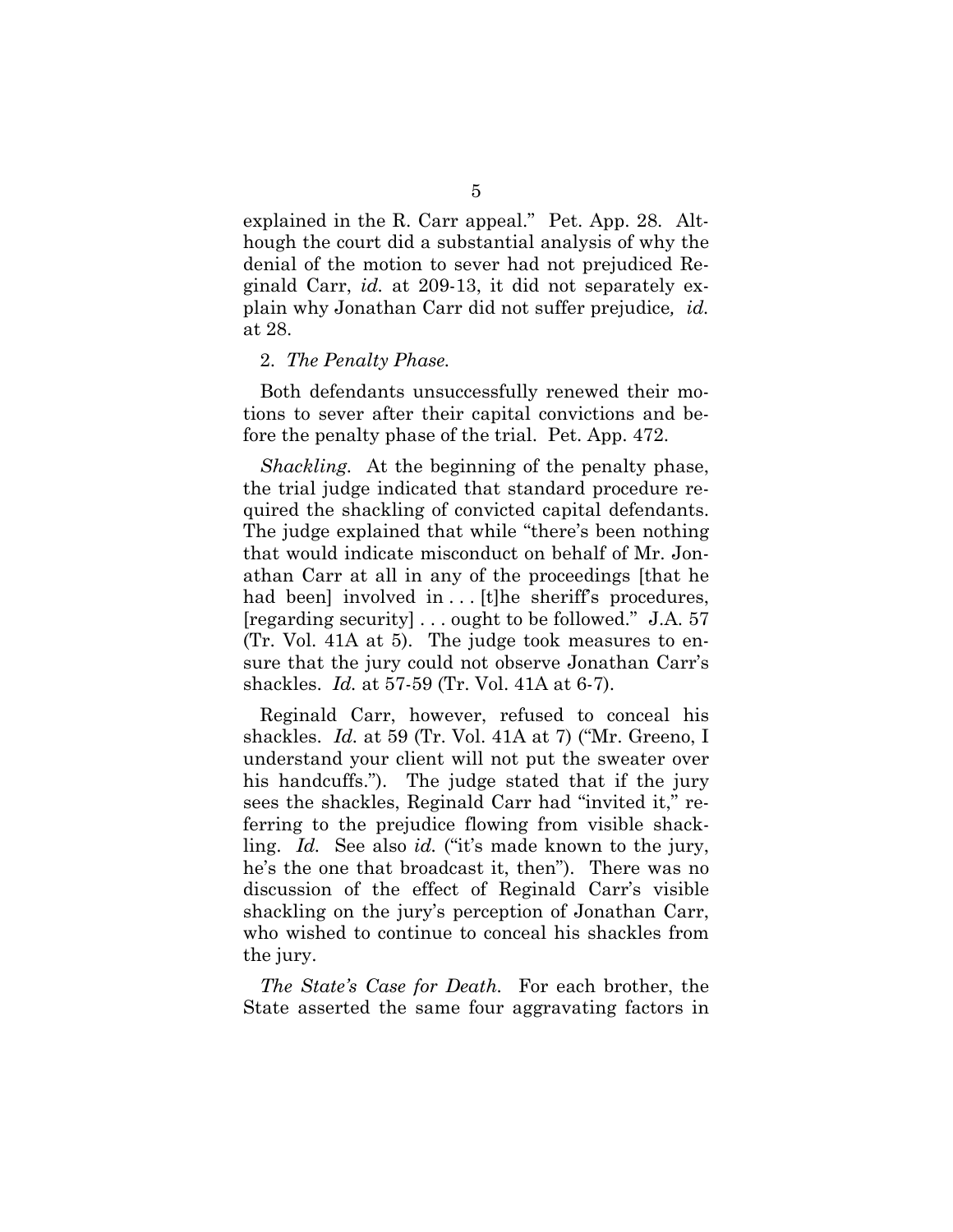explained in the R. Carr appeal." Pet. App. 28. Although the court did a substantial analysis of why the denial of the motion to sever had not prejudiced Reginald Carr, *id.* at 209-13, it did not separately explain why Jonathan Carr did not suffer prejudice*, id.* at 28.

2. *The Penalty Phase.*

Both defendants unsuccessfully renewed their motions to sever after their capital convictions and before the penalty phase of the trial. Pet. App. 472.

*Shackling.* At the beginning of the penalty phase, the trial judge indicated that standard procedure required the shackling of convicted capital defendants. The judge explained that while "there's been nothing that would indicate misconduct on behalf of Mr. Jonathan Carr at all in any of the proceedings [that he had been] involved in . . . [t]he sheriff's procedures, [regarding security] . . . ought to be followed." J.A. 57 (Tr. Vol. 41A at 5). The judge took measures to ensure that the jury could not observe Jonathan Carr's shackles. *Id.* at 57-59 (Tr. Vol. 41A at 6-7).

Reginald Carr, however, refused to conceal his shackles. *Id.* at 59 (Tr. Vol. 41A at 7) ("Mr. Greeno, I understand your client will not put the sweater over his handcuffs."). The judge stated that if the jury sees the shackles, Reginald Carr had "invited it," referring to the prejudice flowing from visible shackling. *Id.* See also *id.* ("it's made known to the jury, he's the one that broadcast it, then"). There was no discussion of the effect of Reginald Carr's visible shackling on the jury's perception of Jonathan Carr, who wished to continue to conceal his shackles from the jury.

*The State's Case for Death.* For each brother, the State asserted the same four aggravating factors in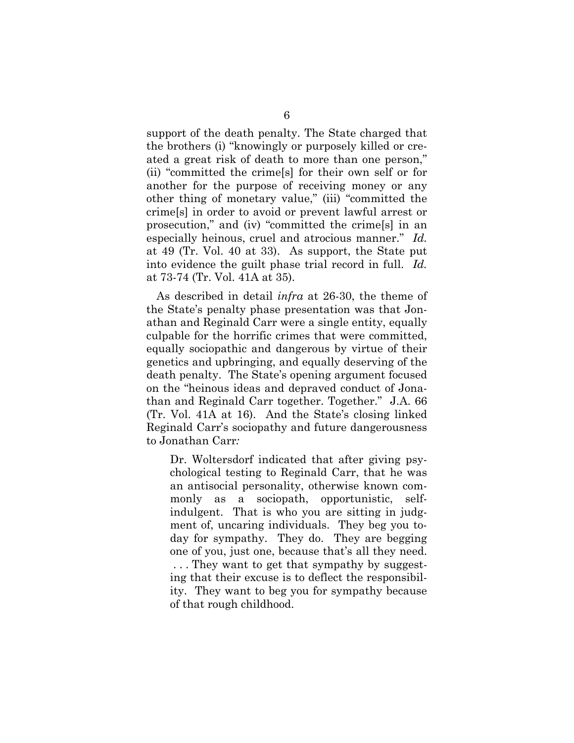support of the death penalty. The State charged that the brothers (i) "knowingly or purposely killed or created a great risk of death to more than one person," (ii) "committed the crime[s] for their own self or for another for the purpose of receiving money or any other thing of monetary value," (iii) "committed the crime[s] in order to avoid or prevent lawful arrest or prosecution," and (iv) "committed the crime[s] in an especially heinous, cruel and atrocious manner." *Id.* at 49 (Tr. Vol. 40 at 33). As support, the State put into evidence the guilt phase trial record in full. *Id.* at 73-74 (Tr. Vol. 41A at 35).

As described in detail *infra* at 26-30, the theme of the State's penalty phase presentation was that Jonathan and Reginald Carr were a single entity, equally culpable for the horrific crimes that were committed, equally sociopathic and dangerous by virtue of their genetics and upbringing, and equally deserving of the death penalty. The State's opening argument focused on the "heinous ideas and depraved conduct of Jonathan and Reginald Carr together. Together." J.A. 66 (Tr. Vol. 41A at 16). And the State's closing linked Reginald Carr's sociopathy and future dangerousness to Jonathan Carr*:*

> Dr. Woltersdorf indicated that after giving psychological testing to Reginald Carr, that he was an antisocial personality, otherwise known commonly as a sociopath, opportunistic, self-indulgent. That is who you are sitting in judgment of, uncaring individuals. They beg you today for sympathy. They do. They are begging one of you, just one, because that's all they need. . . . They want to get that sympathy by suggesting that their excuse is to deflect the responsibility. They want to beg you for sympathy because of that rough childhood.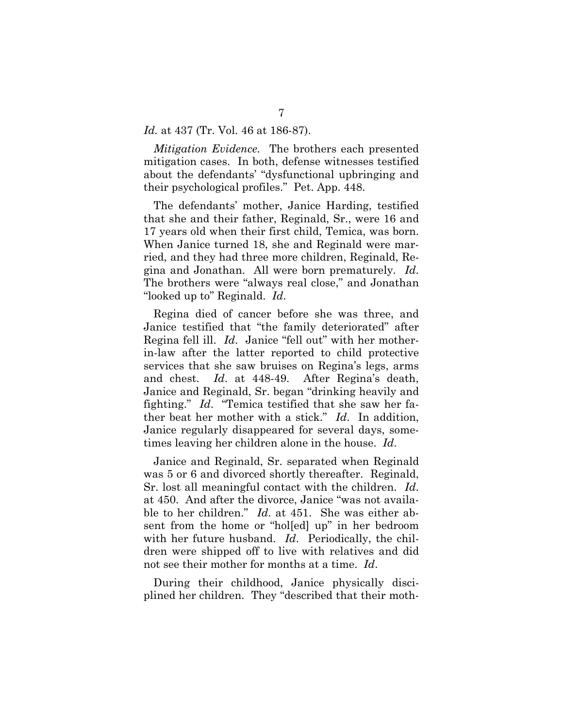*Id.* at 437 (Tr. Vol. 46 at 186-87).

*Mitigation Evidence.* The brothers each presented mitigation cases. In both, defense witnesses testified about the defendants' "dysfunctional upbringing and their psychological profiles." Pet. App. 448.

The defendants' mother, Janice Harding, testified that she and their father, Reginald, Sr., were 16 and 17 years old when their first child, Temica, was born. When Janice turned 18, she and Reginald were married, and they had three more children, Reginald, Regina and Jonathan. All were born prematurely. *Id*. The brothers were "always real close," and Jonathan "looked up to" Reginald. *Id*.

Regina died of cancer before she was three, and Janice testified that "the family deteriorated" after Regina fell ill. *Id*. Janice "fell out" with her mother-in-law after the latter reported to child protective services that she saw bruises on Regina's legs, arms and chest. *Id*. at 448-49. After Regina's death, Janice and Reginald, Sr. began "drinking heavily and fighting." *Id*. "Temica testified that she saw her father beat her mother with a stick." *Id*. In addition, Janice regularly disappeared for several days, sometimes leaving her children alone in the house. *Id*.

Janice and Reginald, Sr. separated when Reginald was 5 or 6 and divorced shortly thereafter. Reginald, Sr. lost all meaningful contact with the children. *Id*. at 450. And after the divorce, Janice "was not available to her children." *Id*. at 451. She was either absent from the home or "hol[ed] up" in her bedroom with her future husband. *Id*. Periodically, the children were shipped off to live with relatives and did not see their mother for months at a time. *Id*.

During their childhood, Janice physically disciplined her children. They "described that their moth-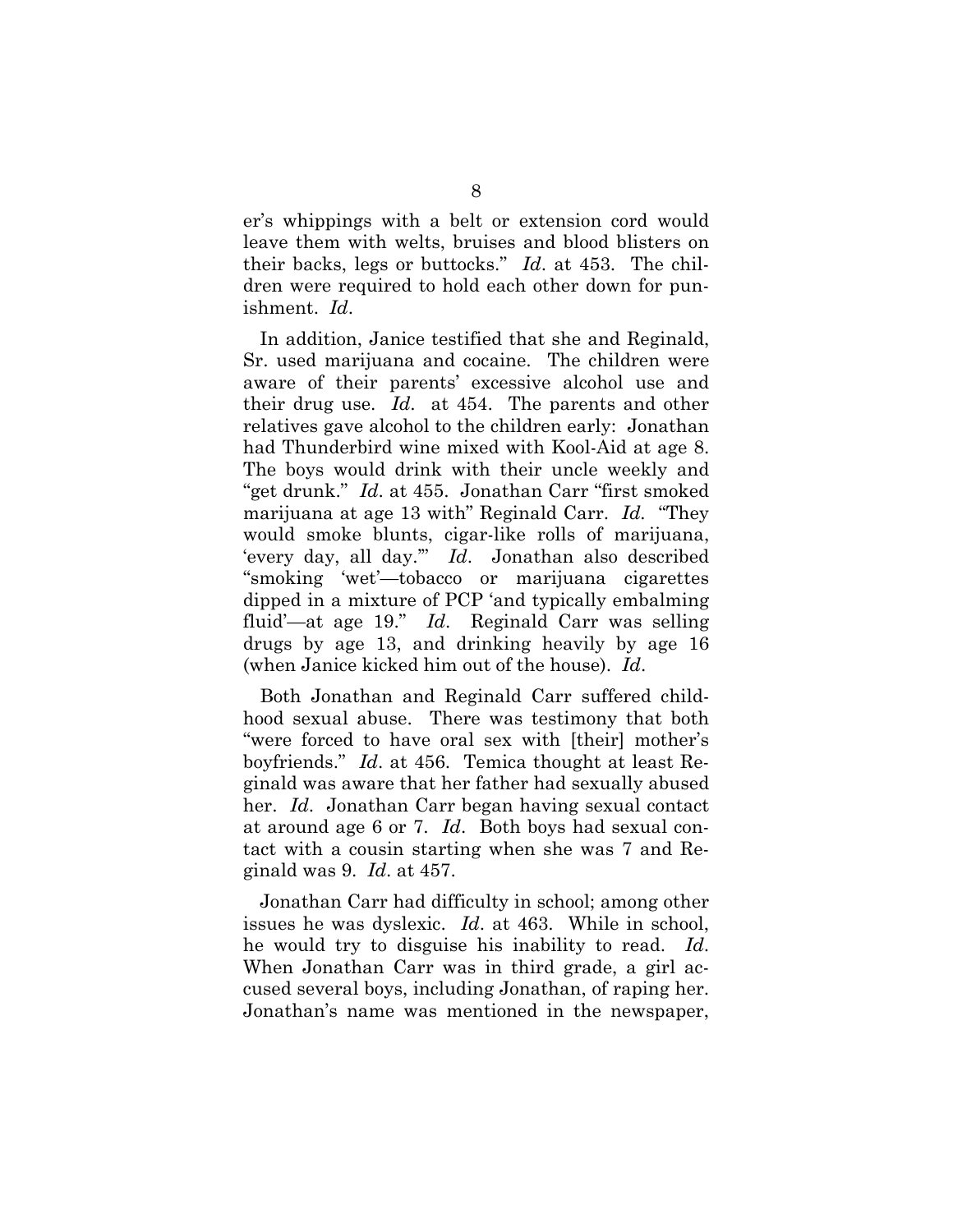er's whippings with a belt or extension cord would leave them with welts, bruises and blood blisters on their backs, legs or buttocks." *Id*. at 453. The children were required to hold each other down for punishment. *Id*.

In addition, Janice testified that she and Reginald, Sr. used marijuana and cocaine. The children were aware of their parents' excessive alcohol use and their drug use. *Id*. at 454. The parents and other relatives gave alcohol to the children early: Jonathan had Thunderbird wine mixed with Kool-Aid at age 8. The boys would drink with their uncle weekly and "get drunk." *Id*. at 455. Jonathan Carr "first smoked marijuana at age 13 with" Reginald Carr. *Id*. "They would smoke blunts, cigar-like rolls of marijuana, 'every day, all day.'" *Id*. Jonathan also described "smoking 'wet'—tobacco or marijuana cigarettes dipped in a mixture of PCP 'and typically embalming fluid'—at age 19." *Id*. Reginald Carr was selling drugs by age 13, and drinking heavily by age 16 (when Janice kicked him out of the house). *Id*.

Both Jonathan and Reginald Carr suffered childhood sexual abuse. There was testimony that both "were forced to have oral sex with [their] mother's boyfriends." *Id*. at 456. Temica thought at least Reginald was aware that her father had sexually abused her. *Id*. Jonathan Carr began having sexual contact at around age 6 or 7. *Id*. Both boys had sexual contact with a cousin starting when she was 7 and Reginald was 9. *Id*. at 457.

Jonathan Carr had difficulty in school; among other issues he was dyslexic. *Id*. at 463. While in school, he would try to disguise his inability to read. *Id*. When Jonathan Carr was in third grade, a girl accused several boys, including Jonathan, of raping her. Jonathan's name was mentioned in the newspaper,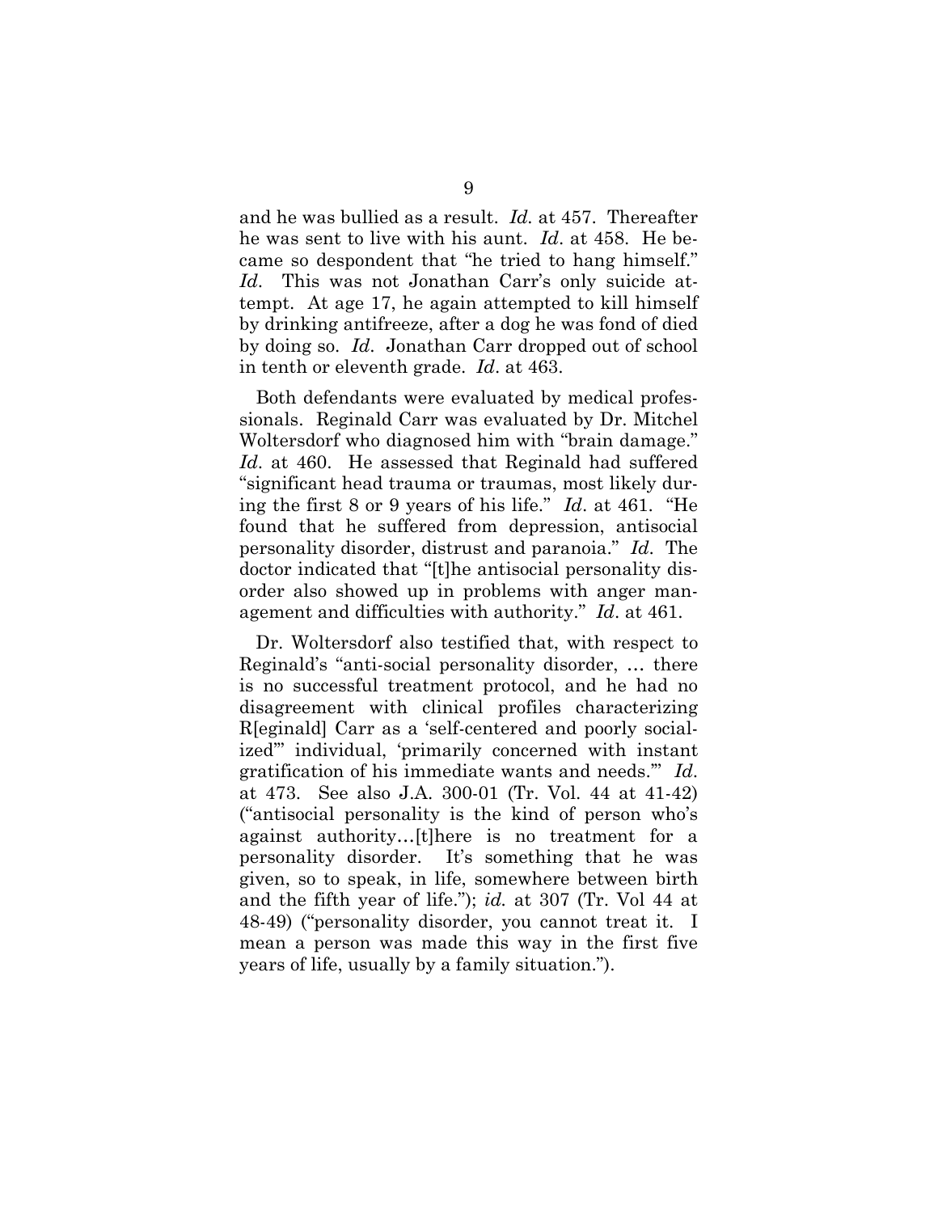and he was bullied as a result. *Id.* at 457. Thereafter he was sent to live with his aunt. *Id*. at 458. He became so despondent that "he tried to hang himself." *Id*. This was not Jonathan Carr's only suicide attempt. At age 17, he again attempted to kill himself by drinking antifreeze, after a dog he was fond of died by doing so. *Id*. Jonathan Carr dropped out of school in tenth or eleventh grade. *Id*. at 463.

Both defendants were evaluated by medical professionals. Reginald Carr was evaluated by Dr. Mitchel Woltersdorf who diagnosed him with "brain damage." *Id*. at 460. He assessed that Reginald had suffered "significant head trauma or traumas, most likely during the first 8 or 9 years of his life." *Id*. at 461. "He found that he suffered from depression, antisocial personality disorder, distrust and paranoia." *Id*. The doctor indicated that "[t]he antisocial personality disorder also showed up in problems with anger management and difficulties with authority." *Id*. at 461.

Dr. Woltersdorf also testified that, with respect to Reginald's "anti-social personality disorder, … there is no successful treatment protocol, and he had no disagreement with clinical profiles characterizing R[eginald] Carr as a 'self-centered and poorly socialized'" individual, 'primarily concerned with instant gratification of his immediate wants and needs.'" *Id*. at 473. See also J.A. 300-01 (Tr. Vol. 44 at 41-42) ("antisocial personality is the kind of person who's against authority…[t]here is no treatment for a personality disorder. It's something that he was given, so to speak, in life, somewhere between birth and the fifth year of life."); *id.* at 307 (Tr. Vol 44 at 48-49) ("personality disorder, you cannot treat it. I mean a person was made this way in the first five years of life, usually by a family situation.").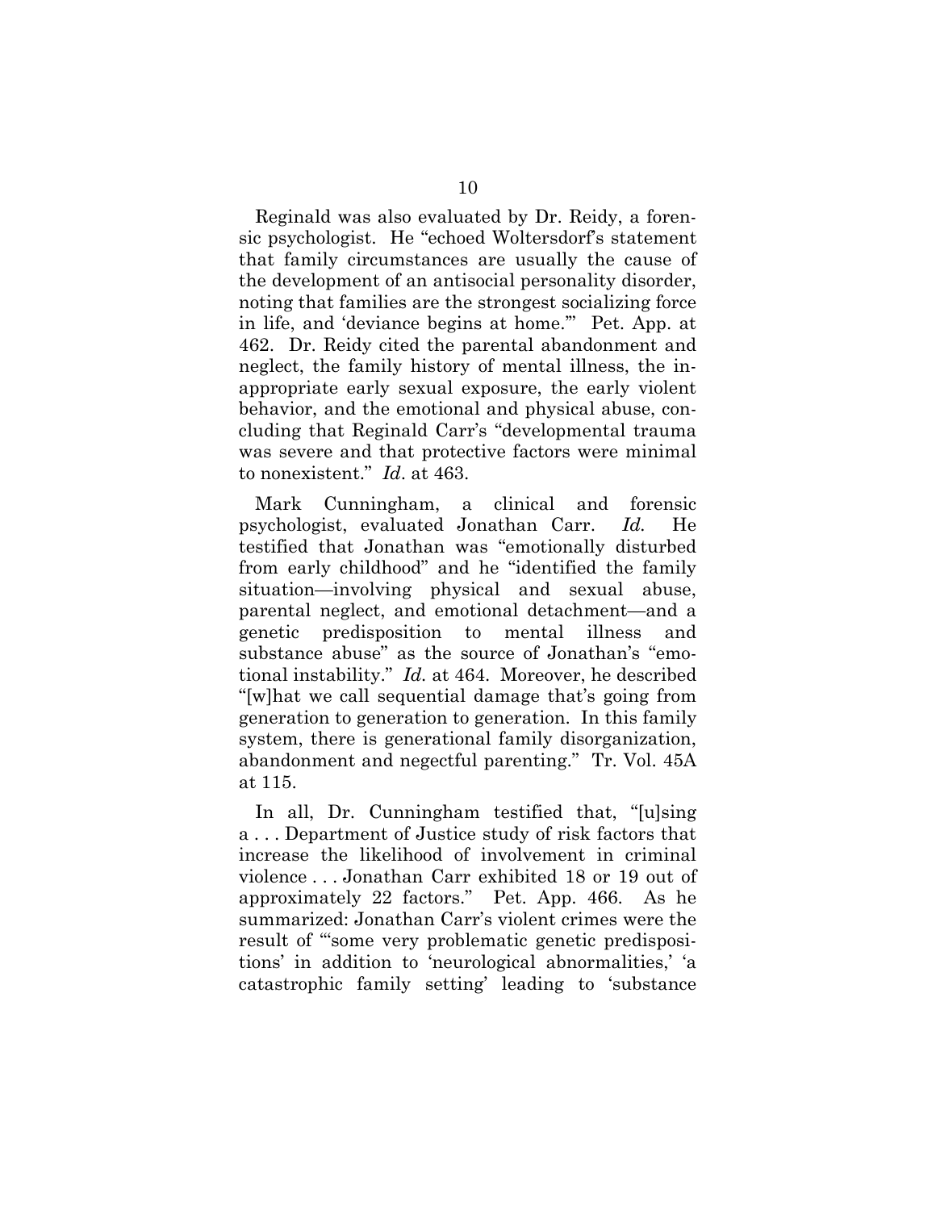Reginald was also evaluated by Dr. Reidy, a forensic psychologist. He "echoed Woltersdorf's statement that family circumstances are usually the cause of the development of an antisocial personality disorder, noting that families are the strongest socializing force in life, and 'deviance begins at home.'" Pet. App. at 462. Dr. Reidy cited the parental abandonment and neglect, the family history of mental illness, the inappropriate early sexual exposure, the early violent behavior, and the emotional and physical abuse, concluding that Reginald Carr's "developmental trauma was severe and that protective factors were minimal to nonexistent." *Id*. at 463.

Mark Cunningham, a clinical and forensic psychologist, evaluated Jonathan Carr. *Id.* He testified that Jonathan was "emotionally disturbed from early childhood" and he "identified the family situation—involving physical and sexual abuse, parental neglect, and emotional detachment—and a genetic predisposition to mental illness and substance abuse" as the source of Jonathan's "emotional instability." *Id.* at 464. Moreover, he described "[w]hat we call sequential damage that's going from generation to generation to generation. In this family system, there is generational family disorganization, abandonment and negectful parenting." Tr. Vol. 45A at 115.

In all, Dr. Cunningham testified that, "[u]sing a . . . Department of Justice study of risk factors that increase the likelihood of involvement in criminal violence . . . Jonathan Carr exhibited 18 or 19 out of approximately 22 factors." Pet. App. 466. As he summarized: Jonathan Carr's violent crimes were the result of "'some very problematic genetic predispositions' in addition to 'neurological abnormalities,' 'a catastrophic family setting' leading to 'substance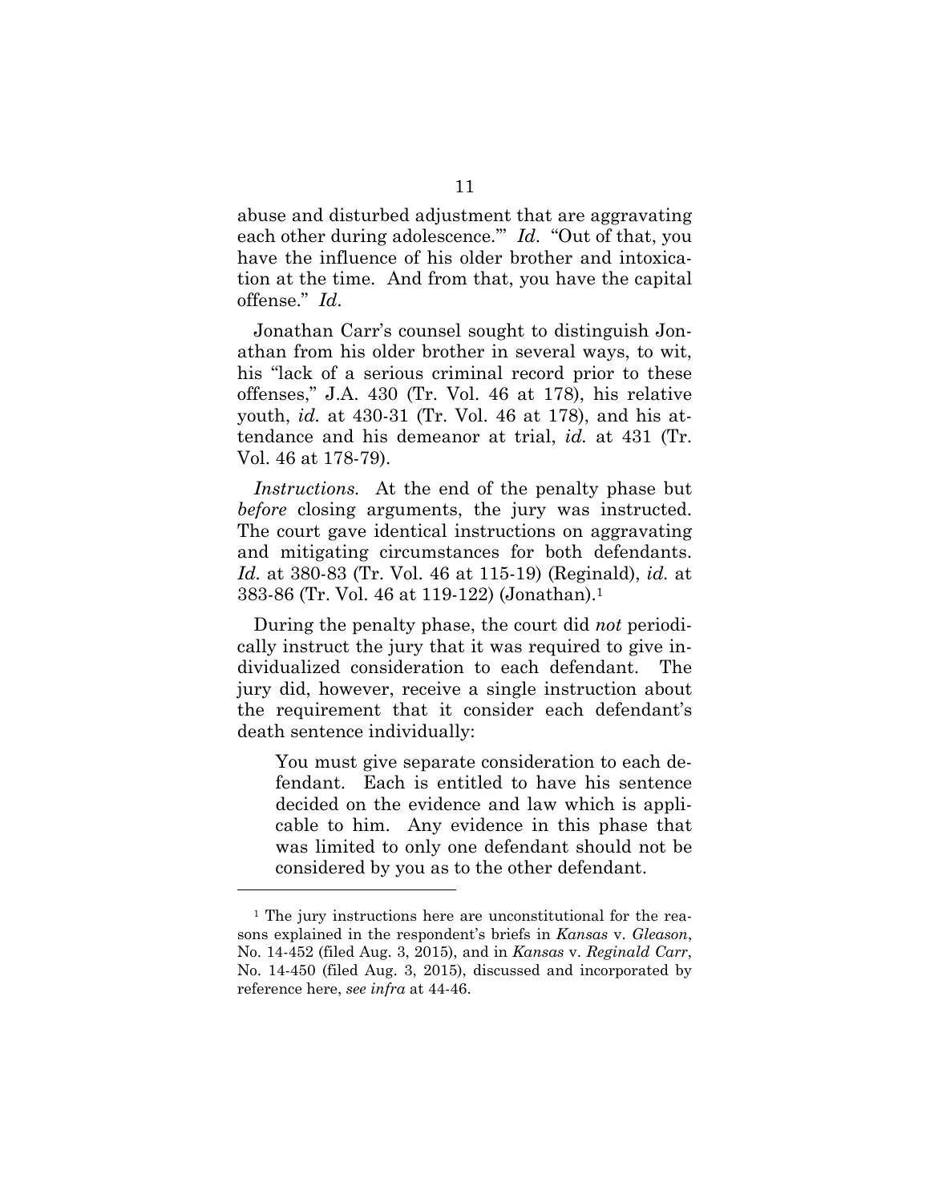abuse and disturbed adjustment that are aggravating each other during adolescence.'" *Id*. "Out of that, you have the influence of his older brother and intoxication at the time. And from that, you have the capital offense." *Id*.

Jonathan Carr's counsel sought to distinguish Jonathan from his older brother in several ways, to wit, his "lack of a serious criminal record prior to these offenses," J.A. 430 (Tr. Vol. 46 at 178), his relative youth, *id.* at 430-31 (Tr. Vol. 46 at 178), and his attendance and his demeanor at trial, *id.* at 431 (Tr. Vol. 46 at 178-79).

*Instructions.* At the end of the penalty phase but *before* closing arguments, the jury was instructed. The court gave identical instructions on aggravating and mitigating circumstances for both defendants. *Id.* at 380-83 (Tr. Vol. 46 at 115-19) (Reginald), *id.* at 383-86 (Tr. Vol. 46 at 119-122) (Jonathan).[1]

During the penalty phase, the court did *not* periodically instruct the jury that it was required to give individualized consideration to each defendant. The jury did, however, receive a single instruction about the requirement that it consider each defendant's death sentence individually:

> You must give separate consideration to each defendant. Each is entitled to have his sentence decided on the evidence and law which is applicable to him. Any evidence in this phase that was limited to only one defendant should not be considered by you as to the other defendant.

---

[1] The jury instructions here are unconstitutional for the reasons explained in the respondent's briefs in *Kansas* v. *Gleason*, No. 14-452 (filed Aug. 3, 2015), and in *Kansas* v. *Reginald Carr*, No. 14-450 (filed Aug. 3, 2015), discussed and incorporated by reference here, *see infra* at 44-46.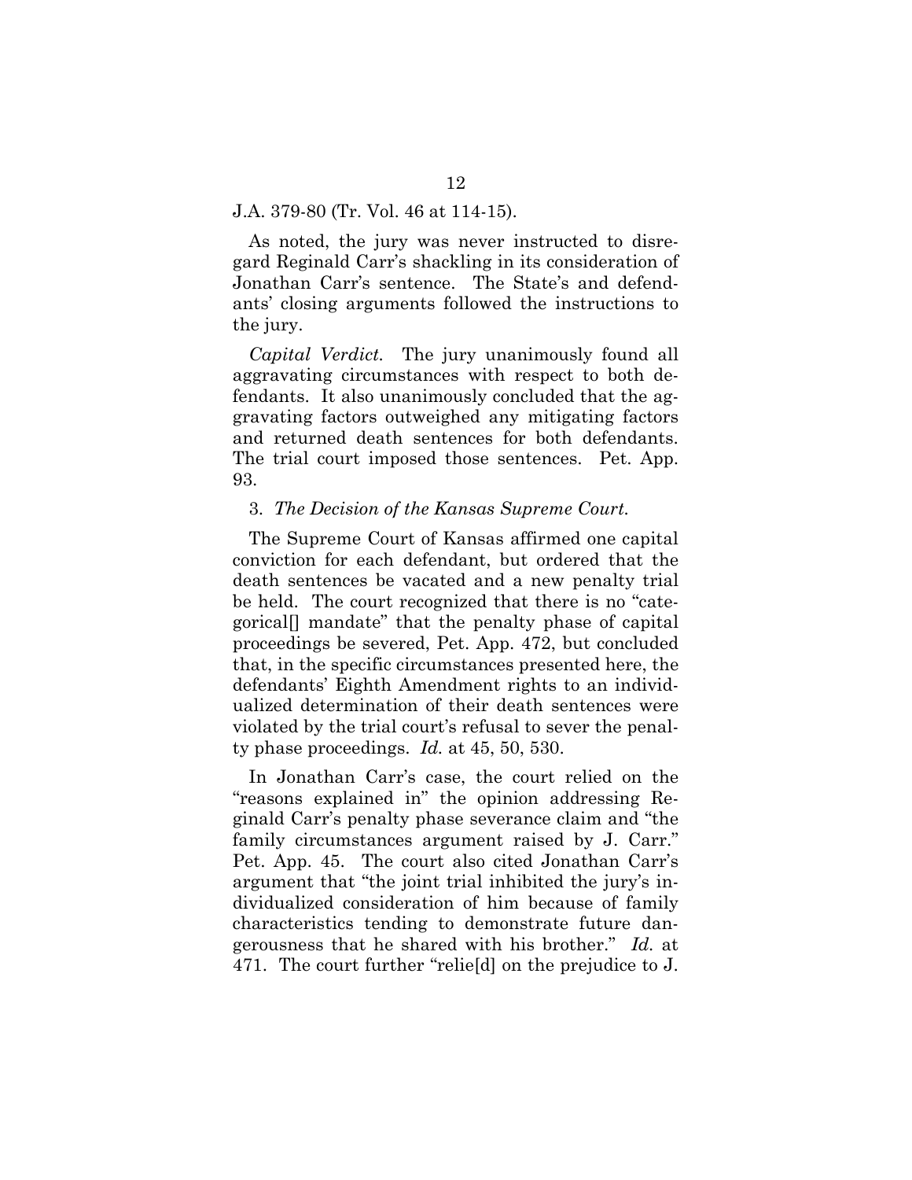J.A. 379-80 (Tr. Vol. 46 at 114-15).

As noted, the jury was never instructed to disregard Reginald Carr's shackling in its consideration of Jonathan Carr's sentence. The State's and defendants' closing arguments followed the instructions to the jury.

*Capital Verdict.* The jury unanimously found all aggravating circumstances with respect to both defendants. It also unanimously concluded that the aggravating factors outweighed any mitigating factors and returned death sentences for both defendants. The trial court imposed those sentences. Pet. App. 93.

3. *The Decision of the Kansas Supreme Court.*

The Supreme Court of Kansas affirmed one capital conviction for each defendant, but ordered that the death sentences be vacated and a new penalty trial be held. The court recognized that there is no "categorical[] mandate" that the penalty phase of capital proceedings be severed, Pet. App. 472, but concluded that, in the specific circumstances presented here, the defendants' Eighth Amendment rights to an individualized determination of their death sentences were violated by the trial court's refusal to sever the penalty phase proceedings. *Id.* at 45, 50, 530.

In Jonathan Carr's case, the court relied on the "reasons explained in" the opinion addressing Reginald Carr's penalty phase severance claim and "the family circumstances argument raised by J. Carr." Pet. App. 45. The court also cited Jonathan Carr's argument that "the joint trial inhibited the jury's individualized consideration of him because of family characteristics tending to demonstrate future dangerousness that he shared with his brother." *Id.* at 471. The court further "relie[d] on the prejudice to J.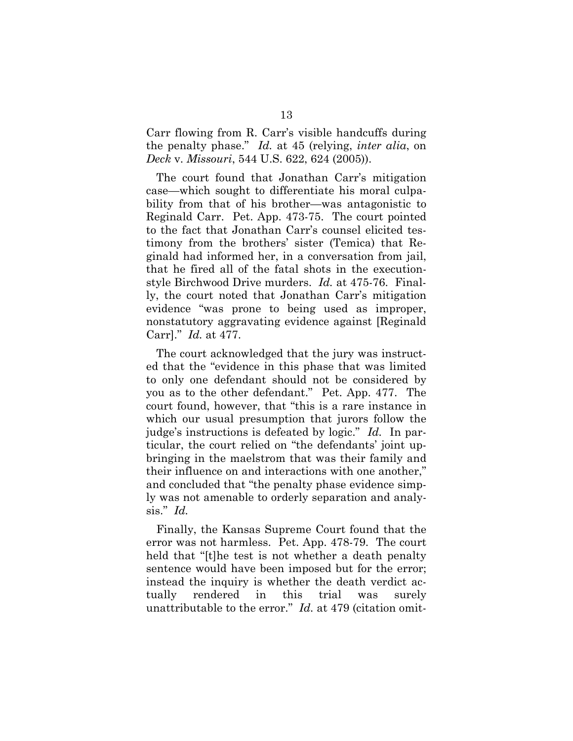Carr flowing from R. Carr's visible handcuffs during the penalty phase." *Id.* at 45 (relying, *inter alia*, on *Deck* v. *Missouri*, 544 U.S. 622, 624 (2005)).

The court found that Jonathan Carr's mitigation case—which sought to differentiate his moral culpability from that of his brother—was antagonistic to Reginald Carr. Pet. App. 473-75. The court pointed to the fact that Jonathan Carr's counsel elicited testimony from the brothers' sister (Temica) that Reginald had informed her, in a conversation from jail, that he fired all of the fatal shots in the execution-style Birchwood Drive murders. *Id.* at 475-76. Finally, the court noted that Jonathan Carr's mitigation evidence "was prone to being used as improper, nonstatutory aggravating evidence against [Reginald Carr]." *Id.* at 477.

The court acknowledged that the jury was instructed that the "evidence in this phase that was limited to only one defendant should not be considered by you as to the other defendant." Pet. App. 477. The court found, however, that "this is a rare instance in which our usual presumption that jurors follow the judge's instructions is defeated by logic." *Id.* In particular, the court relied on "the defendants' joint upbringing in the maelstrom that was their family and their influence on and interactions with one another," and concluded that "the penalty phase evidence simply was not amenable to orderly separation and analysis." *Id.*

Finally, the Kansas Supreme Court found that the error was not harmless. Pet. App. 478-79. The court held that "[t]he test is not whether a death penalty sentence would have been imposed but for the error; instead the inquiry is whether the death verdict actually rendered in this trial was surely unattributable to the error." *Id.* at 479 (citation omit-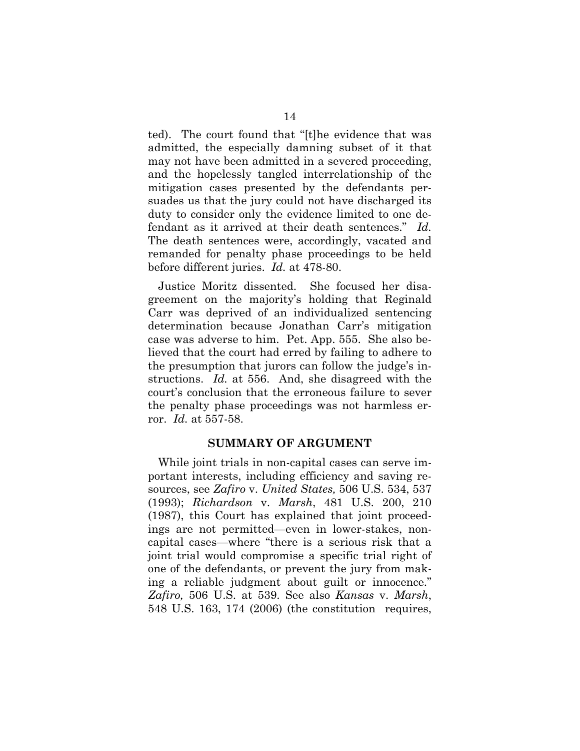ted). The court found that "[t]he evidence that was admitted, the especially damning subset of it that may not have been admitted in a severed proceeding, and the hopelessly tangled interrelationship of the mitigation cases presented by the defendants persuades us that the jury could not have discharged its duty to consider only the evidence limited to one defendant as it arrived at their death sentences." *Id.* The death sentences were, accordingly, vacated and remanded for penalty phase proceedings to be held before different juries. *Id.* at 478-80.

Justice Moritz dissented. She focused her disagreement on the majority's holding that Reginald Carr was deprived of an individualized sentencing determination because Jonathan Carr's mitigation case was adverse to him. Pet. App. 555. She also believed that the court had erred by failing to adhere to the presumption that jurors can follow the judge's instructions. *Id.* at 556. And, she disagreed with the court's conclusion that the erroneous failure to sever the penalty phase proceedings was not harmless error. *Id.* at 557-58.

## SUMMARY OF ARGUMENT

While joint trials in non-capital cases can serve important interests, including efficiency and saving resources, see *Zafiro* v. *United States,* 506 U.S. 534, 537 (1993); *Richardson* v. *Marsh*, 481 U.S. 200, 210 (1987), this Court has explained that joint proceedings are not permitted—even in lower-stakes, non-capital cases—where "there is a serious risk that a joint trial would compromise a specific trial right of one of the defendants, or prevent the jury from making a reliable judgment about guilt or innocence." *Zafiro,* 506 U.S. at 539. See also *Kansas* v. *Marsh*, 548 U.S. 163, 174 (2006) (the constitution requires,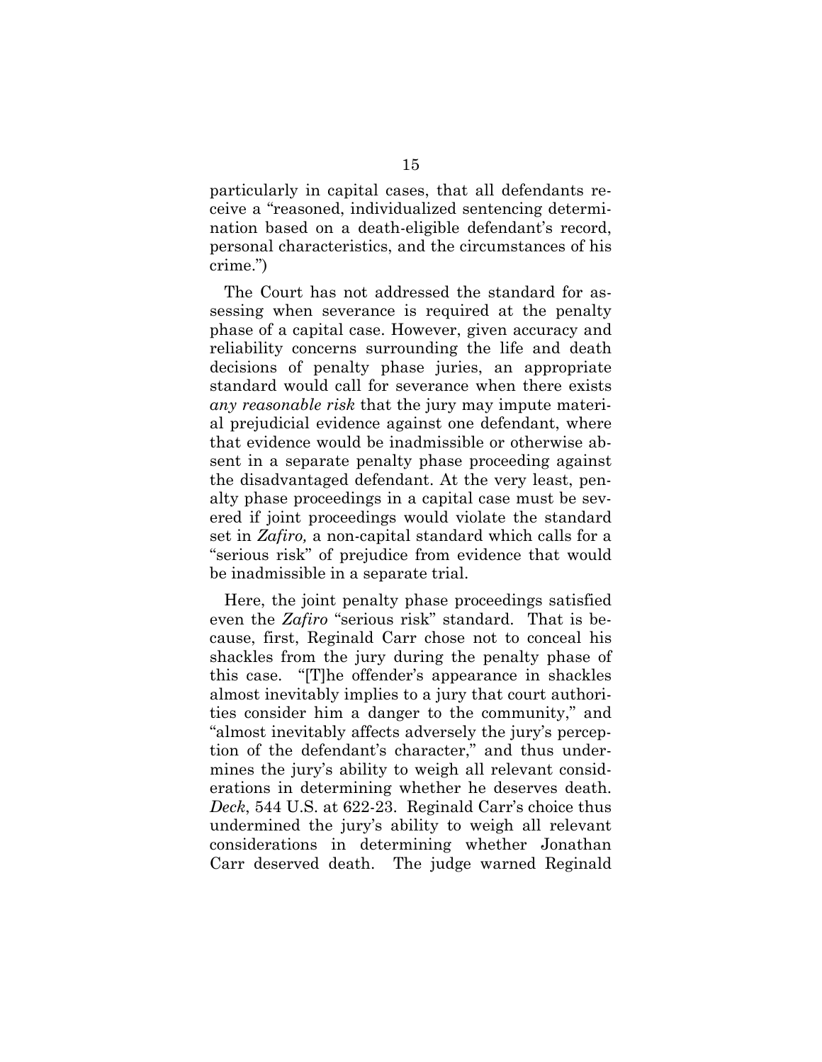particularly in capital cases, that all defendants receive a "reasoned, individualized sentencing determination based on a death-eligible defendant's record, personal characteristics, and the circumstances of his crime.")

The Court has not addressed the standard for assessing when severance is required at the penalty phase of a capital case. However, given accuracy and reliability concerns surrounding the life and death decisions of penalty phase juries, an appropriate standard would call for severance when there exists *any reasonable risk* that the jury may impute material prejudicial evidence against one defendant, where that evidence would be inadmissible or otherwise absent in a separate penalty phase proceeding against the disadvantaged defendant. At the very least, penalty phase proceedings in a capital case must be severed if joint proceedings would violate the standard set in *Zafiro,* a non-capital standard which calls for a "serious risk" of prejudice from evidence that would be inadmissible in a separate trial.

Here, the joint penalty phase proceedings satisfied even the *Zafiro* "serious risk" standard. That is because, first, Reginald Carr chose not to conceal his shackles from the jury during the penalty phase of this case. "[T]he offender's appearance in shackles almost inevitably implies to a jury that court authorities consider him a danger to the community," and "almost inevitably affects adversely the jury's perception of the defendant's character," and thus undermines the jury's ability to weigh all relevant considerations in determining whether he deserves death. *Deck*, 544 U.S. at 622-23. Reginald Carr's choice thus undermined the jury's ability to weigh all relevant considerations in determining whether Jonathan Carr deserved death. The judge warned Reginald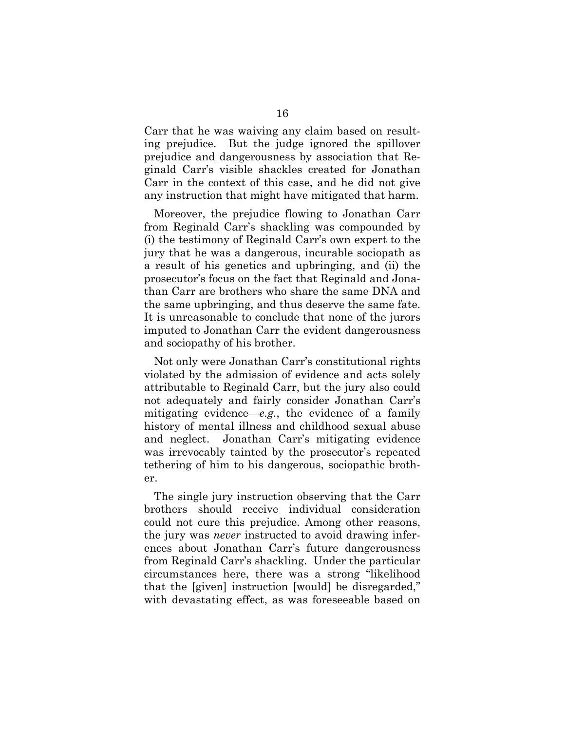Carr that he was waiving any claim based on resulting prejudice. But the judge ignored the spillover prejudice and dangerousness by association that Reginald Carr's visible shackles created for Jonathan Carr in the context of this case, and he did not give any instruction that might have mitigated that harm.

Moreover, the prejudice flowing to Jonathan Carr from Reginald Carr's shackling was compounded by (i) the testimony of Reginald Carr's own expert to the jury that he was a dangerous, incurable sociopath as a result of his genetics and upbringing, and (ii) the prosecutor's focus on the fact that Reginald and Jonathan Carr are brothers who share the same DNA and the same upbringing, and thus deserve the same fate. It is unreasonable to conclude that none of the jurors imputed to Jonathan Carr the evident dangerousness and sociopathy of his brother.

Not only were Jonathan Carr's constitutional rights violated by the admission of evidence and acts solely attributable to Reginald Carr, but the jury also could not adequately and fairly consider Jonathan Carr's mitigating evidence—*e.g.*, the evidence of a family history of mental illness and childhood sexual abuse and neglect. Jonathan Carr's mitigating evidence was irrevocably tainted by the prosecutor's repeated tethering of him to his dangerous, sociopathic brother.

The single jury instruction observing that the Carr brothers should receive individual consideration could not cure this prejudice. Among other reasons, the jury was *never* instructed to avoid drawing inferences about Jonathan Carr's future dangerousness from Reginald Carr's shackling. Under the particular circumstances here, there was a strong "likelihood that the [given] instruction [would] be disregarded," with devastating effect, as was foreseeable based on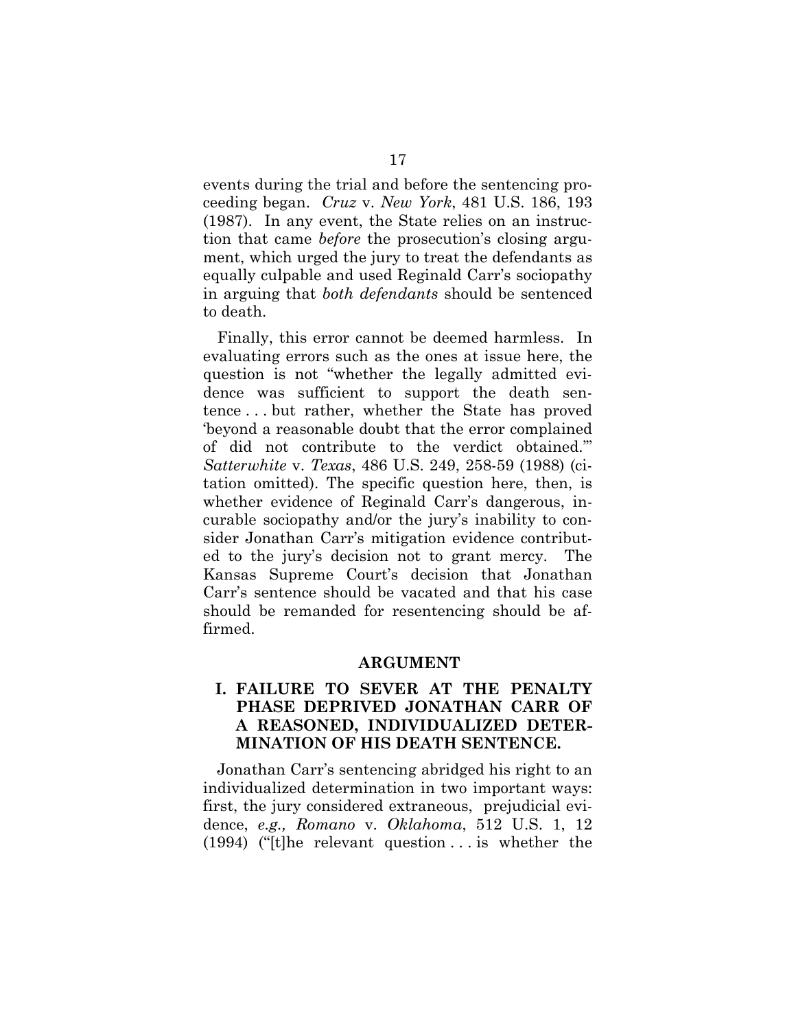events during the trial and before the sentencing proceeding began. *Cruz* v. *New York*, 481 U.S. 186, 193 (1987). In any event, the State relies on an instruction that came *before* the prosecution's closing argument, which urged the jury to treat the defendants as equally culpable and used Reginald Carr's sociopathy in arguing that *both defendants* should be sentenced to death.

Finally, this error cannot be deemed harmless. In evaluating errors such as the ones at issue here, the question is not "whether the legally admitted evidence was sufficient to support the death sentence . . . but rather, whether the State has proved 'beyond a reasonable doubt that the error complained of did not contribute to the verdict obtained.'" *Satterwhite* v. *Texas*, 486 U.S. 249, 258-59 (1988) (citation omitted). The specific question here, then, is whether evidence of Reginald Carr's dangerous, incurable sociopathy and/or the jury's inability to consider Jonathan Carr's mitigation evidence contributed to the jury's decision not to grant mercy. The Kansas Supreme Court's decision that Jonathan Carr's sentence should be vacated and that his case should be remanded for resentencing should be affirmed.

## ARGUMENT

### I. FAILURE TO SEVER AT THE PENALTY PHASE DEPRIVED JONATHAN CARR OF A REASONED, INDIVIDUALIZED DETERMINATION OF HIS DEATH SENTENCE.

Jonathan Carr's sentencing abridged his right to an individualized determination in two important ways: first, the jury considered extraneous, prejudicial evidence, *e.g., Romano* v. *Oklahoma*, 512 U.S. 1, 12 (1994) ("[t]he relevant question . . . is whether the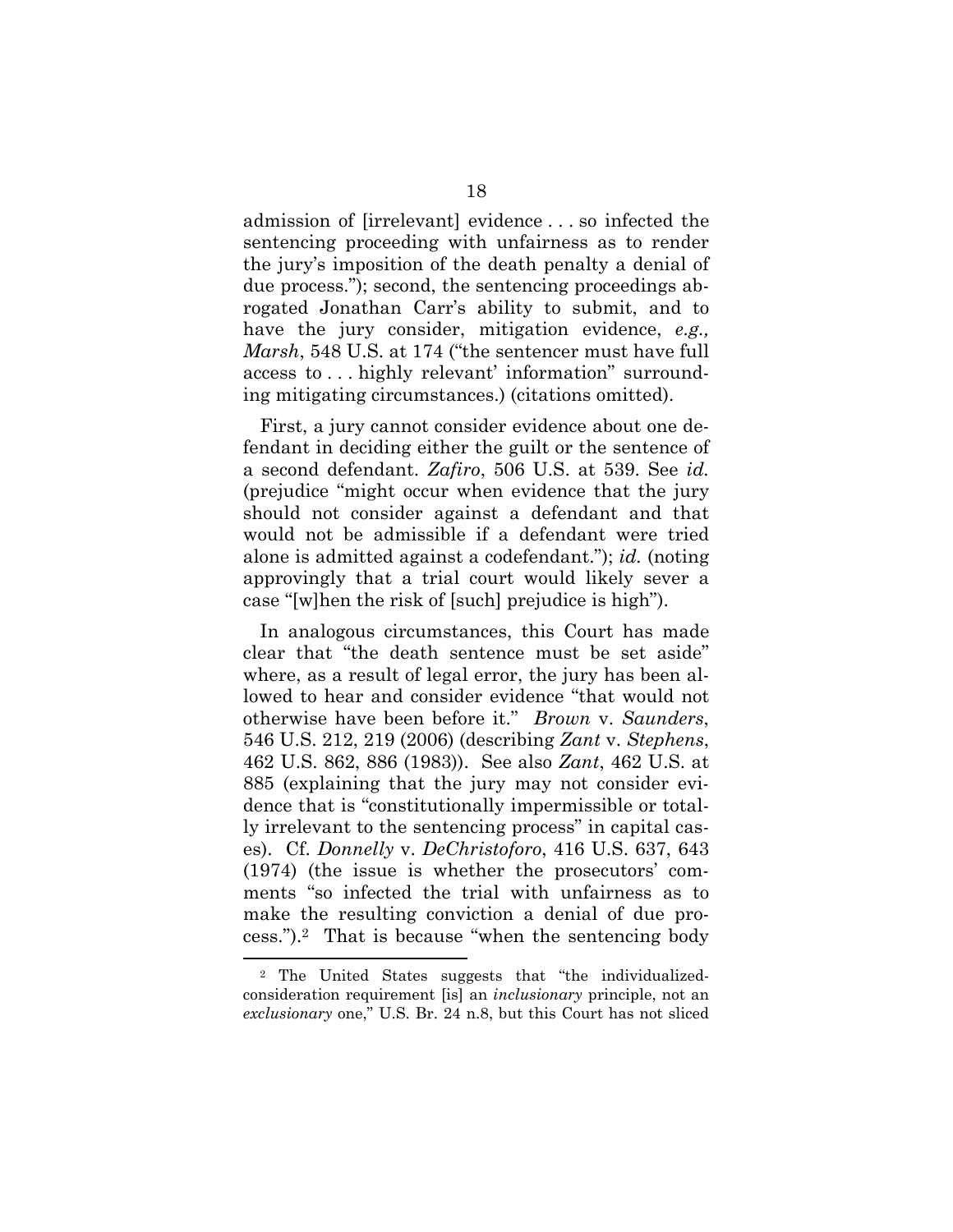admission of [irrelevant] evidence . . . so infected the sentencing proceeding with unfairness as to render the jury's imposition of the death penalty a denial of due process."); second, the sentencing proceedings abrogated Jonathan Carr's ability to submit, and to have the jury consider, mitigation evidence, *e.g., Marsh*, 548 U.S. at 174 ("the sentencer must have full access to . . . highly relevant' information" surrounding mitigating circumstances.) (citations omitted).

First, a jury cannot consider evidence about one defendant in deciding either the guilt or the sentence of a second defendant. *Zafiro*, 506 U.S. at 539. See *id.* (prejudice "might occur when evidence that the jury should not consider against a defendant and that would not be admissible if a defendant were tried alone is admitted against a codefendant."); *id.* (noting approvingly that a trial court would likely sever a case "[w]hen the risk of [such] prejudice is high").

In analogous circumstances, this Court has made clear that "the death sentence must be set aside" where, as a result of legal error, the jury has been allowed to hear and consider evidence "that would not otherwise have been before it." *Brown* v. *Saunders*, 546 U.S. 212, 219 (2006) (describing *Zant* v. *Stephens*, 462 U.S. 862, 886 (1983)). See also *Zant*, 462 U.S. at 885 (explaining that the jury may not consider evidence that is "constitutionally impermissible or totally irrelevant to the sentencing process" in capital cases). Cf. *Donnelly* v. *DeChristoforo*, 416 U.S. 637, 643 (1974) (the issue is whether the prosecutors' comments "so infected the trial with unfairness as to make the resulting conviction a denial of due process.").[2] That is because "when the sentencing body

[2] The United States suggests that "the individualized-consideration requirement [is] an *inclusionary* principle, not an *exclusionary* one," U.S. Br. 24 n.8, but this Court has not sliced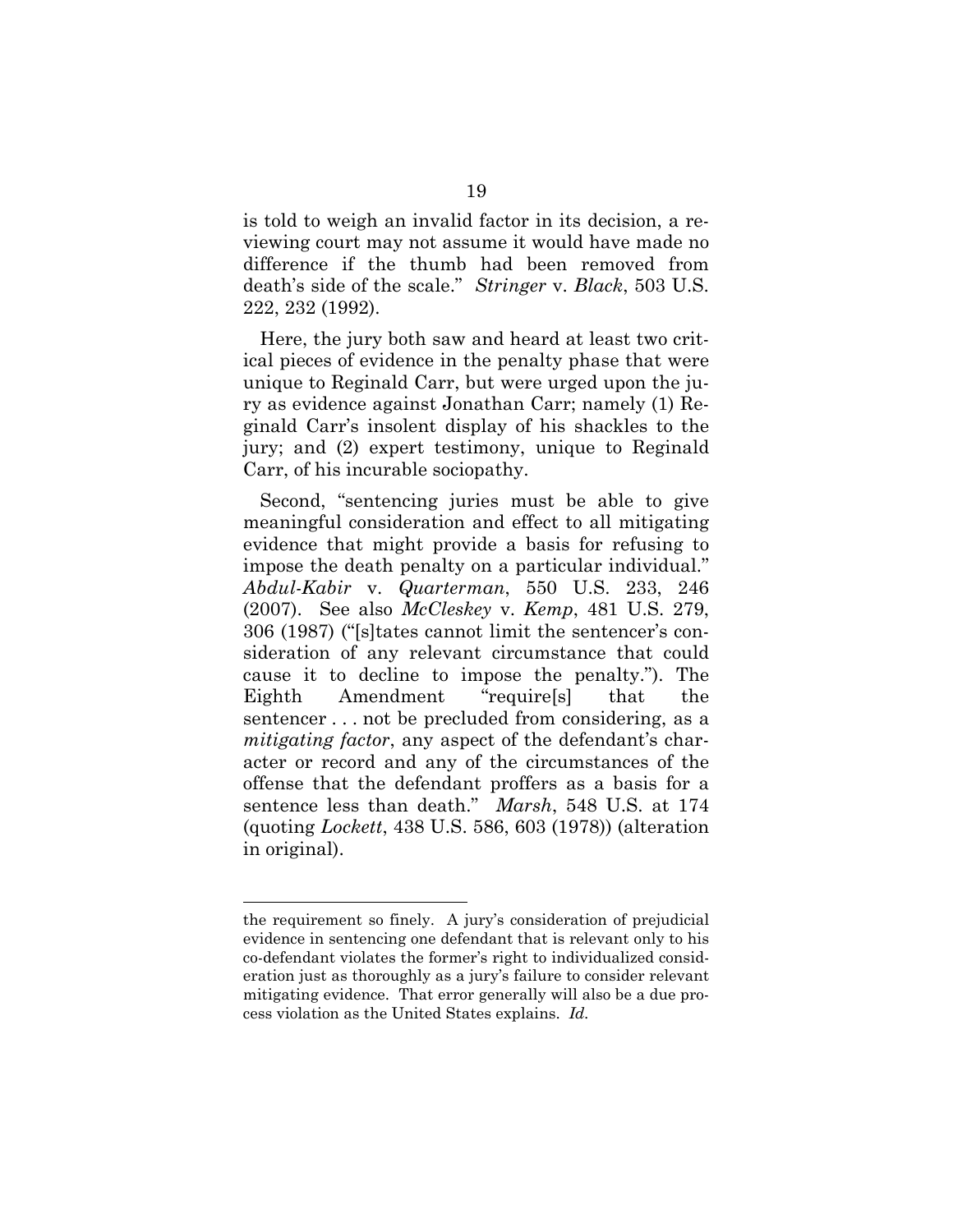is told to weigh an invalid factor in its decision, a reviewing court may not assume it would have made no difference if the thumb had been removed from death's side of the scale." *Stringer* v. *Black*, 503 U.S. 222, 232 (1992).

Here, the jury both saw and heard at least two critical pieces of evidence in the penalty phase that were unique to Reginald Carr, but were urged upon the jury as evidence against Jonathan Carr; namely (1) Reginald Carr's insolent display of his shackles to the jury; and (2) expert testimony, unique to Reginald Carr, of his incurable sociopathy.

Second, "sentencing juries must be able to give meaningful consideration and effect to all mitigating evidence that might provide a basis for refusing to impose the death penalty on a particular individual." *Abdul-Kabir* v. *Quarterman*, 550 U.S. 233, 246 (2007). See also *McCleskey* v. *Kemp*, 481 U.S. 279, 306 (1987) ("[s]tates cannot limit the sentencer's consideration of any relevant circumstance that could cause it to decline to impose the penalty."). The Eighth Amendment "require[s] that the sentencer . . . not be precluded from considering, as a *mitigating factor*, any aspect of the defendant's character or record and any of the circumstances of the offense that the defendant proffers as a basis for a sentence less than death." *Marsh*, 548 U.S. at 174 (quoting *Lockett*, 438 U.S. 586, 603 (1978)) (alteration in original).

---

the requirement so finely. A jury's consideration of prejudicial evidence in sentencing one defendant that is relevant only to his co-defendant violates the former's right to individualized consideration just as thoroughly as a jury's failure to consider relevant mitigating evidence. That error generally will also be a due process violation as the United States explains. *Id.*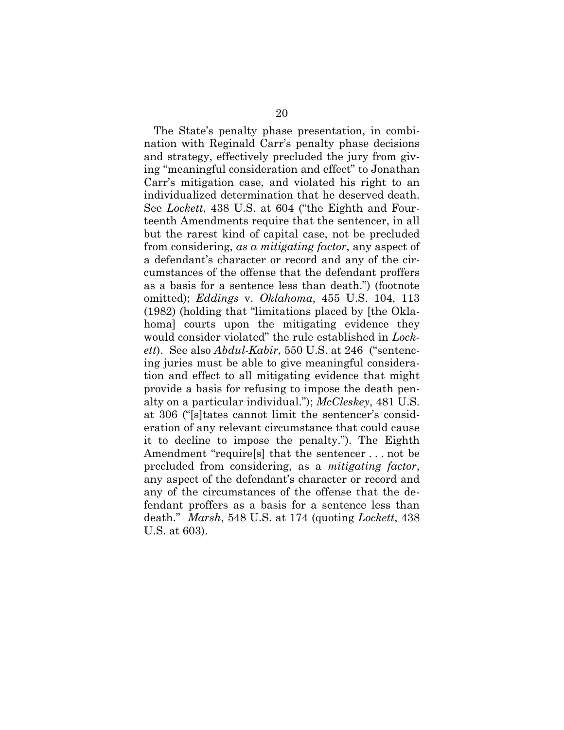The State's penalty phase presentation, in combination with Reginald Carr's penalty phase decisions and strategy, effectively precluded the jury from giving "meaningful consideration and effect" to Jonathan Carr's mitigation case, and violated his right to an individualized determination that he deserved death. See *Lockett*, 438 U.S. at 604 ("the Eighth and Fourteenth Amendments require that the sentencer, in all but the rarest kind of capital case, not be precluded from considering, *as a mitigating factor*, any aspect of a defendant's character or record and any of the circumstances of the offense that the defendant proffers as a basis for a sentence less than death.") (footnote omitted); *Eddings* v. *Oklahoma*, 455 U.S. 104, 113 (1982) (holding that "limitations placed by [the Oklahoma] courts upon the mitigating evidence they would consider violated" the rule established in *Lockett*). See also *Abdul-Kabir*, 550 U.S. at 246 ("sentencing juries must be able to give meaningful consideration and effect to all mitigating evidence that might provide a basis for refusing to impose the death penalty on a particular individual."); *McCleskey*, 481 U.S. at 306 ("[s]tates cannot limit the sentencer's consideration of any relevant circumstance that could cause it to decline to impose the penalty."). The Eighth Amendment "require[s] that the sentencer . . . not be precluded from considering, as a *mitigating factor*, any aspect of the defendant's character or record and any of the circumstances of the offense that the defendant proffers as a basis for a sentence less than death." *Marsh*, 548 U.S. at 174 (quoting *Lockett*, 438 U.S. at 603).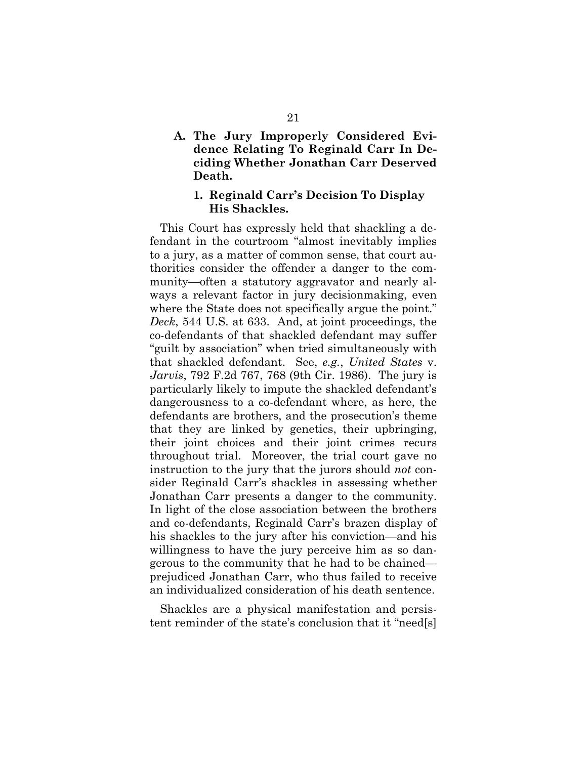### A. The Jury Improperly Considered Evidence Relating To Reginald Carr In Deciding Whether Jonathan Carr Deserved Death.

#### 1. Reginald Carr's Decision To Display His Shackles.

This Court has expressly held that shackling a defendant in the courtroom "almost inevitably implies to a jury, as a matter of common sense, that court authorities consider the offender a danger to the community—often a statutory aggravator and nearly always a relevant factor in jury decisionmaking, even where the State does not specifically argue the point." *Deck*, 544 U.S. at 633. And, at joint proceedings, the co-defendants of that shackled defendant may suffer "guilt by association" when tried simultaneously with that shackled defendant. See, *e.g.*, *United States* v. *Jarvis*, 792 F.2d 767, 768 (9th Cir. 1986). The jury is particularly likely to impute the shackled defendant's dangerousness to a co-defendant where, as here, the defendants are brothers, and the prosecution's theme that they are linked by genetics, their upbringing, their joint choices and their joint crimes recurs throughout trial. Moreover, the trial court gave no instruction to the jury that the jurors should *not* consider Reginald Carr's shackles in assessing whether Jonathan Carr presents a danger to the community. In light of the close association between the brothers and co-defendants, Reginald Carr's brazen display of his shackles to the jury after his conviction—and his willingness to have the jury perceive him as so dangerous to the community that he had to be chained—prejudiced Jonathan Carr, who thus failed to receive an individualized consideration of his death sentence.

Shackles are a physical manifestation and persistent reminder of the state's conclusion that it "need[s]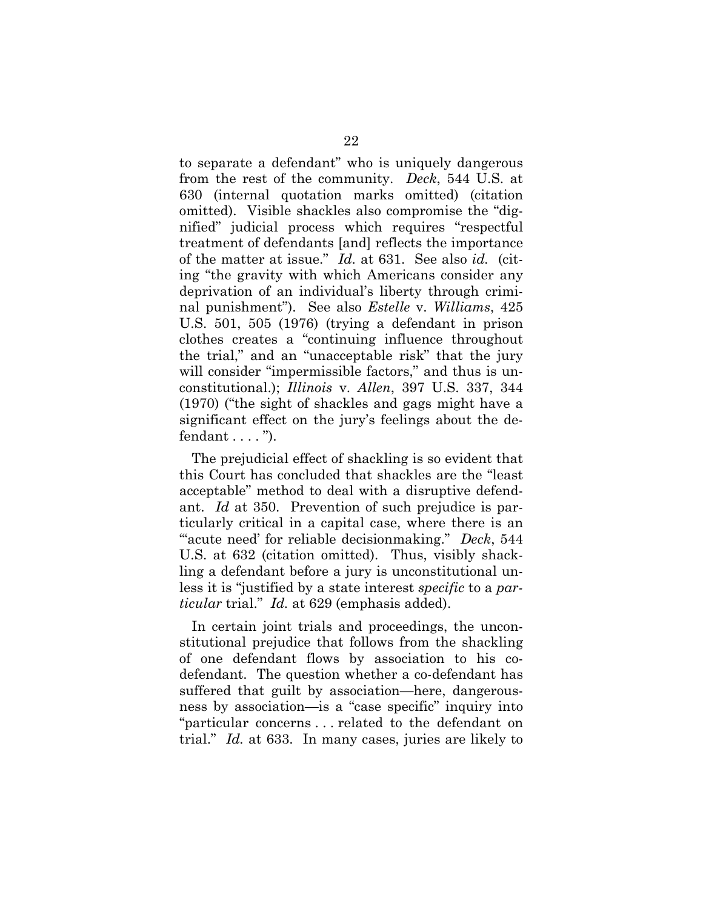to separate a defendant" who is uniquely dangerous from the rest of the community. *Deck*, 544 U.S. at 630 (internal quotation marks omitted) (citation omitted). Visible shackles also compromise the "dignified" judicial process which requires "respectful treatment of defendants [and] reflects the importance of the matter at issue." *Id.* at 631. See also *id.* (citing "the gravity with which Americans consider any deprivation of an individual's liberty through criminal punishment"). See also *Estelle* v. *Williams*, 425 U.S. 501, 505 (1976) (trying a defendant in prison clothes creates a "continuing influence throughout the trial," and an "unacceptable risk" that the jury will consider "impermissible factors," and thus is unconstitutional.); *Illinois* v. *Allen*, 397 U.S. 337, 344 (1970) ("the sight of shackles and gags might have a significant effect on the jury's feelings about the defendant . . . . ").

The prejudicial effect of shackling is so evident that this Court has concluded that shackles are the "least acceptable" method to deal with a disruptive defendant. *Id* at 350. Prevention of such prejudice is particularly critical in a capital case, where there is an "'acute need' for reliable decisionmaking." *Deck*, 544 U.S. at 632 (citation omitted). Thus, visibly shackling a defendant before a jury is unconstitutional unless it is "justified by a state interest *specific* to a *particular* trial." *Id.* at 629 (emphasis added).

In certain joint trials and proceedings, the unconstitutional prejudice that follows from the shackling of one defendant flows by association to his co-defendant. The question whether a co-defendant has suffered that guilt by association—here, dangerousness by association—is a "case specific" inquiry into "particular concerns . . . related to the defendant on trial." *Id.* at 633. In many cases, juries are likely to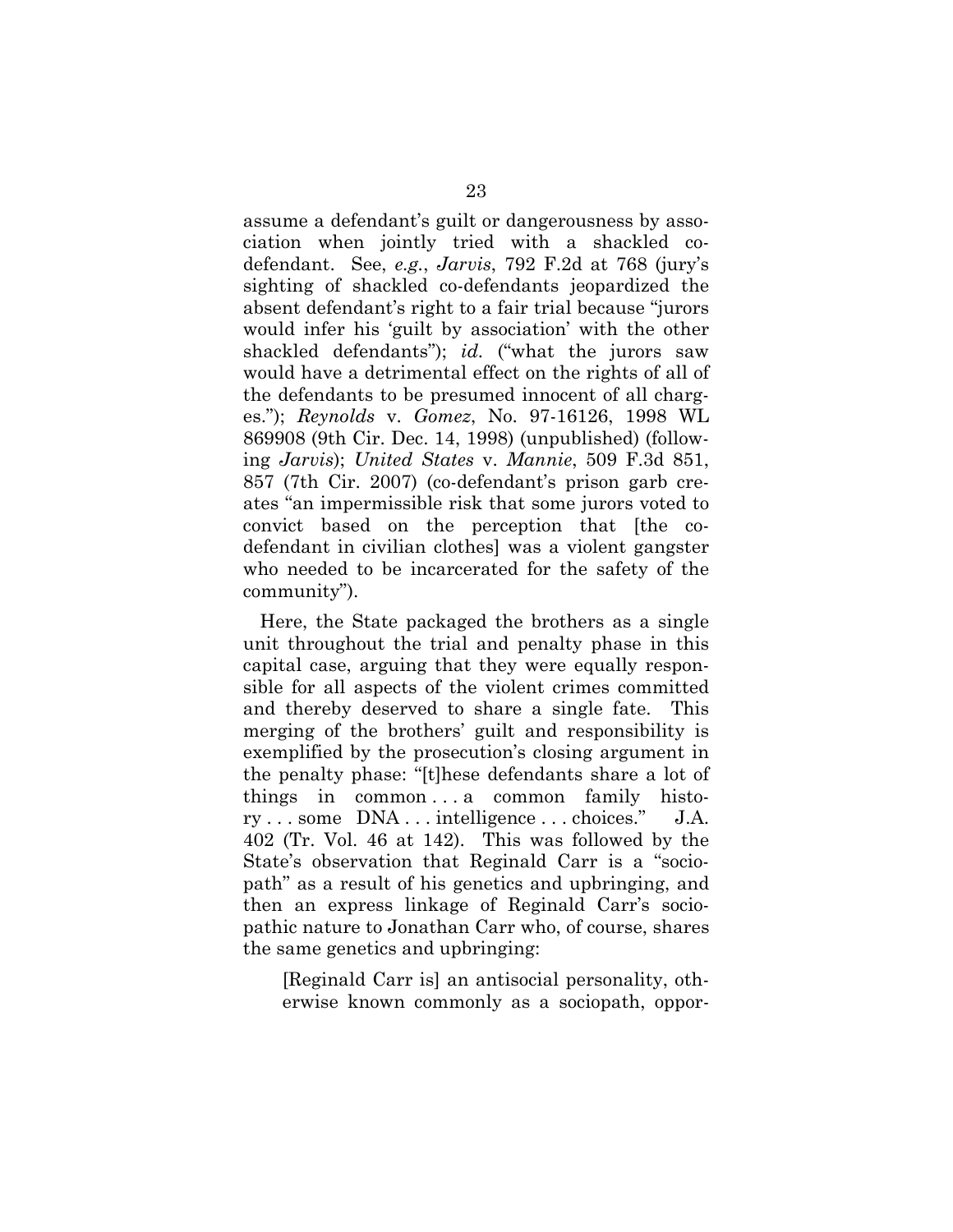assume a defendant's guilt or dangerousness by association when jointly tried with a shackled co-defendant. See, *e.g.*, *Jarvis*, 792 F.2d at 768 (jury's sighting of shackled co-defendants jeopardized the absent defendant's right to a fair trial because "jurors would infer his 'guilt by association' with the other shackled defendants"); *id.* ("what the jurors saw would have a detrimental effect on the rights of all of the defendants to be presumed innocent of all charges."); *Reynolds* v. *Gomez*, No. 97-16126, 1998 WL 869908 (9th Cir. Dec. 14, 1998) (unpublished) (following *Jarvis*); *United States* v. *Mannie*, 509 F.3d 851, 857 (7th Cir. 2007) (co-defendant's prison garb creates "an impermissible risk that some jurors voted to convict based on the perception that [the co-defendant in civilian clothes] was a violent gangster who needed to be incarcerated for the safety of the community").

Here, the State packaged the brothers as a single unit throughout the trial and penalty phase in this capital case, arguing that they were equally responsible for all aspects of the violent crimes committed and thereby deserved to share a single fate. This merging of the brothers' guilt and responsibility is exemplified by the prosecution's closing argument in the penalty phase: "[t]hese defendants share a lot of things in common . . . a common family history . . . some DNA . . . intelligence . . . choices." J.A. 402 (Tr. Vol. 46 at 142). This was followed by the State's observation that Reginald Carr is a "sociopath" as a result of his genetics and upbringing, and then an express linkage of Reginald Carr's sociopathic nature to Jonathan Carr who, of course, shares the same genetics and upbringing:

> [Reginald Carr is] an antisocial personality, otherwise known commonly as a sociopath, oppor-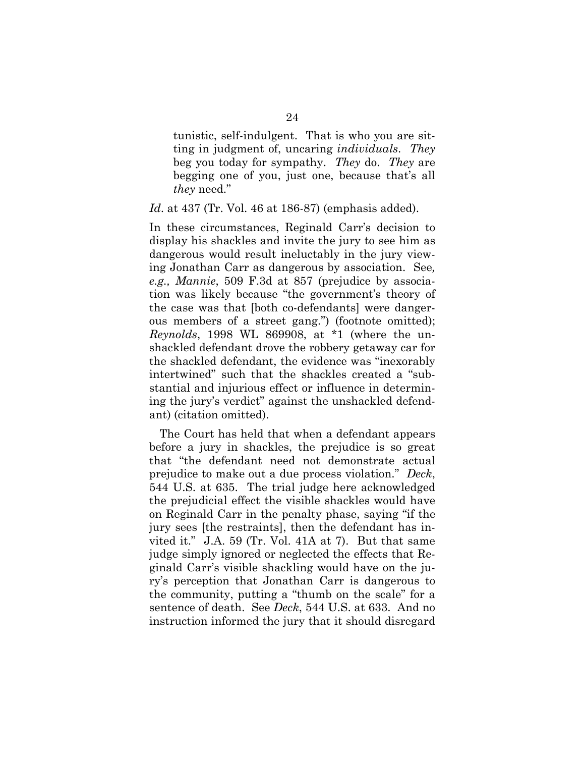tunistic, self-indulgent. That is who you are sitting in judgment of, uncaring *individuals*. *They* beg you today for sympathy. *They* do. *They* are begging one of you, just one, because that's all *they* need."

*Id*. at 437 (Tr. Vol. 46 at 186-87) (emphasis added).

In these circumstances, Reginald Carr's decision to display his shackles and invite the jury to see him as dangerous would result ineluctably in the jury viewing Jonathan Carr as dangerous by association. See*, e.g., Mannie*, 509 F.3d at 857 (prejudice by association was likely because "the government's theory of the case was that [both co-defendants] were dangerous members of a street gang.") (footnote omitted); *Reynolds*, 1998 WL 869908, at *1 (where the unshackled defendant drove the robbery getaway car for the shackled defendant, the evidence was "inexorably intertwined" such that the shackles created a "substantial and injurious effect or influence in determining the jury's verdict" against the unshackled defendant) (citation omitted).

The Court has held that when a defendant appears before a jury in shackles, the prejudice is so great that "the defendant need not demonstrate actual prejudice to make out a due process violation." *Deck*, 544 U.S. at 635. The trial judge here acknowledged the prejudicial effect the visible shackles would have on Reginald Carr in the penalty phase, saying "if the jury sees [the restraints], then the defendant has invited it." J.A. 59 (Tr. Vol. 41A at 7). But that same judge simply ignored or neglected the effects that Reginald Carr's visible shackling would have on the jury's perception that Jonathan Carr is dangerous to the community, putting a "thumb on the scale" for a sentence of death. See *Deck*, 544 U.S. at 633. And no instruction informed the jury that it should disregard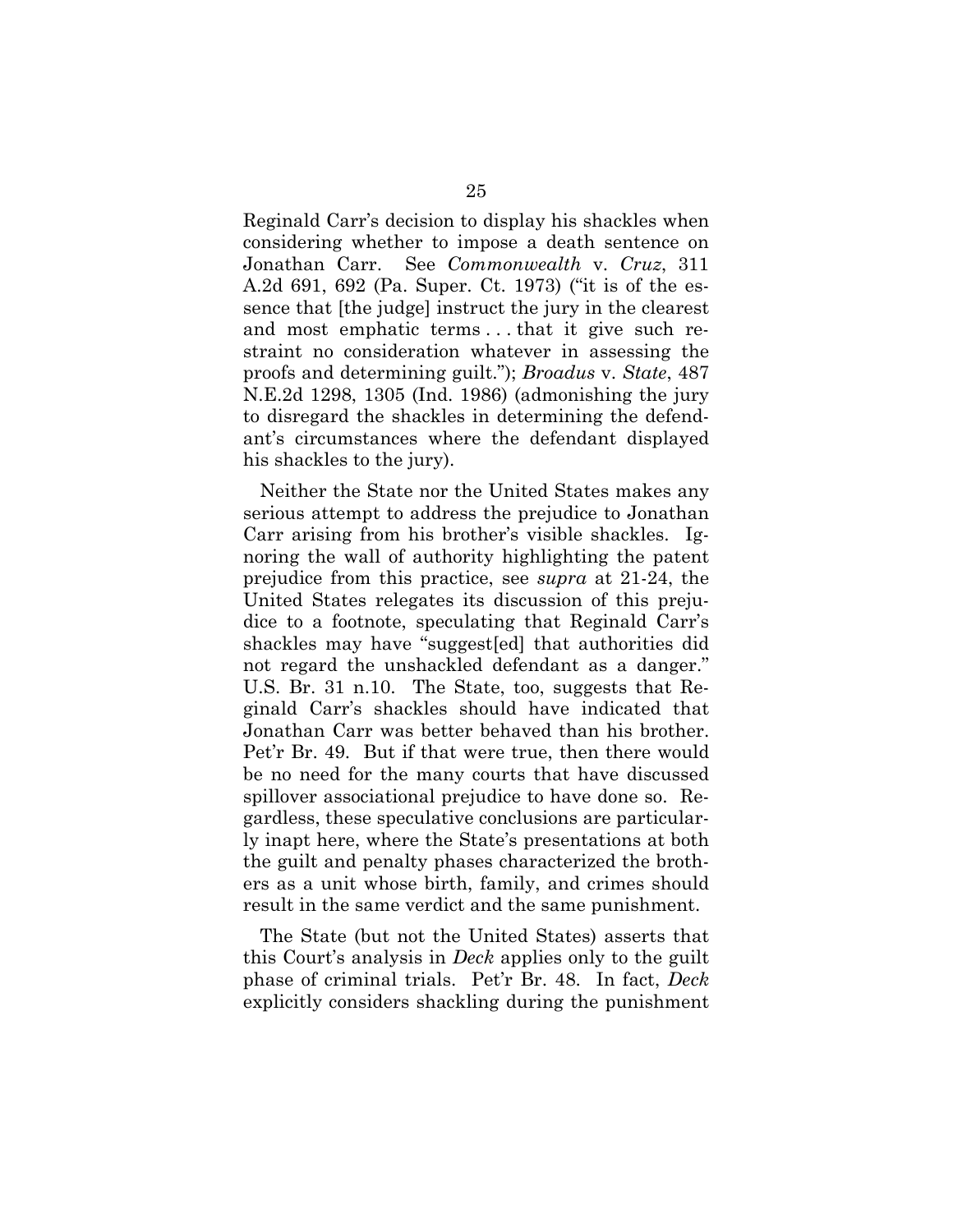Reginald Carr's decision to display his shackles when considering whether to impose a death sentence on Jonathan Carr. See *Commonwealth* v. *Cruz*, 311 A.2d 691, 692 (Pa. Super. Ct. 1973) ("it is of the essence that [the judge] instruct the jury in the clearest and most emphatic terms . . . that it give such restraint no consideration whatever in assessing the proofs and determining guilt."); *Broadus* v. *State*, 487 N.E.2d 1298, 1305 (Ind. 1986) (admonishing the jury to disregard the shackles in determining the defendant's circumstances where the defendant displayed his shackles to the jury).

Neither the State nor the United States makes any serious attempt to address the prejudice to Jonathan Carr arising from his brother's visible shackles. Ignoring the wall of authority highlighting the patent prejudice from this practice, see *supra* at 21-24, the United States relegates its discussion of this prejudice to a footnote, speculating that Reginald Carr's shackles may have "suggest[ed] that authorities did not regard the unshackled defendant as a danger." U.S. Br. 31 n.10. The State, too, suggests that Reginald Carr's shackles should have indicated that Jonathan Carr was better behaved than his brother. Pet'r Br. 49. But if that were true, then there would be no need for the many courts that have discussed spillover associational prejudice to have done so. Regardless, these speculative conclusions are particularly inapt here, where the State's presentations at both the guilt and penalty phases characterized the brothers as a unit whose birth, family, and crimes should result in the same verdict and the same punishment.

The State (but not the United States) asserts that this Court's analysis in *Deck* applies only to the guilt phase of criminal trials. Pet'r Br. 48. In fact, *Deck* explicitly considers shackling during the punishment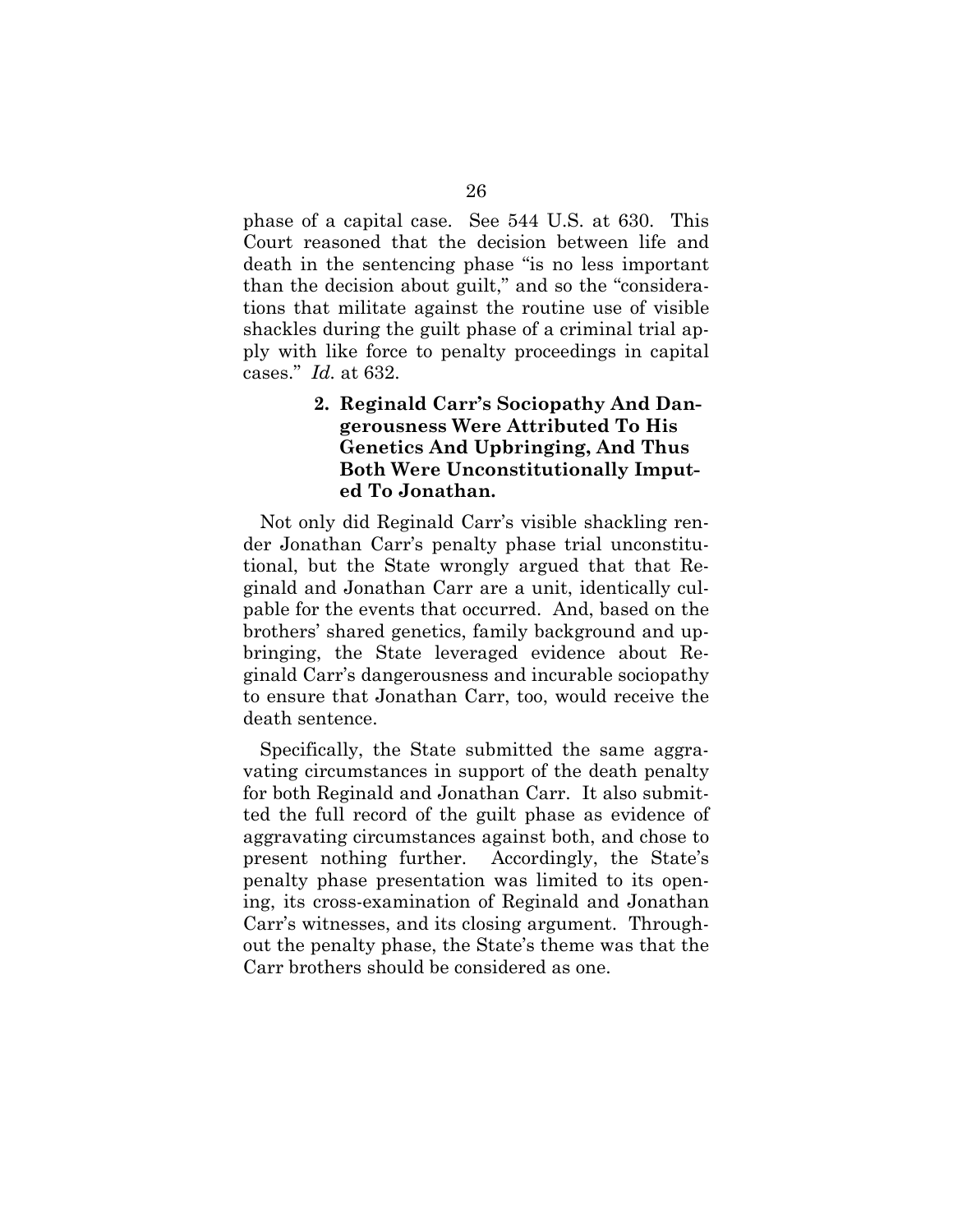phase of a capital case. See 544 U.S. at 630. This Court reasoned that the decision between life and death in the sentencing phase "is no less important than the decision about guilt," and so the "considerations that militate against the routine use of visible shackles during the guilt phase of a criminal trial apply with like force to penalty proceedings in capital cases." *Id.* at 632.

#### 2. Reginald Carr's Sociopathy And Dangerousness Were Attributed To His Genetics And Upbringing, And Thus Both Were Unconstitutionally Imputed To Jonathan.

Not only did Reginald Carr's visible shackling render Jonathan Carr's penalty phase trial unconstitutional, but the State wrongly argued that that Reginald and Jonathan Carr are a unit, identically culpable for the events that occurred. And, based on the brothers' shared genetics, family background and upbringing, the State leveraged evidence about Reginald Carr's dangerousness and incurable sociopathy to ensure that Jonathan Carr, too, would receive the death sentence.

Specifically, the State submitted the same aggravating circumstances in support of the death penalty for both Reginald and Jonathan Carr. It also submitted the full record of the guilt phase as evidence of aggravating circumstances against both, and chose to present nothing further. Accordingly, the State's penalty phase presentation was limited to its opening, its cross-examination of Reginald and Jonathan Carr's witnesses, and its closing argument. Throughout the penalty phase, the State's theme was that the Carr brothers should be considered as one.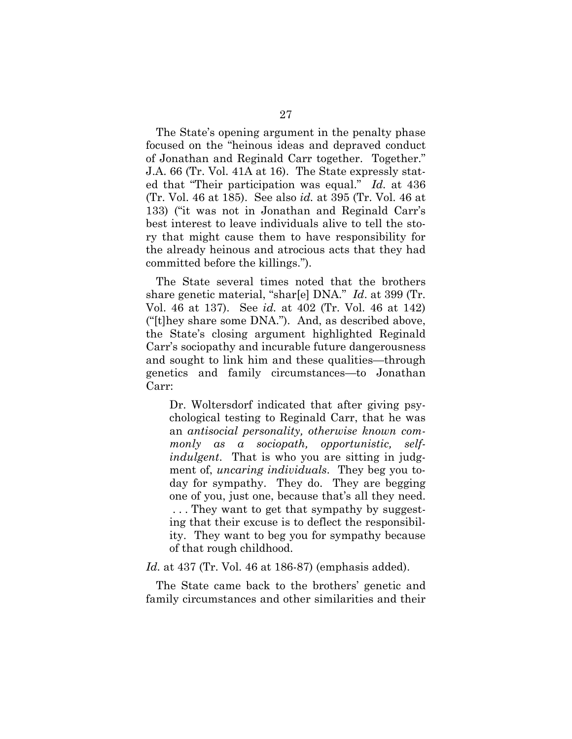The State's opening argument in the penalty phase focused on the "heinous ideas and depraved conduct of Jonathan and Reginald Carr together. Together." J.A. 66 (Tr. Vol. 41A at 16). The State expressly stated that "Their participation was equal." *Id.* at 436 (Tr. Vol. 46 at 185). See also *id.* at 395 (Tr. Vol. 46 at 133) ("it was not in Jonathan and Reginald Carr's best interest to leave individuals alive to tell the story that might cause them to have responsibility for the already heinous and atrocious acts that they had committed before the killings.").

The State several times noted that the brothers share genetic material, "shar[e] DNA." *Id*. at 399 (Tr. Vol. 46 at 137). See *id.* at 402 (Tr. Vol. 46 at 142) ("[t]hey share some DNA."). And, as described above, the State's closing argument highlighted Reginald Carr's sociopathy and incurable future dangerousness and sought to link him and these qualities—through genetics and family circumstances—to Jonathan Carr:

> Dr. Woltersdorf indicated that after giving psychological testing to Reginald Carr, that he was an *antisocial personality, otherwise known commonly as a sociopath, opportunistic, self-indulgent*. That is who you are sitting in judgment of, *uncaring individuals*. They beg you today for sympathy. They do. They are begging one of you, just one, because that's all they need. . . . They want to get that sympathy by suggesting that their excuse is to deflect the responsibility. They want to beg you for sympathy because of that rough childhood.

*Id.* at 437 (Tr. Vol. 46 at 186-87) (emphasis added).

The State came back to the brothers' genetic and family circumstances and other similarities and their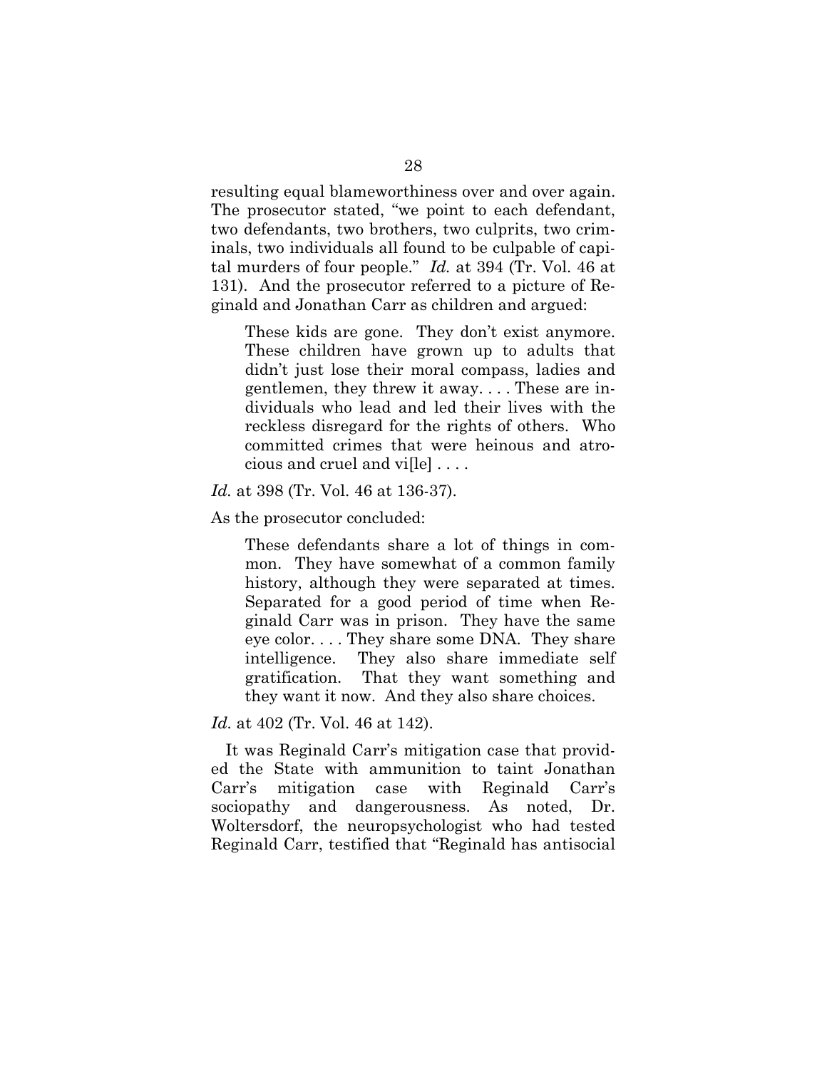resulting equal blameworthiness over and over again. The prosecutor stated, "we point to each defendant, two defendants, two brothers, two culprits, two criminals, two individuals all found to be culpable of capital murders of four people." *Id.* at 394 (Tr. Vol. 46 at 131). And the prosecutor referred to a picture of Reginald and Jonathan Carr as children and argued:

> These kids are gone. They don't exist anymore. These children have grown up to adults that didn't just lose their moral compass, ladies and gentlemen, they threw it away. . . . These are individuals who lead and led their lives with the reckless disregard for the rights of others. Who committed crimes that were heinous and atrocious and cruel and vi[le] . . . .

*Id.* at 398 (Tr. Vol. 46 at 136-37).

As the prosecutor concluded:

> These defendants share a lot of things in common. They have somewhat of a common family history, although they were separated at times. Separated for a good period of time when Reginald Carr was in prison. They have the same eye color. . . . They share some DNA. They share intelligence. They also share immediate self gratification. That they want something and they want it now. And they also share choices.

*Id.* at 402 (Tr. Vol. 46 at 142).

It was Reginald Carr's mitigation case that provided the State with ammunition to taint Jonathan Carr's mitigation case with Reginald Carr's sociopathy and dangerousness. As noted, Dr. Woltersdorf, the neuropsychologist who had tested Reginald Carr, testified that "Reginald has antisocial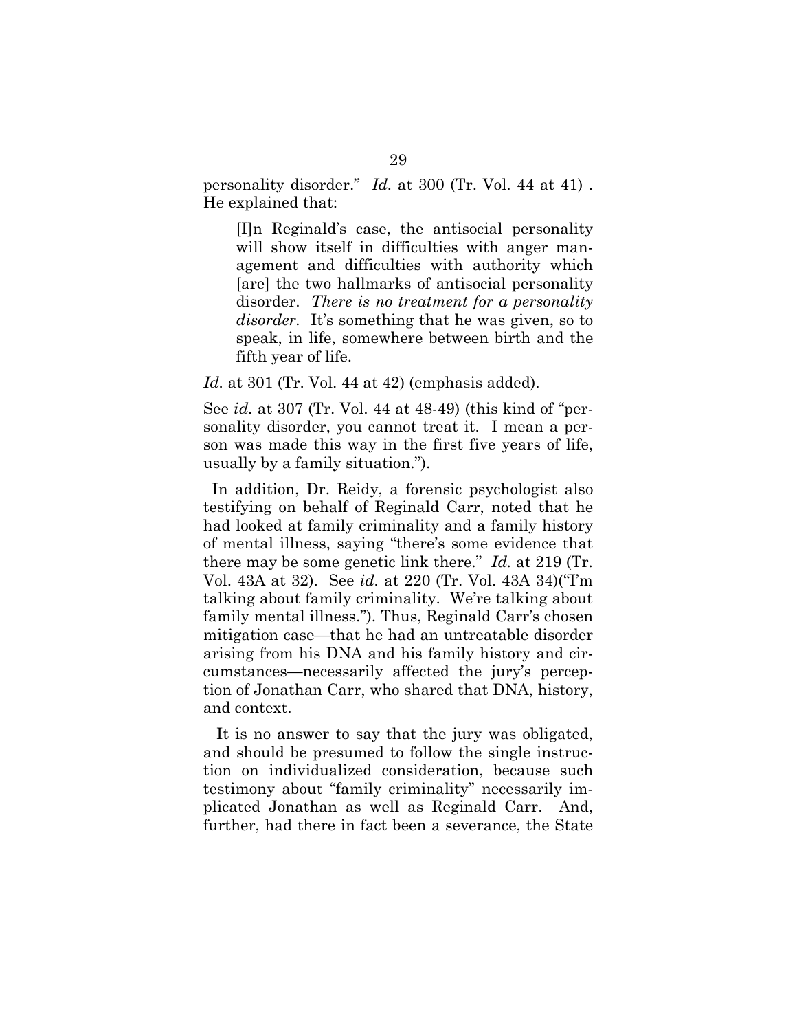personality disorder." *Id.* at 300 (Tr. Vol. 44 at 41) . He explained that:

> [I]n Reginald's case, the antisocial personality will show itself in difficulties with anger management and difficulties with authority which [are] the two hallmarks of antisocial personality disorder. *There is no treatment for a personality disorder*. It's something that he was given, so to speak, in life, somewhere between birth and the fifth year of life.

*Id.* at 301 (Tr. Vol. 44 at 42) (emphasis added).

See *id.* at 307 (Tr. Vol. 44 at 48-49) (this kind of "personality disorder, you cannot treat it. I mean a person was made this way in the first five years of life, usually by a family situation.").

In addition, Dr. Reidy, a forensic psychologist also testifying on behalf of Reginald Carr, noted that he had looked at family criminality and a family history of mental illness, saying "there's some evidence that there may be some genetic link there." *Id.* at 219 (Tr. Vol. 43A at 32). See *id.* at 220 (Tr. Vol. 43A 34)("I'm talking about family criminality. We're talking about family mental illness."). Thus, Reginald Carr's chosen mitigation case—that he had an untreatable disorder arising from his DNA and his family history and circumstances—necessarily affected the jury's perception of Jonathan Carr, who shared that DNA, history, and context.

It is no answer to say that the jury was obligated, and should be presumed to follow the single instruction on individualized consideration, because such testimony about "family criminality" necessarily implicated Jonathan as well as Reginald Carr. And, further, had there in fact been a severance, the State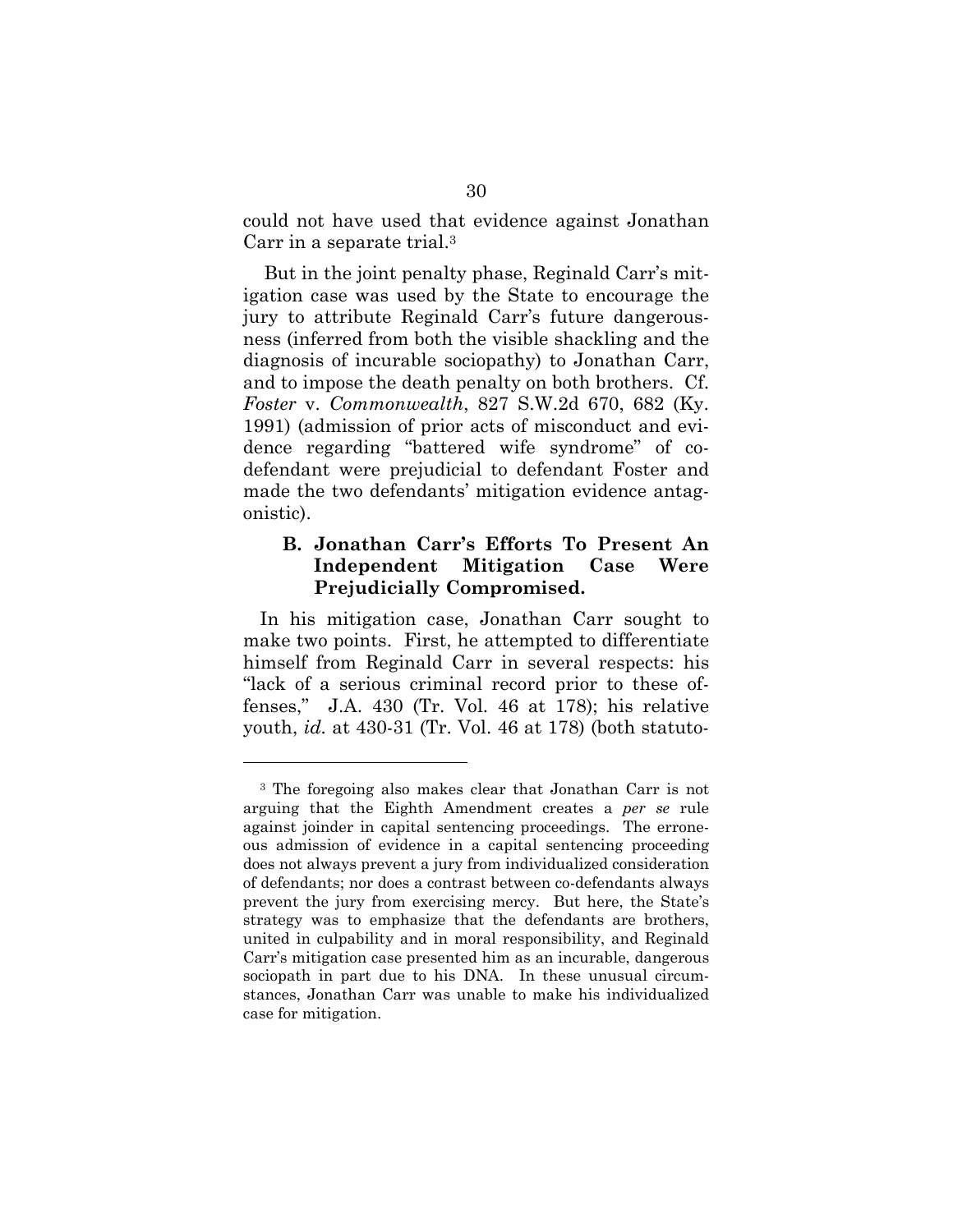could not have used that evidence against Jonathan Carr in a separate trial.[3]

But in the joint penalty phase, Reginald Carr's mitigation case was used by the State to encourage the jury to attribute Reginald Carr's future dangerousness (inferred from both the visible shackling and the diagnosis of incurable sociopathy) to Jonathan Carr, and to impose the death penalty on both brothers. Cf. *Foster* v. *Commonwealth*, 827 S.W.2d 670, 682 (Ky. 1991) (admission of prior acts of misconduct and evidence regarding "battered wife syndrome" of co-defendant were prejudicial to defendant Foster and made the two defendants' mitigation evidence antagonistic).

### B. Jonathan Carr's Efforts To Present An Independent Mitigation Case Were Prejudicially Compromised.

In his mitigation case, Jonathan Carr sought to make two points. First, he attempted to differentiate himself from Reginald Carr in several respects: his "lack of a serious criminal record prior to these offenses," J.A. 430 (Tr. Vol. 46 at 178); his relative youth, *id.* at 430-31 (Tr. Vol. 46 at 178) (both statuto-

---

[3] The foregoing also makes clear that Jonathan Carr is not arguing that the Eighth Amendment creates a *per se* rule against joinder in capital sentencing proceedings. The erroneous admission of evidence in a capital sentencing proceeding does not always prevent a jury from individualized consideration of defendants; nor does a contrast between co-defendants always prevent the jury from exercising mercy. But here, the State's strategy was to emphasize that the defendants are brothers, united in culpability and in moral responsibility, and Reginald Carr's mitigation case presented him as an incurable, dangerous sociopath in part due to his DNA. In these unusual circumstances, Jonathan Carr was unable to make his individualized case for mitigation.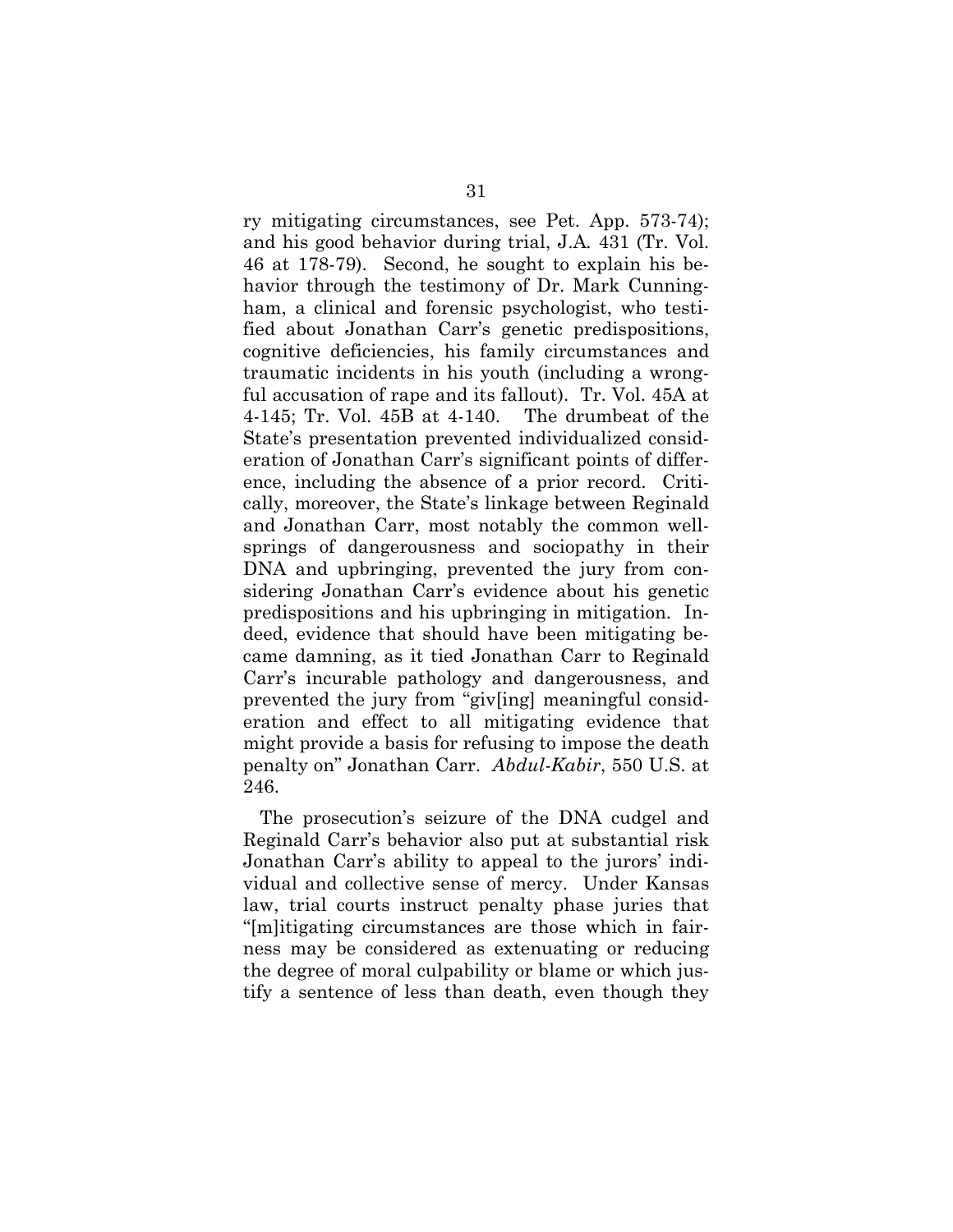ry mitigating circumstances, see Pet. App. 573-74); and his good behavior during trial, J.A. 431 (Tr. Vol. 46 at 178-79). Second, he sought to explain his behavior through the testimony of Dr. Mark Cunningham, a clinical and forensic psychologist, who testified about Jonathan Carr's genetic predispositions, cognitive deficiencies, his family circumstances and traumatic incidents in his youth (including a wrongful accusation of rape and its fallout). Tr. Vol. 45A at 4-145; Tr. Vol. 45B at 4-140. The drumbeat of the State's presentation prevented individualized consideration of Jonathan Carr's significant points of difference, including the absence of a prior record. Critically, moreover, the State's linkage between Reginald and Jonathan Carr, most notably the common wellsprings of dangerousness and sociopathy in their DNA and upbringing, prevented the jury from considering Jonathan Carr's evidence about his genetic predispositions and his upbringing in mitigation. Indeed, evidence that should have been mitigating became damning, as it tied Jonathan Carr to Reginald Carr's incurable pathology and dangerousness, and prevented the jury from "giv[ing] meaningful consideration and effect to all mitigating evidence that might provide a basis for refusing to impose the death penalty on" Jonathan Carr. *Abdul-Kabir*, 550 U.S. at 246.

The prosecution's seizure of the DNA cudgel and Reginald Carr's behavior also put at substantial risk Jonathan Carr's ability to appeal to the jurors' individual and collective sense of mercy. Under Kansas law, trial courts instruct penalty phase juries that "[m]itigating circumstances are those which in fairness may be considered as extenuating or reducing the degree of moral culpability or blame or which justify a sentence of less than death, even though they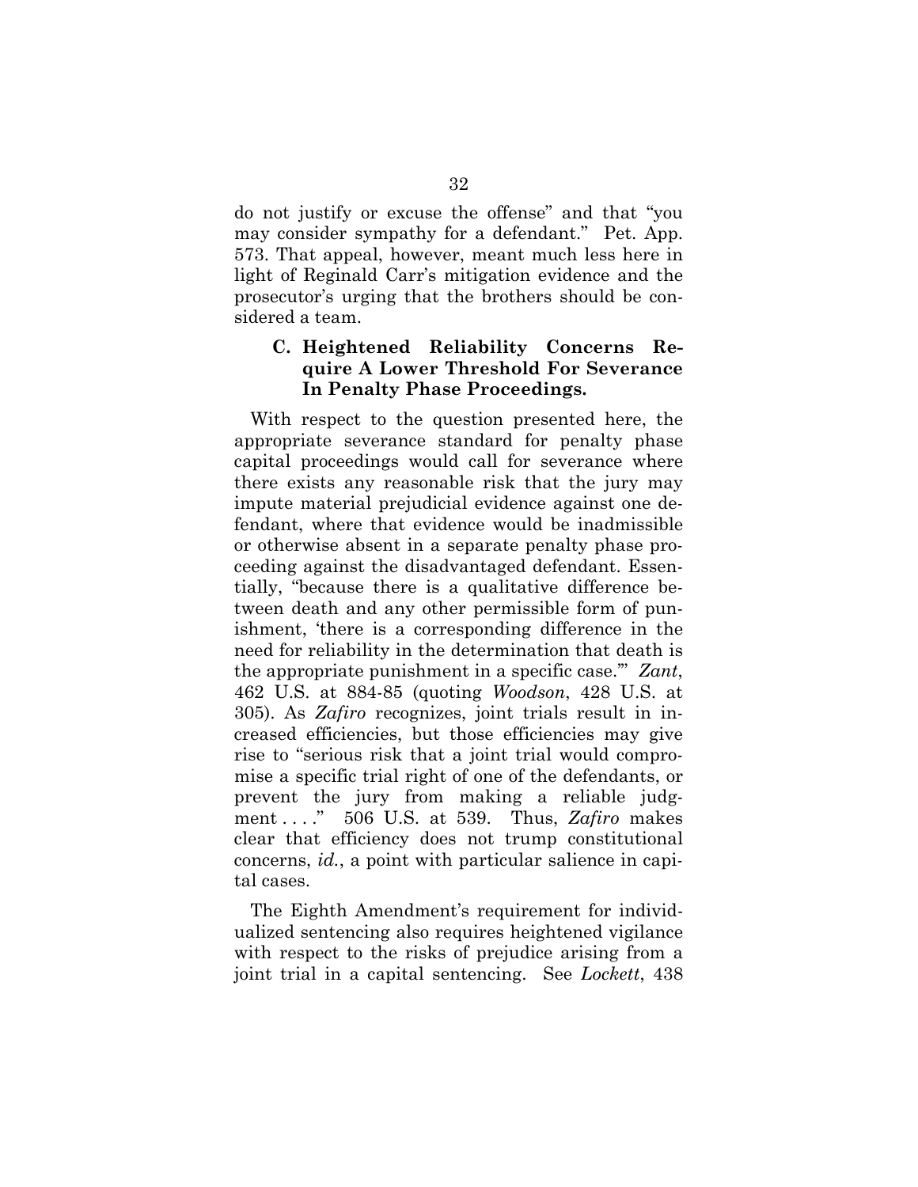do not justify or excuse the offense" and that "you may consider sympathy for a defendant." Pet. App. 573. That appeal, however, meant much less here in light of Reginald Carr's mitigation evidence and the prosecutor's urging that the brothers should be considered a team.

### C. Heightened Reliability Concerns Require A Lower Threshold For Severance In Penalty Phase Proceedings.

With respect to the question presented here, the appropriate severance standard for penalty phase capital proceedings would call for severance where there exists any reasonable risk that the jury may impute material prejudicial evidence against one defendant, where that evidence would be inadmissible or otherwise absent in a separate penalty phase proceeding against the disadvantaged defendant. Essentially, "because there is a qualitative difference between death and any other permissible form of punishment, 'there is a corresponding difference in the need for reliability in the determination that death is the appropriate punishment in a specific case.'" *Zant*, 462 U.S. at 884-85 (quoting *Woodson*, 428 U.S. at 305). As *Zafiro* recognizes, joint trials result in increased efficiencies, but those efficiencies may give rise to "serious risk that a joint trial would compromise a specific trial right of one of the defendants, or prevent the jury from making a reliable judgment . . . ." 506 U.S. at 539. Thus, *Zafiro* makes clear that efficiency does not trump constitutional concerns, *id.*, a point with particular salience in capital cases.

The Eighth Amendment's requirement for individualized sentencing also requires heightened vigilance with respect to the risks of prejudice arising from a joint trial in a capital sentencing. See *Lockett*, 438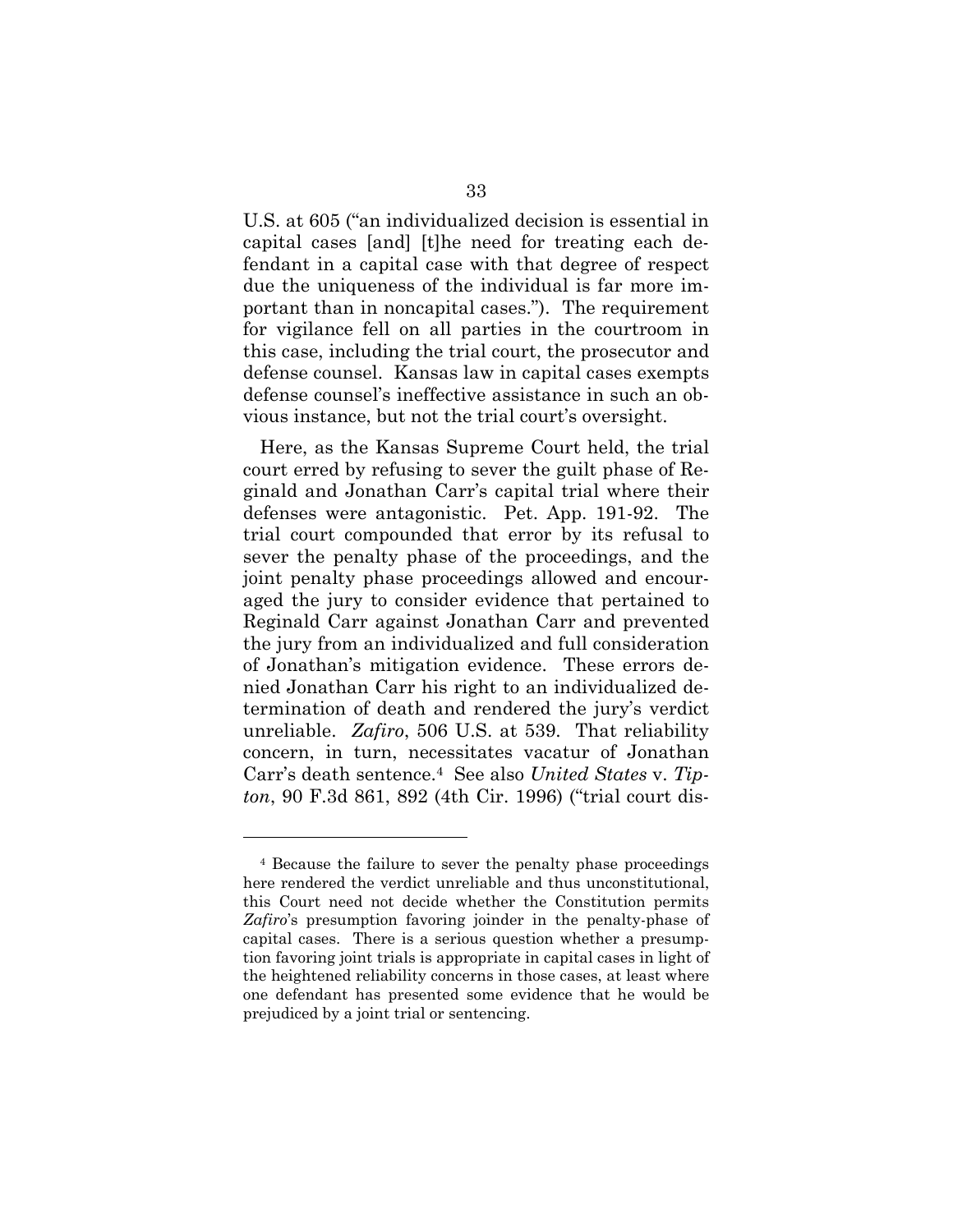U.S. at 605 ("an individualized decision is essential in capital cases [and] [t]he need for treating each defendant in a capital case with that degree of respect due the uniqueness of the individual is far more important than in noncapital cases."). The requirement for vigilance fell on all parties in the courtroom in this case, including the trial court, the prosecutor and defense counsel. Kansas law in capital cases exempts defense counsel's ineffective assistance in such an obvious instance, but not the trial court's oversight.

Here, as the Kansas Supreme Court held, the trial court erred by refusing to sever the guilt phase of Reginald and Jonathan Carr's capital trial where their defenses were antagonistic. Pet. App. 191-92. The trial court compounded that error by its refusal to sever the penalty phase of the proceedings, and the joint penalty phase proceedings allowed and encouraged the jury to consider evidence that pertained to Reginald Carr against Jonathan Carr and prevented the jury from an individualized and full consideration of Jonathan's mitigation evidence. These errors denied Jonathan Carr his right to an individualized determination of death and rendered the jury's verdict unreliable. *Zafiro*, 506 U.S. at 539. That reliability concern, in turn, necessitates vacatur of Jonathan Carr's death sentence.[4] See also *United States* v. *Tipton*, 90 F.3d 861, 892 (4th Cir. 1996) ("trial court dis-

---

[4] Because the failure to sever the penalty phase proceedings here rendered the verdict unreliable and thus unconstitutional, this Court need not decide whether the Constitution permits *Zafiro*'s presumption favoring joinder in the penalty-phase of capital cases. There is a serious question whether a presumption favoring joint trials is appropriate in capital cases in light of the heightened reliability concerns in those cases, at least where one defendant has presented some evidence that he would be prejudiced by a joint trial or sentencing.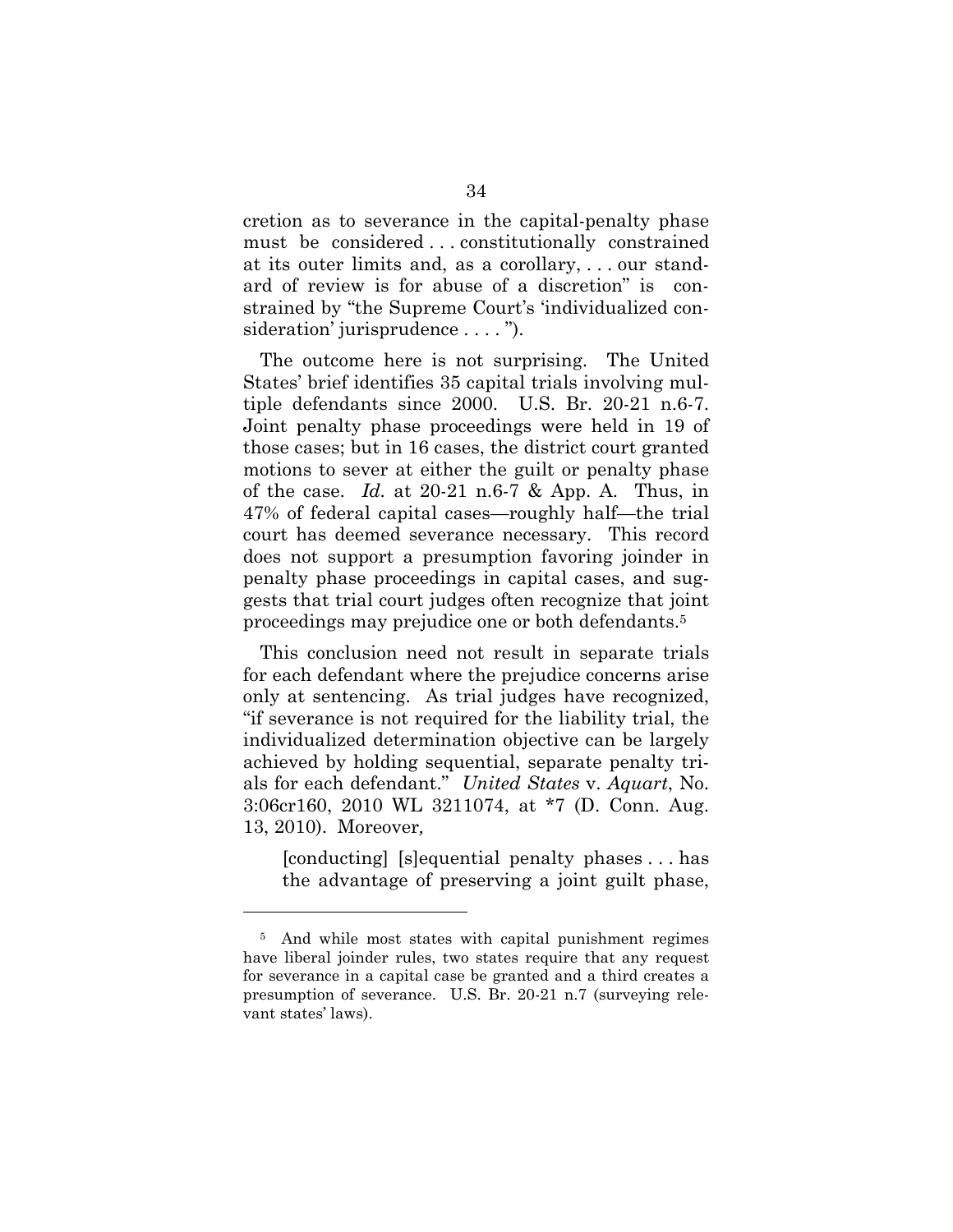cretion as to severance in the capital-penalty phase must be considered . . . constitutionally constrained at its outer limits and, as a corollary, . . . our standard of review is for abuse of a discretion" is constrained by "the Supreme Court's 'individualized consideration' jurisprudence . . . . ").

The outcome here is not surprising. The United States' brief identifies 35 capital trials involving multiple defendants since 2000. U.S. Br. 20-21 n.6-7. Joint penalty phase proceedings were held in 19 of those cases; but in 16 cases, the district court granted motions to sever at either the guilt or penalty phase of the case. *Id.* at 20-21 n.6-7 & App. A. Thus, in 47% of federal capital cases—roughly half—the trial court has deemed severance necessary. This record does not support a presumption favoring joinder in penalty phase proceedings in capital cases, and suggests that trial court judges often recognize that joint proceedings may prejudice one or both defendants.[5]

This conclusion need not result in separate trials for each defendant where the prejudice concerns arise only at sentencing. As trial judges have recognized, "if severance is not required for the liability trial, the individualized determination objective can be largely achieved by holding sequential, separate penalty trials for each defendant." *United States* v. *Aquart*, No. 3:06cr160, 2010 WL 3211074, at *7 (D. Conn. Aug. 13, 2010). Moreover,

> [conducting] [s]equential penalty phases . . . has the advantage of preserving a joint guilt phase,

[5] And while most states with capital punishment regimes have liberal joinder rules, two states require that any request for severance in a capital case be granted and a third creates a presumption of severance. U.S. Br. 20-21 n.7 (surveying relevant states' laws).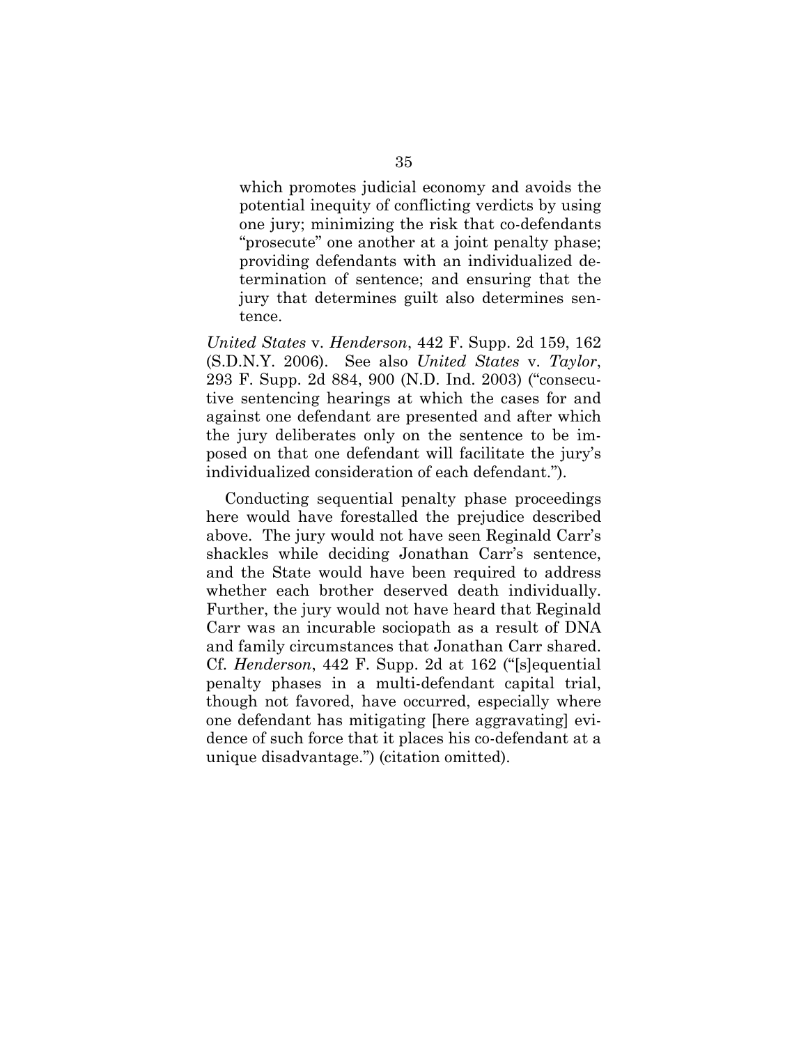> which promotes judicial economy and avoids the potential inequity of conflicting verdicts by using one jury; minimizing the risk that co-defendants "prosecute" one another at a joint penalty phase; providing defendants with an individualized determination of sentence; and ensuring that the jury that determines guilt also determines sentence.

*United States* v. *Henderson*, 442 F. Supp. 2d 159, 162 (S.D.N.Y. 2006). See also *United States* v. *Taylor*, 293 F. Supp. 2d 884, 900 (N.D. Ind. 2003) ("consecutive sentencing hearings at which the cases for and against one defendant are presented and after which the jury deliberates only on the sentence to be imposed on that one defendant will facilitate the jury's individualized consideration of each defendant.").

Conducting sequential penalty phase proceedings here would have forestalled the prejudice described above. The jury would not have seen Reginald Carr's shackles while deciding Jonathan Carr's sentence, and the State would have been required to address whether each brother deserved death individually. Further, the jury would not have heard that Reginald Carr was an incurable sociopath as a result of DNA and family circumstances that Jonathan Carr shared. Cf. *Henderson*, 442 F. Supp. 2d at 162 ("[s]equential penalty phases in a multi-defendant capital trial, though not favored, have occurred, especially where one defendant has mitigating [here aggravating] evidence of such force that it places his co-defendant at a unique disadvantage.") (citation omitted).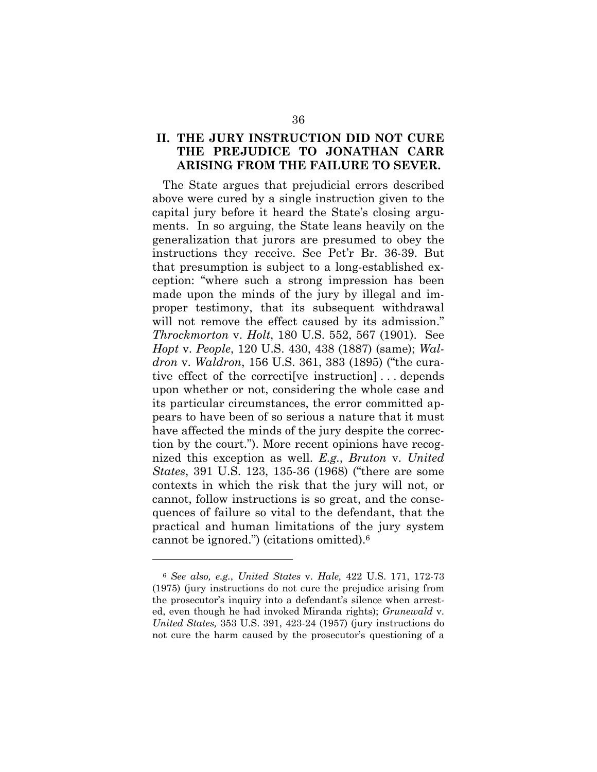## II. THE JURY INSTRUCTION DID NOT CURE THE PREJUDICE TO JONATHAN CARR ARISING FROM THE FAILURE TO SEVER.

The State argues that prejudicial errors described above were cured by a single instruction given to the capital jury before it heard the State's closing arguments. In so arguing, the State leans heavily on the generalization that jurors are presumed to obey the instructions they receive. See Pet'r Br. 36-39. But that presumption is subject to a long-established exception: "where such a strong impression has been made upon the minds of the jury by illegal and improper testimony, that its subsequent withdrawal will not remove the effect caused by its admission." *Throckmorton* v. *Holt*, 180 U.S. 552, 567 (1901). See *Hopt* v. *People*, 120 U.S. 430, 438 (1887) (same); *Waldron* v. *Waldron*, 156 U.S. 361, 383 (1895) ("the curative effect of the correcti[ve instruction] . . . depends upon whether or not, considering the whole case and its particular circumstances, the error committed appears to have been of so serious a nature that it must have affected the minds of the jury despite the correction by the court."). More recent opinions have recognized this exception as well. *E.g.*, *Bruton* v. *United States*, 391 U.S. 123, 135-36 (1968) ("there are some contexts in which the risk that the jury will not, or cannot, follow instructions is so great, and the consequences of failure so vital to the defendant, that the practical and human limitations of the jury system cannot be ignored.") (citations omitted).[6]

---

[6] *See also, e.g.*, *United States* v. *Hale,* 422 U.S. 171, 172-73 (1975) (jury instructions do not cure the prejudice arising from the prosecutor's inquiry into a defendant's silence when arrested, even though he had invoked Miranda rights); *Grunewald* v. *United States,* 353 U.S. 391, 423-24 (1957) (jury instructions do not cure the harm caused by the prosecutor's questioning of a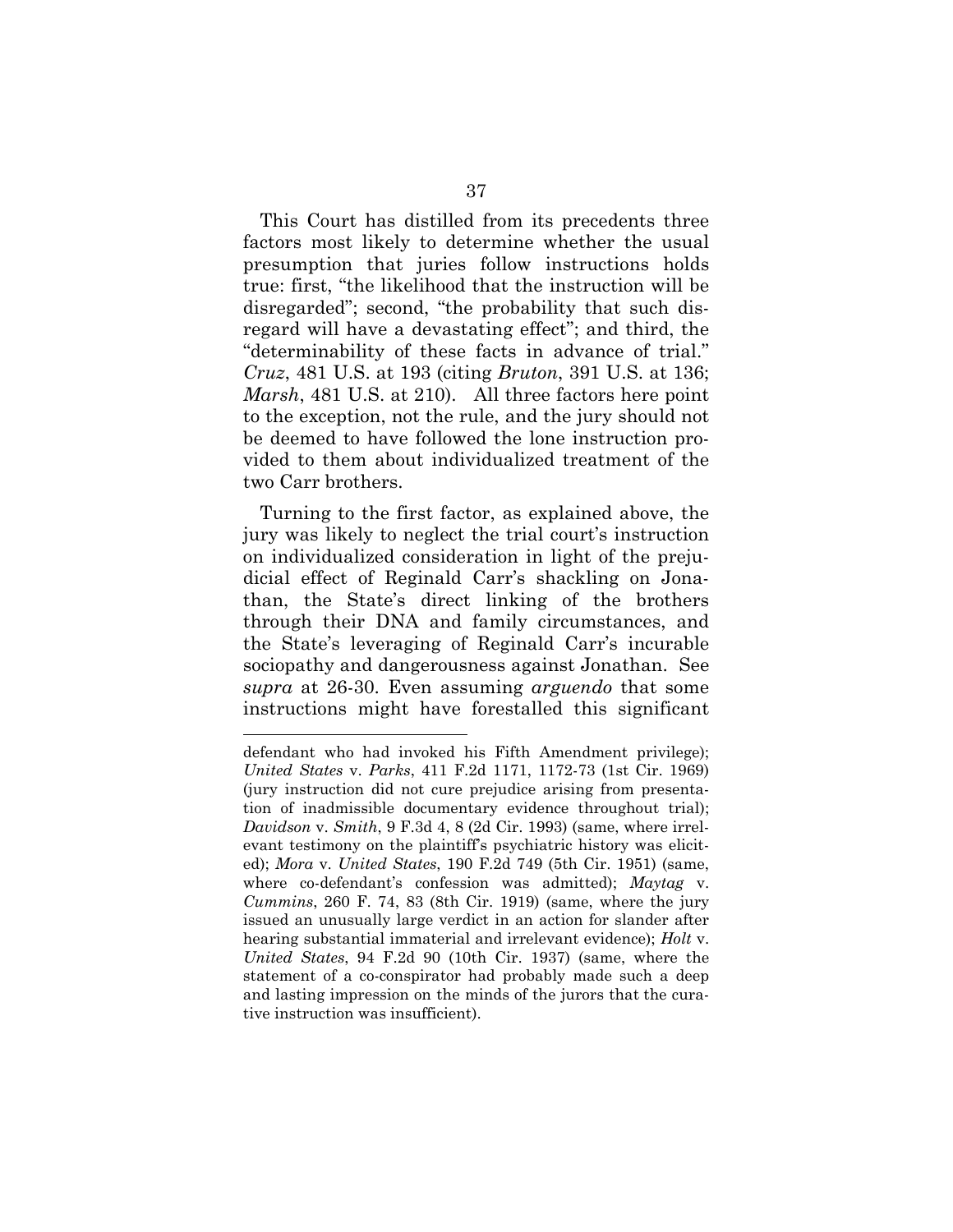This Court has distilled from its precedents three factors most likely to determine whether the usual presumption that juries follow instructions holds true: first, "the likelihood that the instruction will be disregarded"; second, "the probability that such disregard will have a devastating effect"; and third, the "determinability of these facts in advance of trial." *Cruz*, 481 U.S. at 193 (citing *Bruton*, 391 U.S. at 136; *Marsh*, 481 U.S. at 210). All three factors here point to the exception, not the rule, and the jury should not be deemed to have followed the lone instruction provided to them about individualized treatment of the two Carr brothers.

Turning to the first factor, as explained above, the jury was likely to neglect the trial court's instruction on individualized consideration in light of the prejudicial effect of Reginald Carr's shackling on Jonathan, the State's direct linking of the brothers through their DNA and family circumstances, and the State's leveraging of Reginald Carr's incurable sociopathy and dangerousness against Jonathan. See *supra* at 26-30. Even assuming *arguendo* that some instructions might have forestalled this significant

---

defendant who had invoked his Fifth Amendment privilege); *United States* v. *Parks*, 411 F.2d 1171, 1172-73 (1st Cir. 1969) (jury instruction did not cure prejudice arising from presentation of inadmissible documentary evidence throughout trial); *Davidson* v. *Smith*, 9 F.3d 4, 8 (2d Cir. 1993) (same, where irrelevant testimony on the plaintiff's psychiatric history was elicited); *Mora* v. *United States*, 190 F.2d 749 (5th Cir. 1951) (same, where co-defendant's confession was admitted); *Maytag* v. *Cummins*, 260 F. 74, 83 (8th Cir. 1919) (same, where the jury issued an unusually large verdict in an action for slander after hearing substantial immaterial and irrelevant evidence); *Holt* v. *United States*, 94 F.2d 90 (10th Cir. 1937) (same, where the statement of a co-conspirator had probably made such a deep and lasting impression on the minds of the jurors that the curative instruction was insufficient).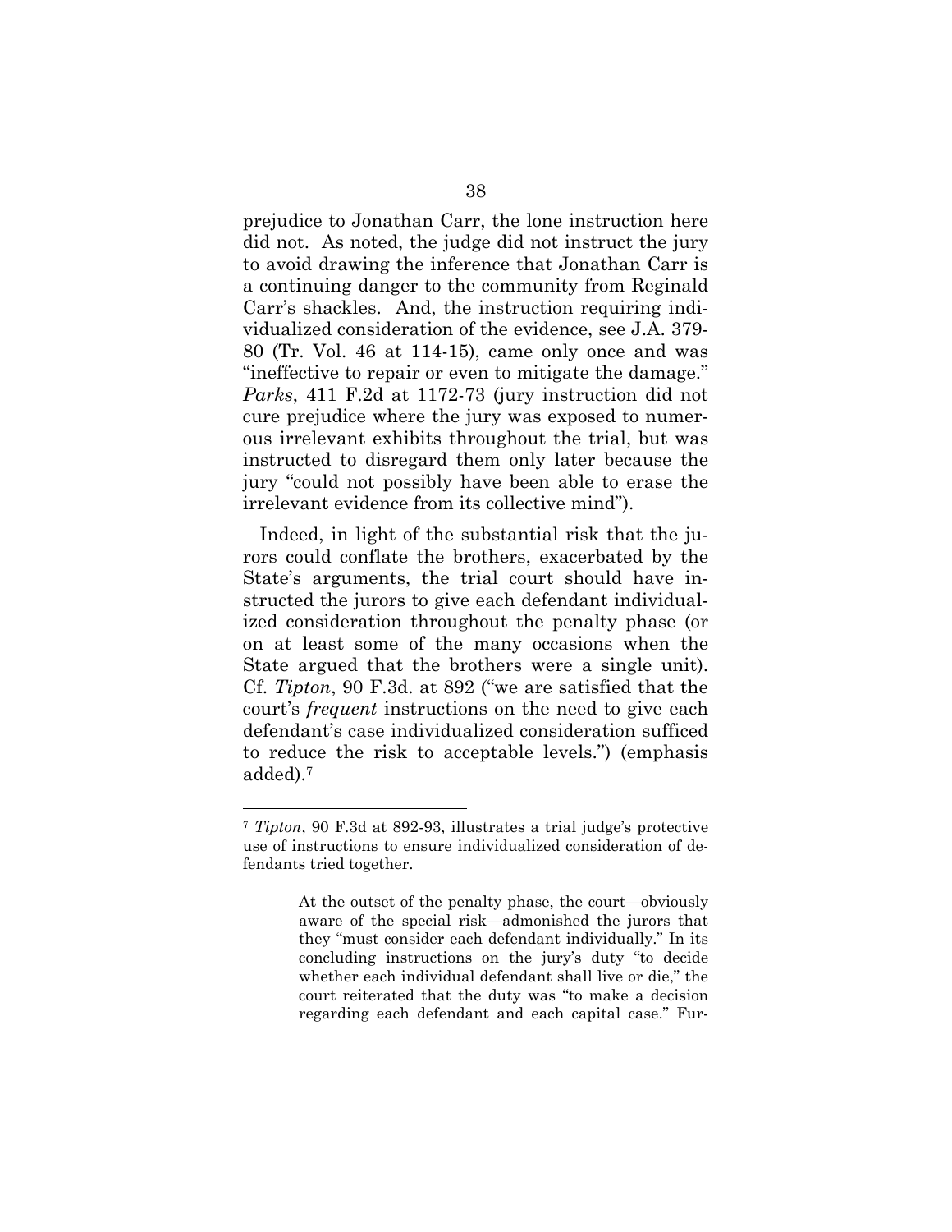prejudice to Jonathan Carr, the lone instruction here did not. As noted, the judge did not instruct the jury to avoid drawing the inference that Jonathan Carr is a continuing danger to the community from Reginald Carr's shackles. And, the instruction requiring individualized consideration of the evidence, see J.A. 379-80 (Tr. Vol. 46 at 114-15), came only once and was "ineffective to repair or even to mitigate the damage." *Parks*, 411 F.2d at 1172-73 (jury instruction did not cure prejudice where the jury was exposed to numerous irrelevant exhibits throughout the trial, but was instructed to disregard them only later because the jury "could not possibly have been able to erase the irrelevant evidence from its collective mind").

Indeed, in light of the substantial risk that the jurors could conflate the brothers, exacerbated by the State's arguments, the trial court should have instructed the jurors to give each defendant individualized consideration throughout the penalty phase (or on at least some of the many occasions when the State argued that the brothers were a single unit). Cf. *Tipton*, 90 F.3d. at 892 ("we are satisfied that the court's *frequent* instructions on the need to give each defendant's case individualized consideration sufficed to reduce the risk to acceptable levels.") (emphasis added).[7]

---

[7] *Tipton*, 90 F.3d at 892-93, illustrates a trial judge's protective use of instructions to ensure individualized consideration of defendants tried together.

> At the outset of the penalty phase, the court—obviously aware of the special risk—admonished the jurors that they "must consider each defendant individually." In its concluding instructions on the jury's duty "to decide whether each individual defendant shall live or die," the court reiterated that the duty was "to make a decision regarding each defendant and each capital case." Fur-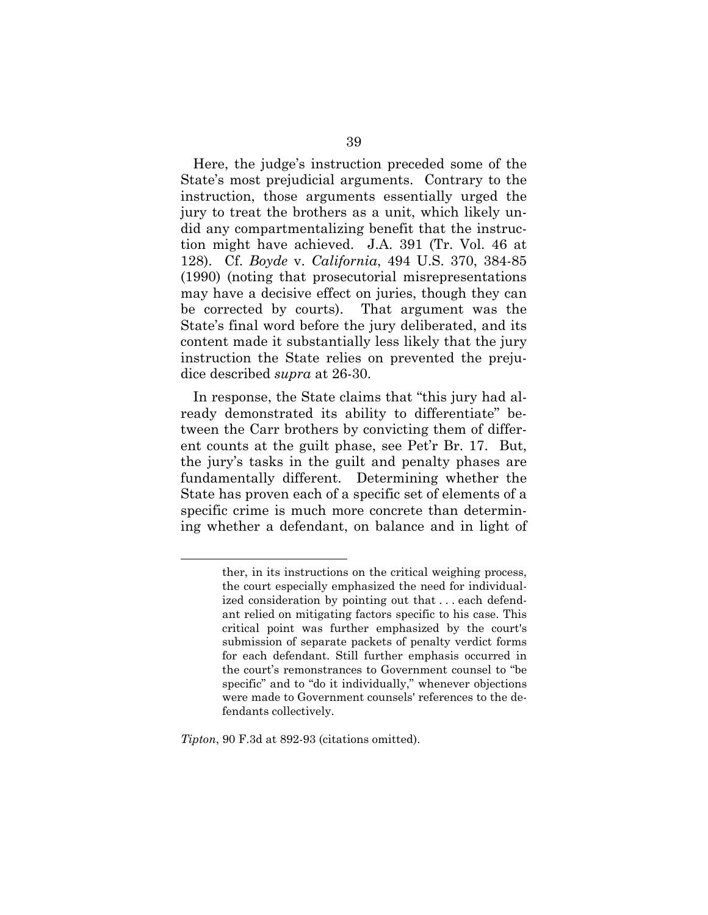Here, the judge's instruction preceded some of the State's most prejudicial arguments. Contrary to the instruction, those arguments essentially urged the jury to treat the brothers as a unit, which likely undid any compartmentalizing benefit that the instruction might have achieved. J.A. 391 (Tr. Vol. 46 at 128). Cf. *Boyde* v. *California*, 494 U.S. 370, 384-85 (1990) (noting that prosecutorial misrepresentations may have a decisive effect on juries, though they can be corrected by courts). That argument was the State's final word before the jury deliberated, and its content made it substantially less likely that the jury instruction the State relies on prevented the prejudice described *supra* at 26-30.

In response, the State claims that "this jury had already demonstrated its ability to differentiate" between the Carr brothers by convicting them of different counts at the guilt phase, see Pet'r Br. 17. But, the jury's tasks in the guilt and penalty phases are fundamentally different. Determining whether the State has proven each of a specific set of elements of a specific crime is much more concrete than determining whether a defendant, on balance and in light of

---

> ther, in its instructions on the critical weighing process, the court especially emphasized the need for individualized consideration by pointing out that . . . each defendant relied on mitigating factors specific to his case. This critical point was further emphasized by the court's submission of separate packets of penalty verdict forms for each defendant. Still further emphasis occurred in the court's remonstrances to Government counsel to "be specific" and to "do it individually," whenever objections were made to Government counsels' references to the defendants collectively.

*Tipton*, 90 F.3d at 892-93 (citations omitted).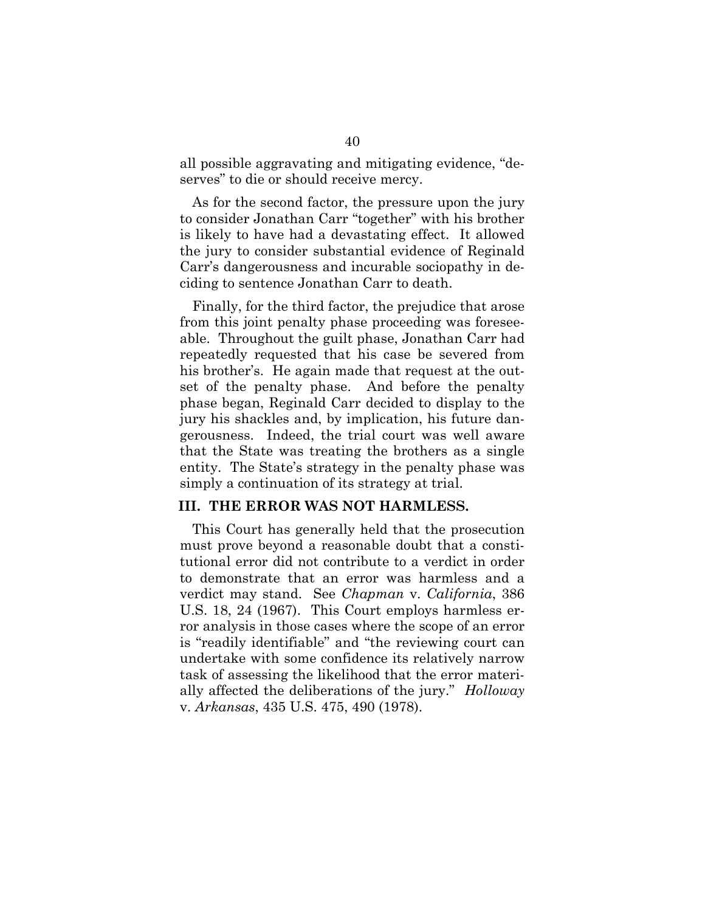all possible aggravating and mitigating evidence, "deserves" to die or should receive mercy.

As for the second factor, the pressure upon the jury to consider Jonathan Carr "together" with his brother is likely to have had a devastating effect. It allowed the jury to consider substantial evidence of Reginald Carr's dangerousness and incurable sociopathy in deciding to sentence Jonathan Carr to death.

Finally, for the third factor, the prejudice that arose from this joint penalty phase proceeding was foreseeable. Throughout the guilt phase, Jonathan Carr had repeatedly requested that his case be severed from his brother's. He again made that request at the outset of the penalty phase. And before the penalty phase began, Reginald Carr decided to display to the jury his shackles and, by implication, his future dangerousness. Indeed, the trial court was well aware that the State was treating the brothers as a single entity. The State's strategy in the penalty phase was simply a continuation of its strategy at trial.

## III. THE ERROR WAS NOT HARMLESS.

This Court has generally held that the prosecution must prove beyond a reasonable doubt that a constitutional error did not contribute to a verdict in order to demonstrate that an error was harmless and a verdict may stand. See *Chapman* v. *California*, 386 U.S. 18, 24 (1967). This Court employs harmless error analysis in those cases where the scope of an error is "readily identifiable" and "the reviewing court can undertake with some confidence its relatively narrow task of assessing the likelihood that the error materially affected the deliberations of the jury." *Holloway* v. *Arkansas*, 435 U.S. 475, 490 (1978).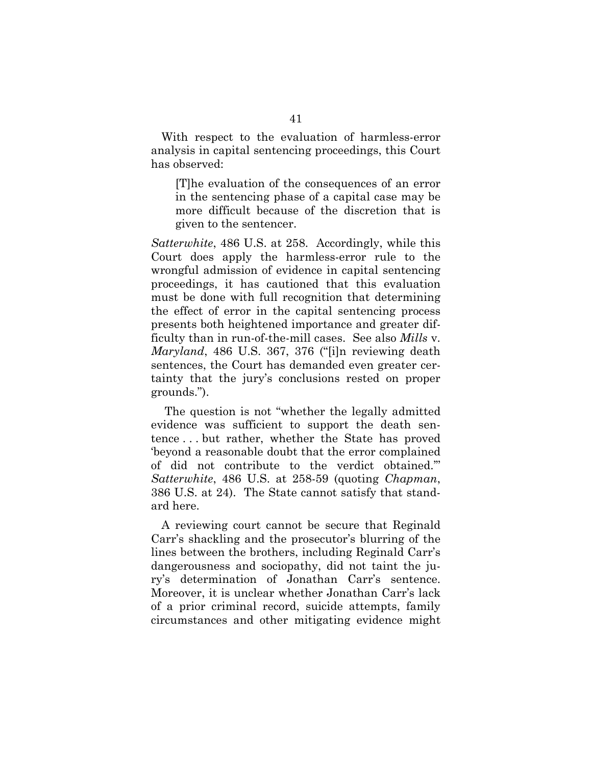With respect to the evaluation of harmless-error analysis in capital sentencing proceedings, this Court has observed:

> [T]he evaluation of the consequences of an error in the sentencing phase of a capital case may be more difficult because of the discretion that is given to the sentencer.

*Satterwhite*, 486 U.S. at 258. Accordingly, while this Court does apply the harmless-error rule to the wrongful admission of evidence in capital sentencing proceedings, it has cautioned that this evaluation must be done with full recognition that determining the effect of error in the capital sentencing process presents both heightened importance and greater difficulty than in run-of-the-mill cases. See also *Mills* v. *Maryland*, 486 U.S. 367, 376 ("[i]n reviewing death sentences, the Court has demanded even greater certainty that the jury's conclusions rested on proper grounds.").

The question is not "whether the legally admitted evidence was sufficient to support the death sentence . . . but rather, whether the State has proved 'beyond a reasonable doubt that the error complained of did not contribute to the verdict obtained.'" *Satterwhite*, 486 U.S. at 258-59 (quoting *Chapman*, 386 U.S. at 24). The State cannot satisfy that standard here.

A reviewing court cannot be secure that Reginald Carr's shackling and the prosecutor's blurring of the lines between the brothers, including Reginald Carr's dangerousness and sociopathy, did not taint the jury's determination of Jonathan Carr's sentence. Moreover, it is unclear whether Jonathan Carr's lack of a prior criminal record, suicide attempts, family circumstances and other mitigating evidence might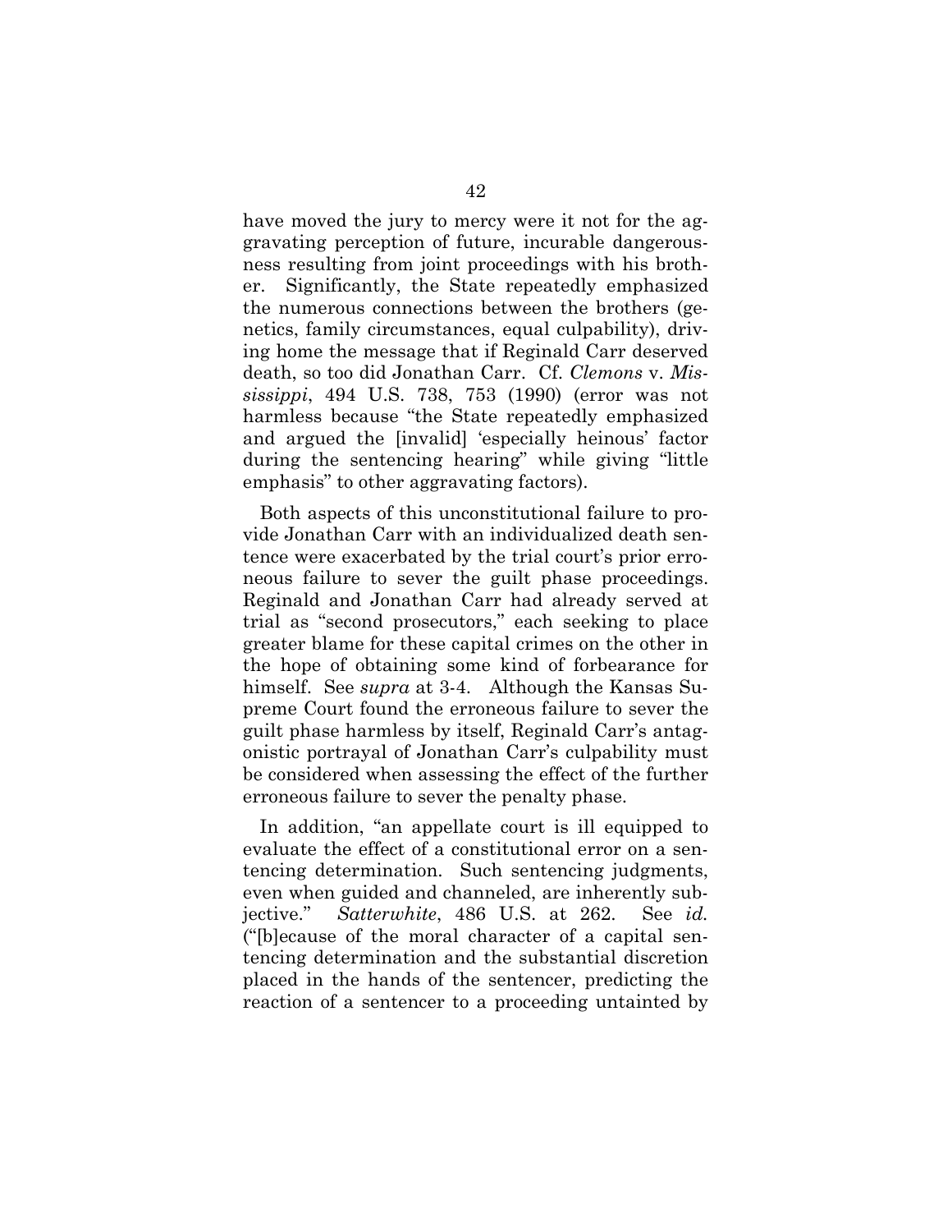have moved the jury to mercy were it not for the aggravating perception of future, incurable dangerousness resulting from joint proceedings with his brother. Significantly, the State repeatedly emphasized the numerous connections between the brothers (genetics, family circumstances, equal culpability), driving home the message that if Reginald Carr deserved death, so too did Jonathan Carr. Cf. *Clemons* v. *Mississippi*, 494 U.S. 738, 753 (1990) (error was not harmless because "the State repeatedly emphasized and argued the [invalid] 'especially heinous' factor during the sentencing hearing" while giving "little emphasis" to other aggravating factors).

Both aspects of this unconstitutional failure to provide Jonathan Carr with an individualized death sentence were exacerbated by the trial court's prior erroneous failure to sever the guilt phase proceedings. Reginald and Jonathan Carr had already served at trial as "second prosecutors," each seeking to place greater blame for these capital crimes on the other in the hope of obtaining some kind of forbearance for himself. See *supra* at 3-4. Although the Kansas Supreme Court found the erroneous failure to sever the guilt phase harmless by itself, Reginald Carr's antagonistic portrayal of Jonathan Carr's culpability must be considered when assessing the effect of the further erroneous failure to sever the penalty phase.

In addition, "an appellate court is ill equipped to evaluate the effect of a constitutional error on a sentencing determination. Such sentencing judgments, even when guided and channeled, are inherently subjective." *Satterwhite*, 486 U.S. at 262. See *id.* ("[b]ecause of the moral character of a capital sentencing determination and the substantial discretion placed in the hands of the sentencer, predicting the reaction of a sentencer to a proceeding untainted by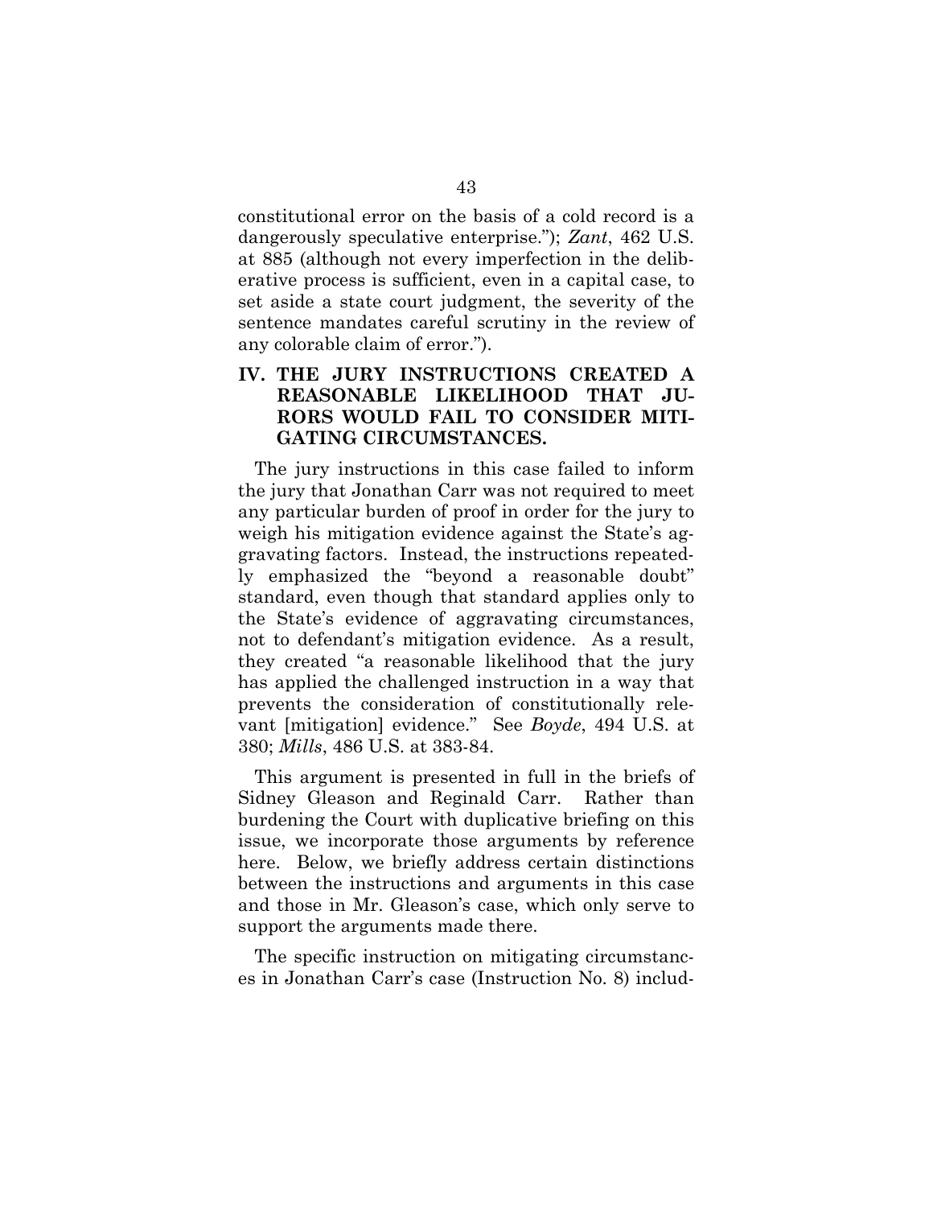constitutional error on the basis of a cold record is a dangerously speculative enterprise."); *Zant*, 462 U.S. at 885 (although not every imperfection in the deliberative process is sufficient, even in a capital case, to set aside a state court judgment, the severity of the sentence mandates careful scrutiny in the review of any colorable claim of error.").

## IV. THE JURY INSTRUCTIONS CREATED A REASONABLE LIKELIHOOD THAT JURORS WOULD FAIL TO CONSIDER MITIGATING CIRCUMSTANCES.

The jury instructions in this case failed to inform the jury that Jonathan Carr was not required to meet any particular burden of proof in order for the jury to weigh his mitigation evidence against the State's aggravating factors. Instead, the instructions repeatedly emphasized the "beyond a reasonable doubt" standard, even though that standard applies only to the State's evidence of aggravating circumstances, not to defendant's mitigation evidence. As a result, they created "a reasonable likelihood that the jury has applied the challenged instruction in a way that prevents the consideration of constitutionally relevant [mitigation] evidence." See *Boyde*, 494 U.S. at 380; *Mills*, 486 U.S. at 383-84.

This argument is presented in full in the briefs of Sidney Gleason and Reginald Carr. Rather than burdening the Court with duplicative briefing on this issue, we incorporate those arguments by reference here. Below, we briefly address certain distinctions between the instructions and arguments in this case and those in Mr. Gleason's case, which only serve to support the arguments made there.

The specific instruction on mitigating circumstances in Jonathan Carr's case (Instruction No. 8) includ-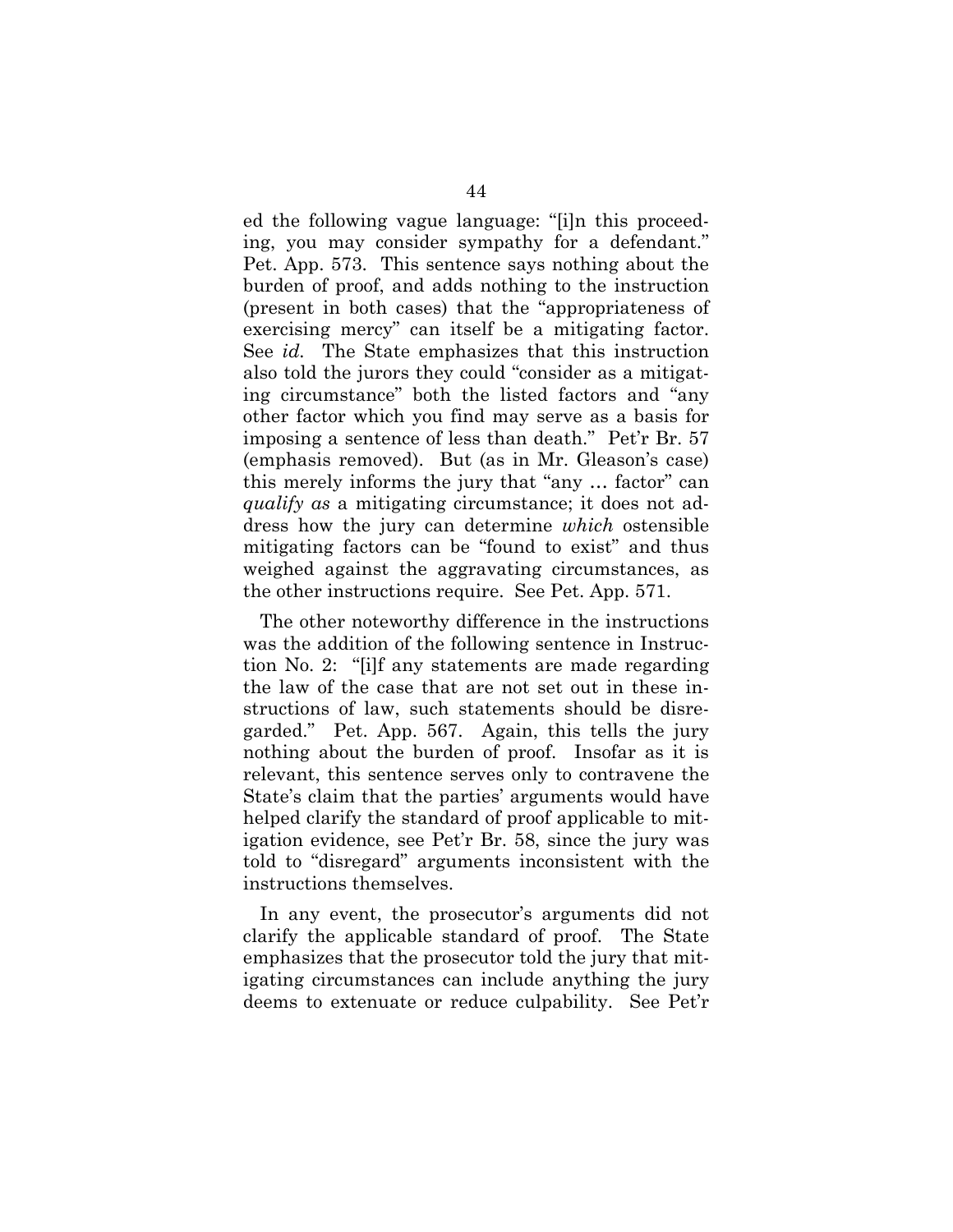ed the following vague language: "[i]n this proceeding, you may consider sympathy for a defendant." Pet. App. 573. This sentence says nothing about the burden of proof, and adds nothing to the instruction (present in both cases) that the "appropriateness of exercising mercy" can itself be a mitigating factor. See *id.* The State emphasizes that this instruction also told the jurors they could "consider as a mitigating circumstance" both the listed factors and "any other factor which you find may serve as a basis for imposing a sentence of less than death." Pet'r Br. 57 (emphasis removed). But (as in Mr. Gleason's case) this merely informs the jury that "any … factor" can *qualify as* a mitigating circumstance; it does not address how the jury can determine *which* ostensible mitigating factors can be "found to exist" and thus weighed against the aggravating circumstances, as the other instructions require. See Pet. App. 571.

The other noteworthy difference in the instructions was the addition of the following sentence in Instruction No. 2: "[i]f any statements are made regarding the law of the case that are not set out in these instructions of law, such statements should be disregarded." Pet. App. 567. Again, this tells the jury nothing about the burden of proof. Insofar as it is relevant, this sentence serves only to contravene the State's claim that the parties' arguments would have helped clarify the standard of proof applicable to mitigation evidence, see Pet'r Br. 58, since the jury was told to "disregard" arguments inconsistent with the instructions themselves.

In any event, the prosecutor's arguments did not clarify the applicable standard of proof. The State emphasizes that the prosecutor told the jury that mitigating circumstances can include anything the jury deems to extenuate or reduce culpability. See Pet'r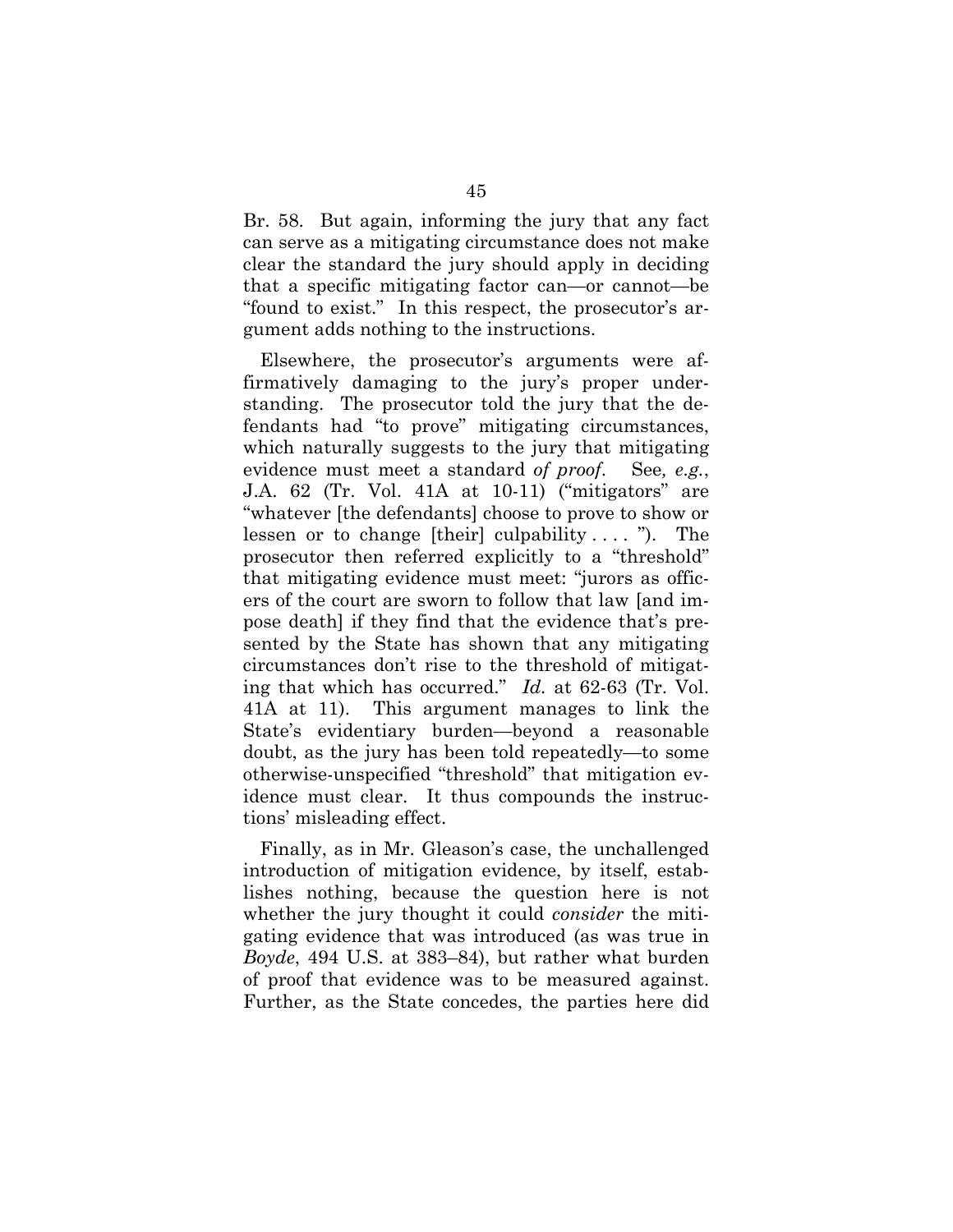Br. 58. But again, informing the jury that any fact can serve as a mitigating circumstance does not make clear the standard the jury should apply in deciding that a specific mitigating factor can—or cannot—be "found to exist." In this respect, the prosecutor's argument adds nothing to the instructions.

Elsewhere, the prosecutor's arguments were affirmatively damaging to the jury's proper understanding. The prosecutor told the jury that the defendants had "to prove" mitigating circumstances, which naturally suggests to the jury that mitigating evidence must meet a standard *of proof*. See*, e.g.*, J.A. 62 (Tr. Vol. 41A at 10-11) ("mitigators" are "whatever [the defendants] choose to prove to show or lessen or to change [their] culpability . . . . "). The prosecutor then referred explicitly to a "threshold" that mitigating evidence must meet: "jurors as officers of the court are sworn to follow that law [and impose death] if they find that the evidence that's presented by the State has shown that any mitigating circumstances don't rise to the threshold of mitigating that which has occurred." *Id.* at 62-63 (Tr. Vol. 41A at 11). This argument manages to link the State's evidentiary burden—beyond a reasonable doubt, as the jury has been told repeatedly—to some otherwise-unspecified "threshold" that mitigation evidence must clear. It thus compounds the instructions' misleading effect.

Finally, as in Mr. Gleason's case, the unchallenged introduction of mitigation evidence, by itself, establishes nothing, because the question here is not whether the jury thought it could *consider* the mitigating evidence that was introduced (as was true in *Boyde*, 494 U.S. at 383–84), but rather what burden of proof that evidence was to be measured against. Further, as the State concedes, the parties here did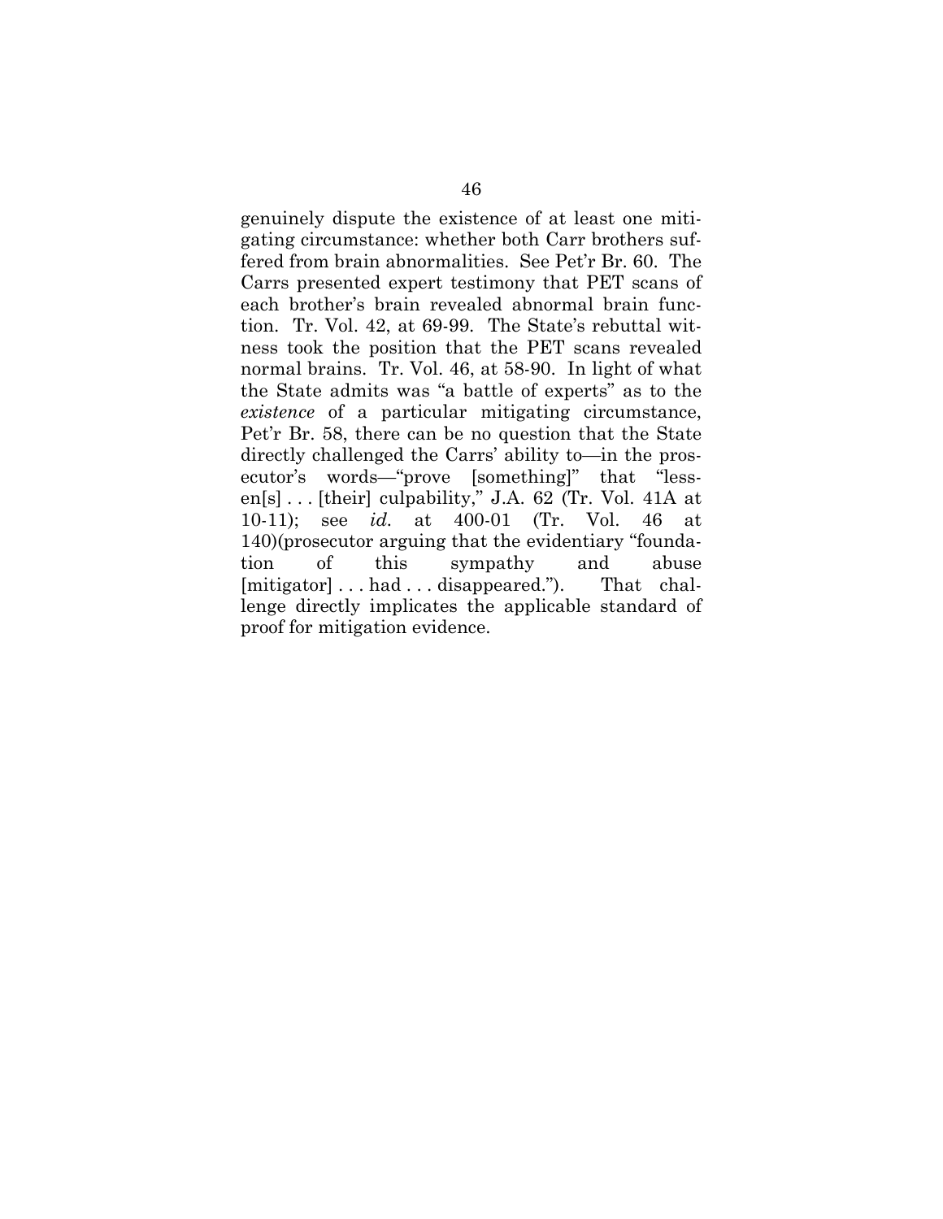genuinely dispute the existence of at least one mitigating circumstance: whether both Carr brothers suffered from brain abnormalities. See Pet'r Br. 60. The Carrs presented expert testimony that PET scans of each brother's brain revealed abnormal brain function. Tr. Vol. 42, at 69-99. The State's rebuttal witness took the position that the PET scans revealed normal brains. Tr. Vol. 46, at 58-90. In light of what the State admits was "a battle of experts" as to the *existence* of a particular mitigating circumstance, Pet'r Br. 58, there can be no question that the State directly challenged the Carrs' ability to—in the prosecutor's words—"prove [something]" that "lessen[s] . . . [their] culpability," J.A. 62 (Tr. Vol. 41A at 10-11); see *id.* at 400-01 (Tr. Vol. 46 at 140)(prosecutor arguing that the evidentiary "foundation of this sympathy and abuse [mitigator] . . . had . . . disappeared."). That challenge directly implicates the applicable standard of proof for mitigation evidence.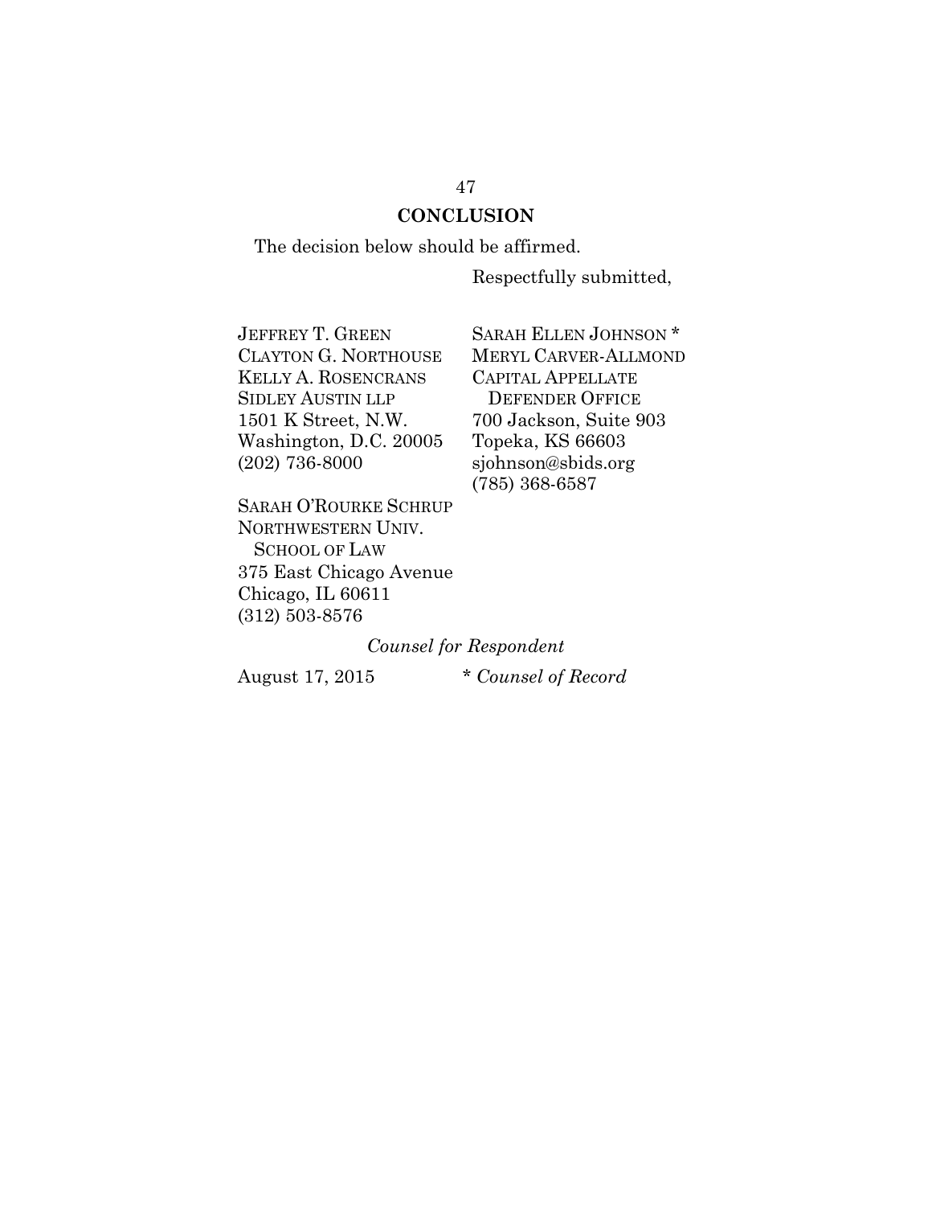## CONCLUSION

The decision below should be affirmed.

Respectfully submitted,

JEFFREY T. GREEN
CLAYTON G. NORTHOUSE
KELLY A. ROSENCRANS
SIDLEY AUSTIN LLP
1501 K Street, N.W.
Washington, D.C. 20005
(202) 736-8000

SARAH O'ROURKE SCHRUP
NORTHWESTERN UNIV.
SCHOOL OF LAW
375 East Chicago Avenue
Chicago, IL 60611
(312) 503-8576

SARAH ELLEN JOHNSON *
MERYL CARVER-ALLMOND
CAPITAL APPELLATE
DEFENDER OFFICE
700 Jackson, Suite 903
Topeka, KS 66603
sjohnson@sbids.org
(785) 368-6587

*Counsel for Respondent*

August 17, 2015

\* *Counsel of Record*